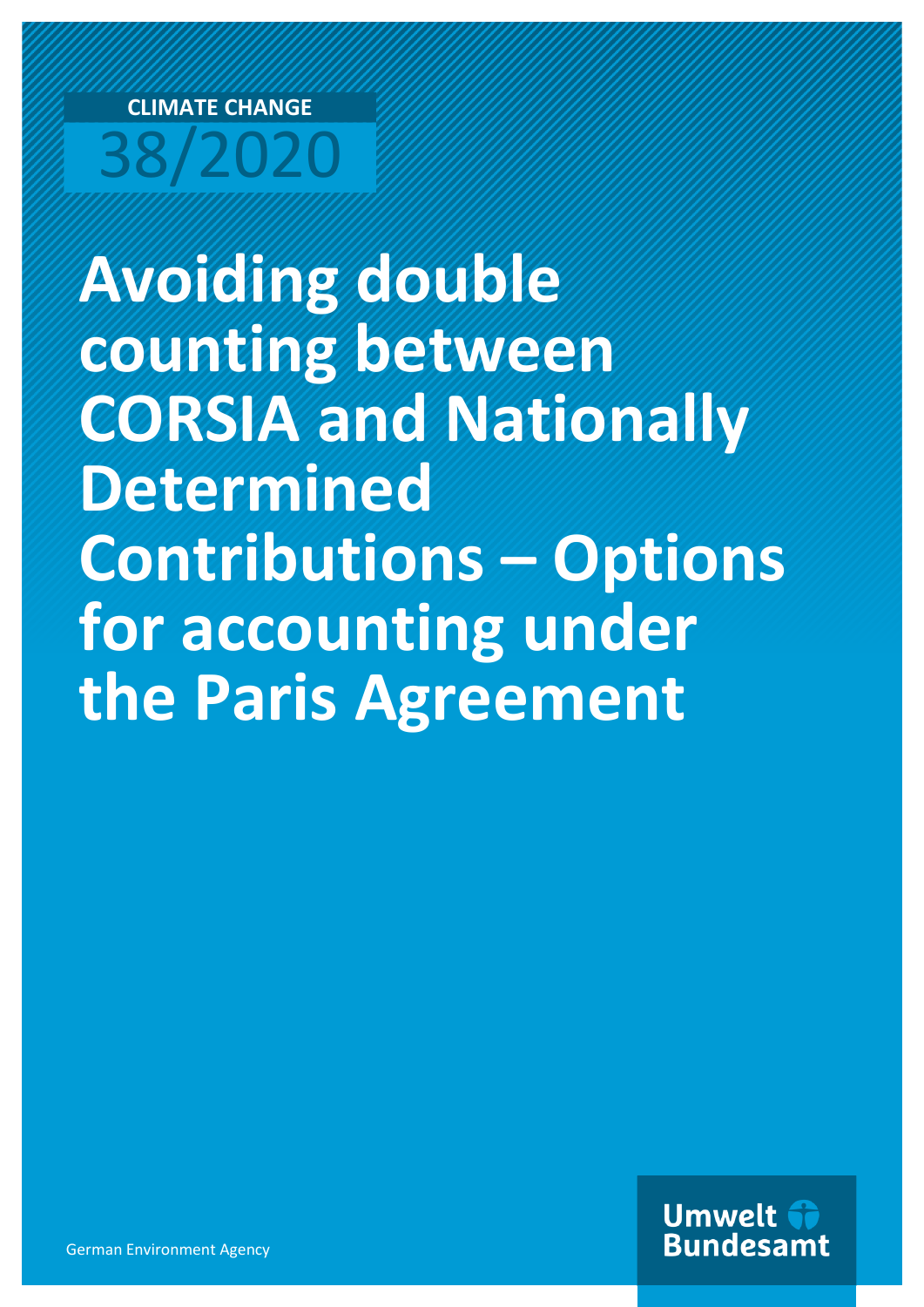CLIMATE CHANGE

38/2020

# Avoiding double counting between CORSIA and Nationally Determined Contributions – Options for accounting under the Paris Agreement

German Environment Agency

Umwelt Bundesamt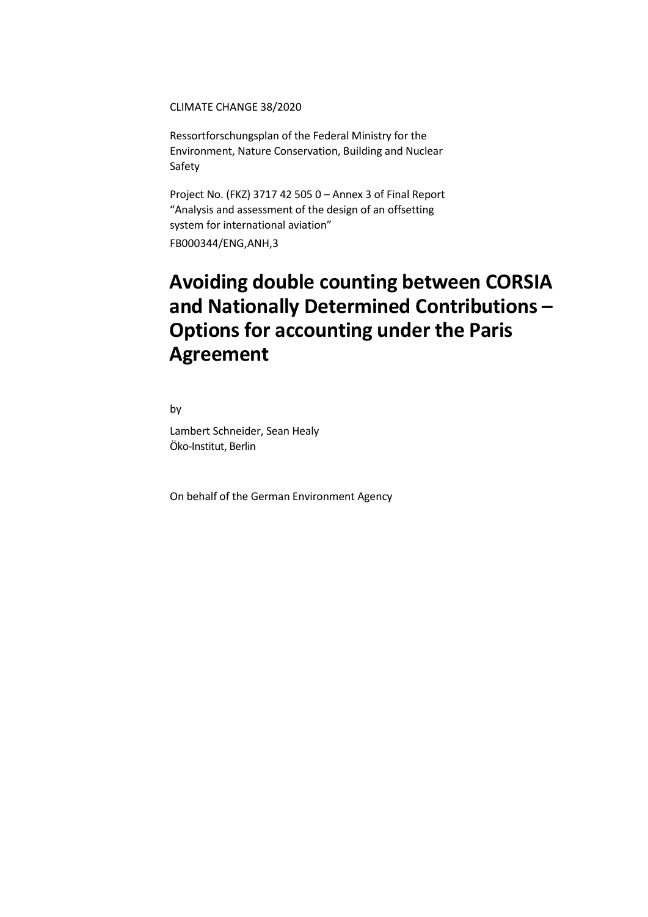CLIMATE CHANGE 38/2020

Ressortforschungsplan of the Federal Ministry for the Environment, Nature Conservation, Building and Nuclear Safety

Project No. (FKZ) 3717 42 505 0 – Annex 3 of Final Report "Analysis and assessment of the design of an offsetting system for international aviation"

FB000344/ENG,ANH,3

# Avoiding double counting between CORSIA and Nationally Determined Contributions – Options for accounting under the Paris Agreement

by

Lambert Schneider, Sean Healy
Öko-Institut, Berlin

On behalf of the German Environment Agency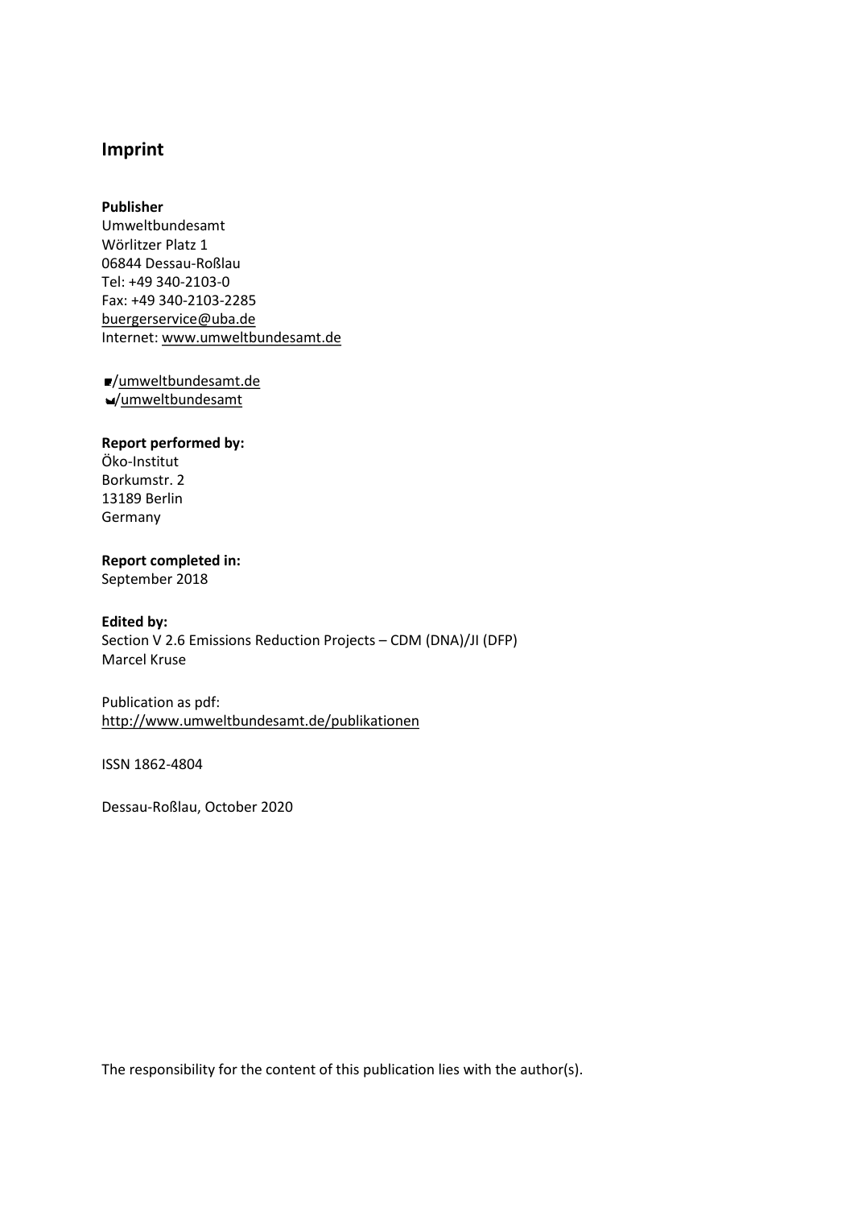## Imprint

**Publisher**
Umweltbundesamt
Wörlitzer Platz 1
06844 Dessau-Roßlau
Tel: +49 340-2103-0
Fax: +49 340-2103-2285
buergerservice@uba.de
Internet: www.umweltbundesamt.de

/umweltbundesamt.de
/umweltbundesamt

**Report performed by:**
Öko-Institut
Borkumstr. 2
13189 Berlin
Germany

**Report completed in:**
September 2018

**Edited by:**
Section V 2.6 Emissions Reduction Projects – CDM (DNA)/JI (DFP)
Marcel Kruse

Publication as pdf:
http://www.umweltbundesamt.de/publikationen

ISSN 1862-4804

Dessau-Roßlau, October 2020

The responsibility for the content of this publication lies with the author(s).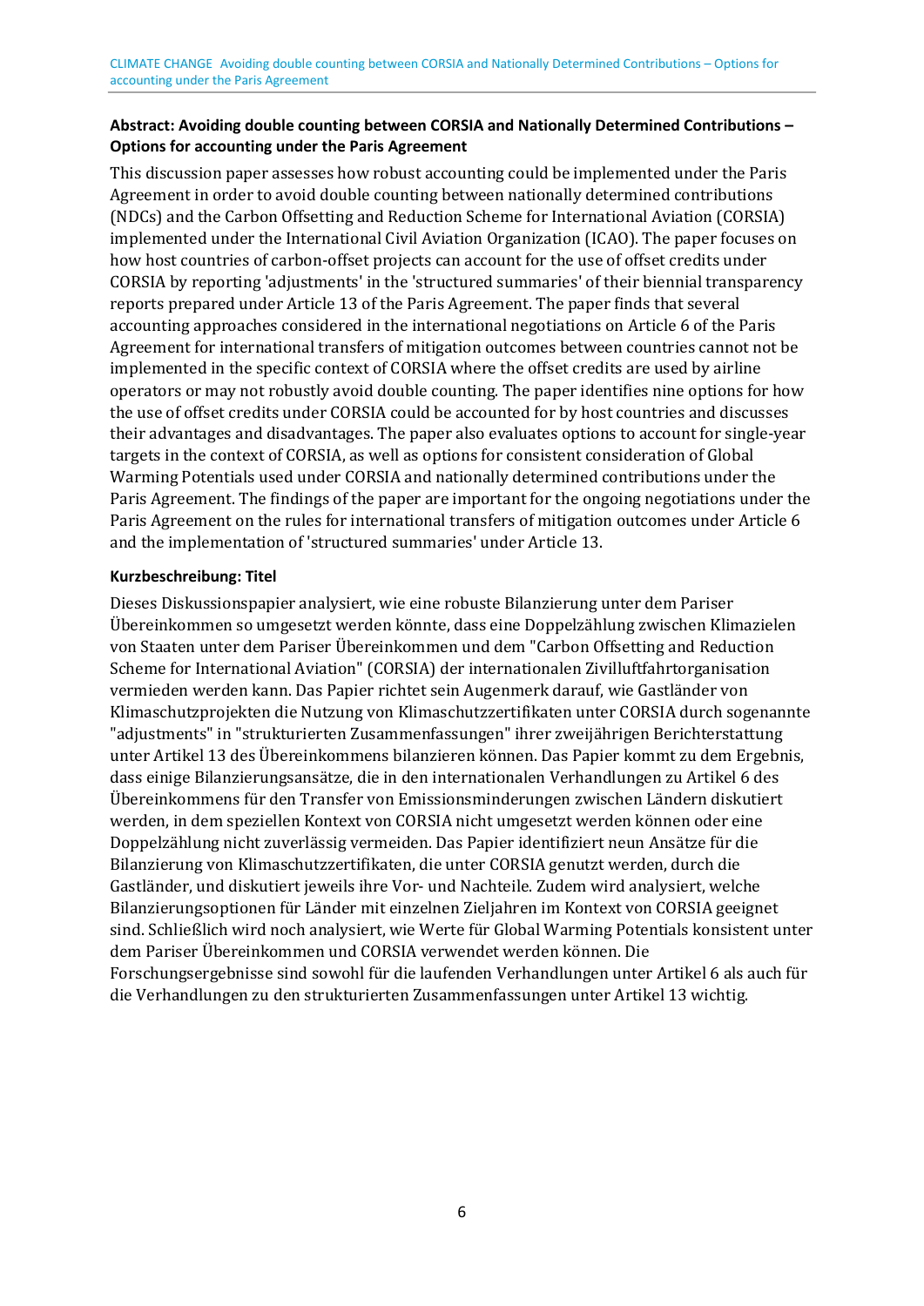**Abstract: Avoiding double counting between CORSIA and Nationally Determined Contributions – Options for accounting under the Paris Agreement**

This discussion paper assesses how robust accounting could be implemented under the Paris Agreement in order to avoid double counting between nationally determined contributions (NDCs) and the Carbon Offsetting and Reduction Scheme for International Aviation (CORSIA) implemented under the International Civil Aviation Organization (ICAO). The paper focuses on how host countries of carbon-offset projects can account for the use of offset credits under CORSIA by reporting 'adjustments' in the 'structured summaries' of their biennial transparency reports prepared under Article 13 of the Paris Agreement. The paper finds that several accounting approaches considered in the international negotiations on Article 6 of the Paris Agreement for international transfers of mitigation outcomes between countries cannot not be implemented in the specific context of CORSIA where the offset credits are used by airline operators or may not robustly avoid double counting. The paper identifies nine options for how the use of offset credits under CORSIA could be accounted for by host countries and discusses their advantages and disadvantages. The paper also evaluates options to account for single-year targets in the context of CORSIA, as well as options for consistent consideration of Global Warming Potentials used under CORSIA and nationally determined contributions under the Paris Agreement. The findings of the paper are important for the ongoing negotiations under the Paris Agreement on the rules for international transfers of mitigation outcomes under Article 6 and the implementation of 'structured summaries' under Article 13.

**Kurzbeschreibung: Titel**

Dieses Diskussionspapier analysiert, wie eine robuste Bilanzierung unter dem Pariser Übereinkommen so umgesetzt werden könnte, dass eine Doppelzählung zwischen Klimazielen von Staaten unter dem Pariser Übereinkommen und dem "Carbon Offsetting and Reduction Scheme for International Aviation" (CORSIA) der internationalen Zivilluftfahrtorganisation vermieden werden kann. Das Papier richtet sein Augenmerk darauf, wie Gastländer von Klimaschutzprojekten die Nutzung von Klimaschutzzertifikaten unter CORSIA durch sogenannte "adjustments" in "strukturierten Zusammenfassungen" ihrer zweijährigen Berichterstattung unter Artikel 13 des Übereinkommens bilanzieren können. Das Papier kommt zu dem Ergebnis, dass einige Bilanzierungsansätze, die in den internationalen Verhandlungen zu Artikel 6 des Übereinkommens für den Transfer von Emissionsminderungen zwischen Ländern diskutiert werden, in dem speziellen Kontext von CORSIA nicht umgesetzt werden können oder eine Doppelzählung nicht zuverlässig vermeiden. Das Papier identifiziert neun Ansätze für die Bilanzierung von Klimaschutzzertifikaten, die unter CORSIA genutzt werden, durch die Gastländer, und diskutiert jeweils ihre Vor- und Nachteile. Zudem wird analysiert, welche Bilanzierungsoptionen für Länder mit einzelnen Zieljahren im Kontext von CORSIA geeignet sind. Schließlich wird noch analysiert, wie Werte für Global Warming Potentials konsistent unter dem Pariser Übereinkommen und CORSIA verwendet werden können. Die Forschungsergebnisse sind sowohl für die laufenden Verhandlungen unter Artikel 6 als auch für die Verhandlungen zu den strukturierten Zusammenfassungen unter Artikel 13 wichtig.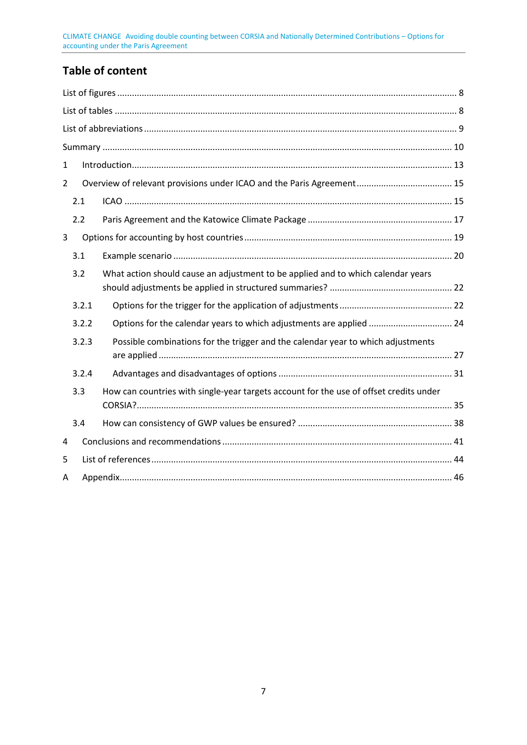## Table of content

List of figures ........................................................................................................................... 8

List of tables .............................................................................................................................. 8

List of abbreviations ................................................................................................................... 9

Summary .................................................................................................................................. 10

1 Introduction.......................................................................................................................... 13

2 Overview of relevant provisions under ICAO and the Paris Agreement ............................... 15

2.1 ICAO ................................................................................................................................. 15

2.2 Paris Agreement and the Katowice Climate Package ........................................................ 17

3 Options for accounting by host countries ............................................................................ 19

3.1 Example scenario .............................................................................................................. 20

3.2 What action should cause an adjustment to be applied and to which calendar years should adjustments be applied in structured summaries? ................................................ 22

3.2.1 Options for the trigger for the application of adjustments ............................................ 22

3.2.2 Options for the calendar years to which adjustments are applied ................................ 24

3.2.3 Possible combinations for the trigger and the calendar year to which adjustments are applied ...................................................................................................................... 27

3.2.4 Advantages and disadvantages of options .................................................................... 31

3.3 How can countries with single-year targets account for the use of offset credits under CORSIA?................................................................................................................................ 35

3.4 How can consistency of GWP values be ensured? ............................................................. 38

4 Conclusions and recommendations ..................................................................................... 41

5 List of references ................................................................................................................... 44

A Appendix ................................................................................................................................ 46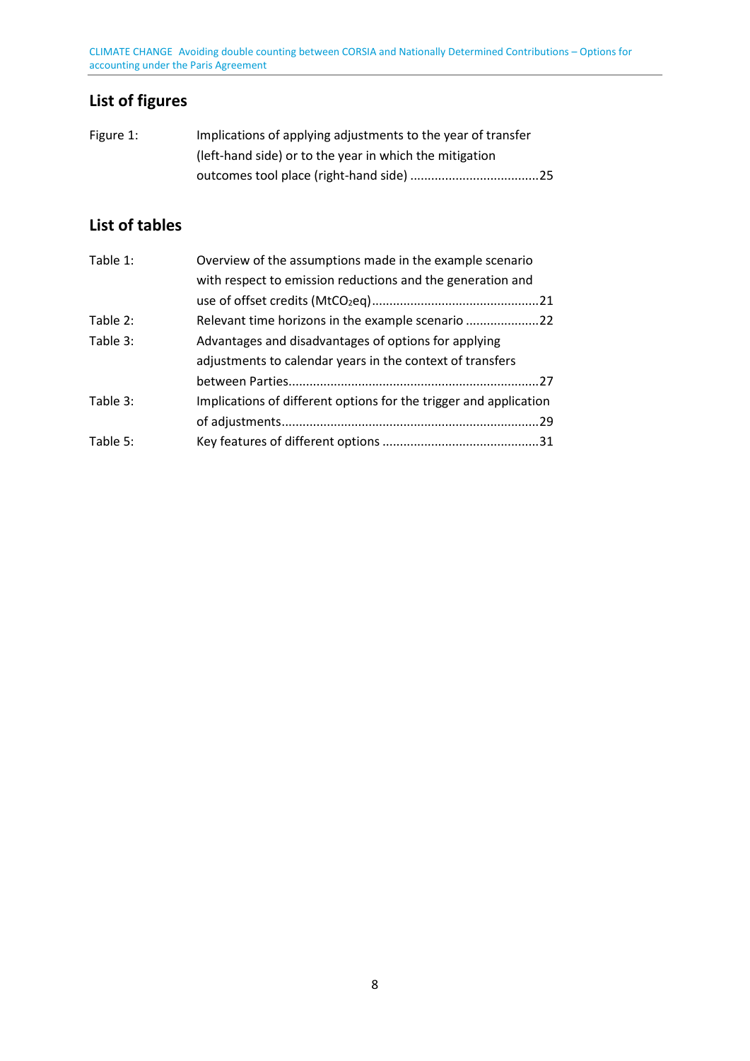## List of figures

Figure 1: Implications of applying adjustments to the year of transfer (left-hand side) or to the year in which the mitigation outcomes tool place (right-hand side) .....................................25

## List of tables

Table 1: Overview of the assumptions made in the example scenario with respect to emission reductions and the generation and use of offset credits ($MtCO_2eq$)...............................................21

Table 2: Relevant time horizons in the example scenario .....................22

Table 3: Advantages and disadvantages of options for applying adjustments to calendar years in the context of transfers between Parties.......................................................................27

Table 3: Implications of different options for the trigger and application of adjustments........................................................................29

Table 5: Key features of different options ............................................31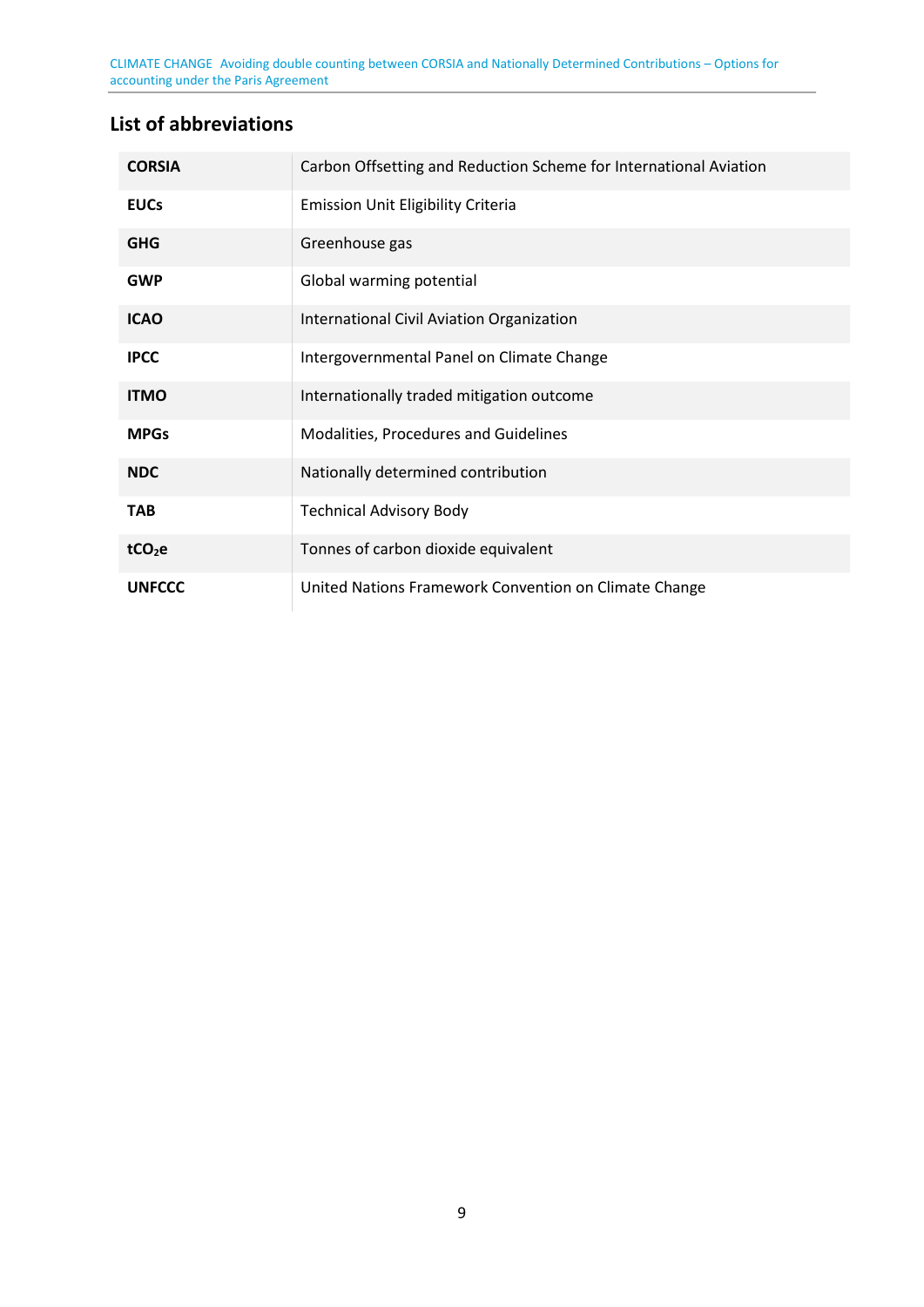## List of abbreviations

| | |
|---|---|
| **CORSIA** | Carbon Offsetting and Reduction Scheme for International Aviation |
| **EUCs** | Emission Unit Eligibility Criteria |
| **GHG** | Greenhouse gas |
| **GWP** | Global warming potential |
| **ICAO** | International Civil Aviation Organization |
| **IPCC** | Intergovernmental Panel on Climate Change |
| **ITMO** | Internationally traded mitigation outcome |
| **MPGs** | Modalities, Procedures and Guidelines |
| **NDC** | Nationally determined contribution |
| **TAB** | Technical Advisory Body |
| **$tCO_2e$** | Tonnes of carbon dioxide equivalent |
| **UNFCCC** | United Nations Framework Convention on Climate Change |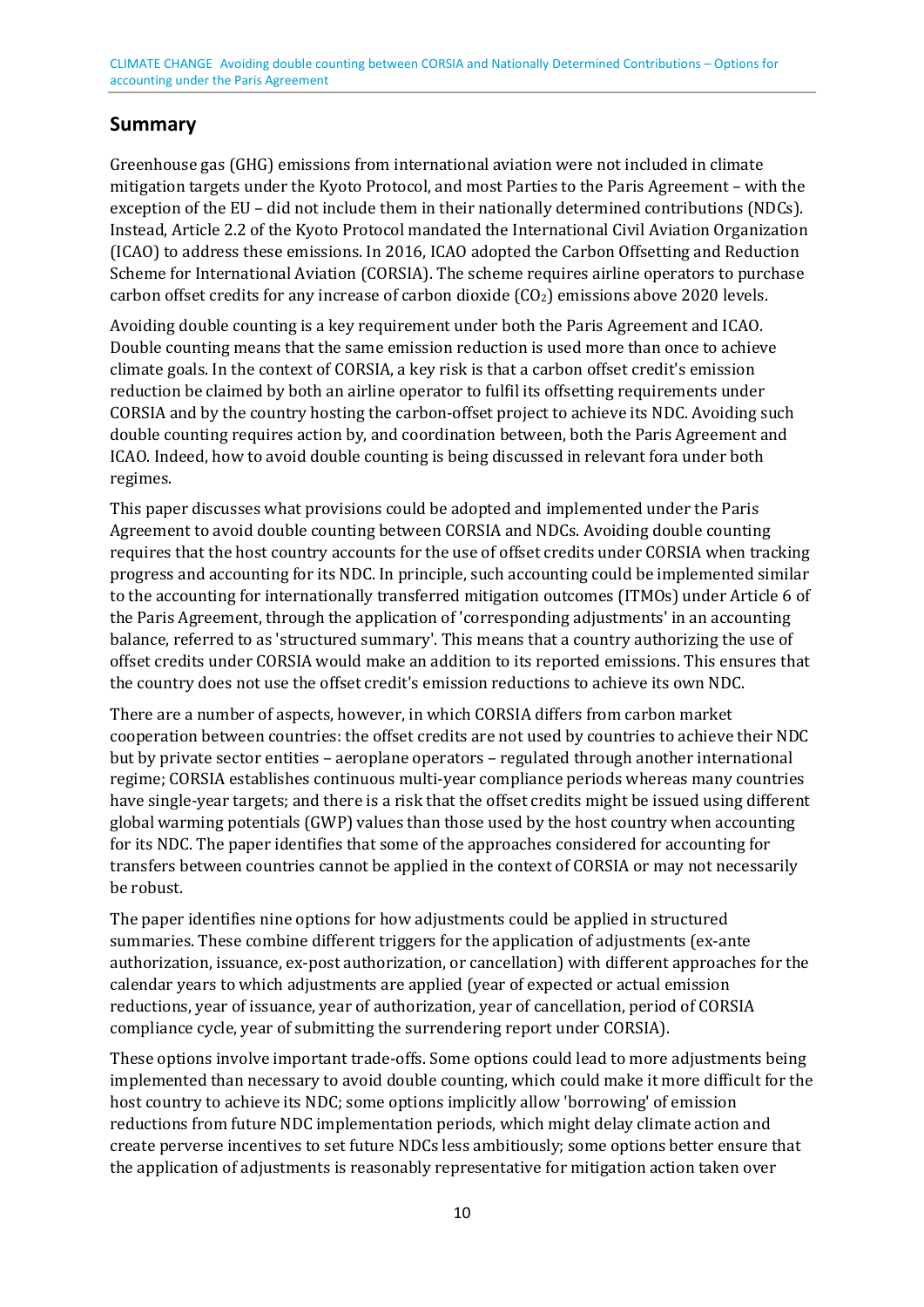## Summary

Greenhouse gas (GHG) emissions from international aviation were not included in climate mitigation targets under the Kyoto Protocol, and most Parties to the Paris Agreement – with the exception of the EU – did not include them in their nationally determined contributions (NDCs). Instead, Article 2.2 of the Kyoto Protocol mandated the International Civil Aviation Organization (ICAO) to address these emissions. In 2016, ICAO adopted the Carbon Offsetting and Reduction Scheme for International Aviation (CORSIA). The scheme requires airline operators to purchase carbon offset credits for any increase of carbon dioxide ($CO_2$) emissions above 2020 levels.

Avoiding double counting is a key requirement under both the Paris Agreement and ICAO. Double counting means that the same emission reduction is used more than once to achieve climate goals. In the context of CORSIA, a key risk is that a carbon offset credit's emission reduction be claimed by both an airline operator to fulfil its offsetting requirements under CORSIA and by the country hosting the carbon-offset project to achieve its NDC. Avoiding such double counting requires action by, and coordination between, both the Paris Agreement and ICAO. Indeed, how to avoid double counting is being discussed in relevant fora under both regimes.

This paper discusses what provisions could be adopted and implemented under the Paris Agreement to avoid double counting between CORSIA and NDCs. Avoiding double counting requires that the host country accounts for the use of offset credits under CORSIA when tracking progress and accounting for its NDC. In principle, such accounting could be implemented similar to the accounting for internationally transferred mitigation outcomes (ITMOs) under Article 6 of the Paris Agreement, through the application of 'corresponding adjustments' in an accounting balance, referred to as 'structured summary'. This means that a country authorizing the use of offset credits under CORSIA would make an addition to its reported emissions. This ensures that the country does not use the offset credit's emission reductions to achieve its own NDC.

There are a number of aspects, however, in which CORSIA differs from carbon market cooperation between countries: the offset credits are not used by countries to achieve their NDC but by private sector entities – aeroplane operators – regulated through another international regime; CORSIA establishes continuous multi-year compliance periods whereas many countries have single-year targets; and there is a risk that the offset credits might be issued using different global warming potentials (GWP) values than those used by the host country when accounting for its NDC. The paper identifies that some of the approaches considered for accounting for transfers between countries cannot be applied in the context of CORSIA or may not necessarily be robust.

The paper identifies nine options for how adjustments could be applied in structured summaries. These combine different triggers for the application of adjustments (ex-ante authorization, issuance, ex-post authorization, or cancellation) with different approaches for the calendar years to which adjustments are applied (year of expected or actual emission reductions, year of issuance, year of authorization, year of cancellation, period of CORSIA compliance cycle, year of submitting the surrendering report under CORSIA).

These options involve important trade-offs. Some options could lead to more adjustments being implemented than necessary to avoid double counting, which could make it more difficult for the host country to achieve its NDC; some options implicitly allow 'borrowing' of emission reductions from future NDC implementation periods, which might delay climate action and create perverse incentives to set future NDCs less ambitiously; some options better ensure that the application of adjustments is reasonably representative for mitigation action taken over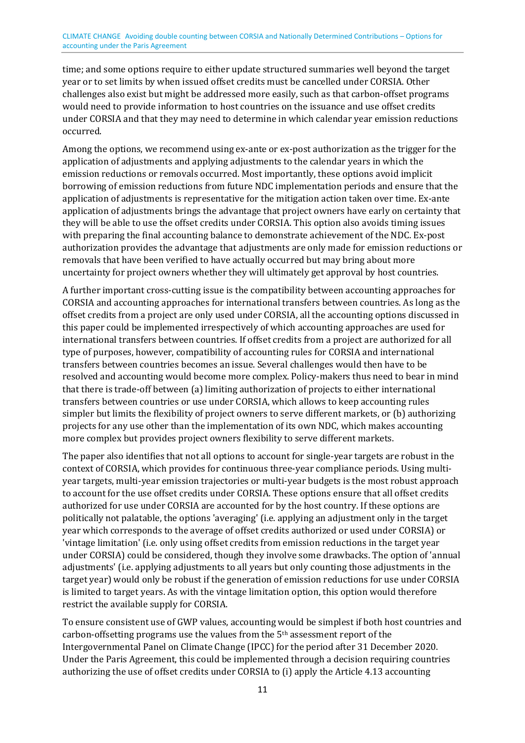time; and some options require to either update structured summaries well beyond the target year or to set limits by when issued offset credits must be cancelled under CORSIA. Other challenges also exist but might be addressed more easily, such as that carbon-offset programs would need to provide information to host countries on the issuance and use offset credits under CORSIA and that they may need to determine in which calendar year emission reductions occurred.

Among the options, we recommend using ex-ante or ex-post authorization as the trigger for the application of adjustments and applying adjustments to the calendar years in which the emission reductions or removals occurred. Most importantly, these options avoid implicit borrowing of emission reductions from future NDC implementation periods and ensure that the application of adjustments is representative for the mitigation action taken over time. Ex-ante application of adjustments brings the advantage that project owners have early on certainty that they will be able to use the offset credits under CORSIA. This option also avoids timing issues with preparing the final accounting balance to demonstrate achievement of the NDC. Ex-post authorization provides the advantage that adjustments are only made for emission reductions or removals that have been verified to have actually occurred but may bring about more uncertainty for project owners whether they will ultimately get approval by host countries.

A further important cross-cutting issue is the compatibility between accounting approaches for CORSIA and accounting approaches for international transfers between countries. As long as the offset credits from a project are only used under CORSIA, all the accounting options discussed in this paper could be implemented irrespectively of which accounting approaches are used for international transfers between countries. If offset credits from a project are authorized for all type of purposes, however, compatibility of accounting rules for CORSIA and international transfers between countries becomes an issue. Several challenges would then have to be resolved and accounting would become more complex. Policy-makers thus need to bear in mind that there is trade-off between (a) limiting authorization of projects to either international transfers between countries or use under CORSIA, which allows to keep accounting rules simpler but limits the flexibility of project owners to serve different markets, or (b) authorizing projects for any use other than the implementation of its own NDC, which makes accounting more complex but provides project owners flexibility to serve different markets.

The paper also identifies that not all options to account for single-year targets are robust in the context of CORSIA, which provides for continuous three-year compliance periods. Using multi-year targets, multi-year emission trajectories or multi-year budgets is the most robust approach to account for the use offset credits under CORSIA. These options ensure that all offset credits authorized for use under CORSIA are accounted for by the host country. If these options are politically not palatable, the options 'averaging' (i.e. applying an adjustment only in the target year which corresponds to the average of offset credits authorized or used under CORSIA) or 'vintage limitation' (i.e. only using offset credits from emission reductions in the target year under CORSIA) could be considered, though they involve some drawbacks. The option of 'annual adjustments' (i.e. applying adjustments to all years but only counting those adjustments in the target year) would only be robust if the generation of emission reductions for use under CORSIA is limited to target years. As with the vintage limitation option, this option would therefore restrict the available supply for CORSIA.

To ensure consistent use of GWP values, accounting would be simplest if both host countries and carbon-offsetting programs use the values from the 5th assessment report of the Intergovernmental Panel on Climate Change (IPCC) for the period after 31 December 2020. Under the Paris Agreement, this could be implemented through a decision requiring countries authorizing the use of offset credits under CORSIA to (i) apply the Article 4.13 accounting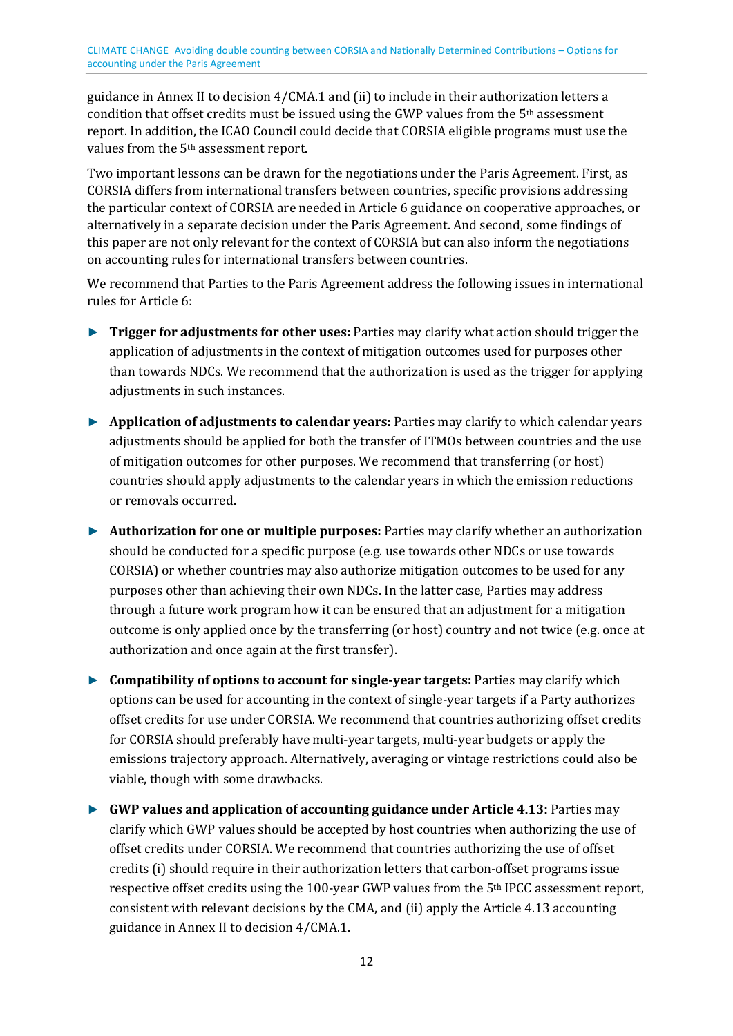guidance in Annex II to decision 4/CMA.1 and (ii) to include in their authorization letters a condition that offset credits must be issued using the GWP values from the 5th assessment report. In addition, the ICAO Council could decide that CORSIA eligible programs must use the values from the 5th assessment report.

Two important lessons can be drawn for the negotiations under the Paris Agreement. First, as CORSIA differs from international transfers between countries, specific provisions addressing the particular context of CORSIA are needed in Article 6 guidance on cooperative approaches, or alternatively in a separate decision under the Paris Agreement. And second, some findings of this paper are not only relevant for the context of CORSIA but can also inform the negotiations on accounting rules for international transfers between countries.

We recommend that Parties to the Paris Agreement address the following issues in international rules for Article 6:

- **Trigger for adjustments for other uses:** Parties may clarify what action should trigger the application of adjustments in the context of mitigation outcomes used for purposes other than towards NDCs. We recommend that the authorization is used as the trigger for applying adjustments in such instances.
- **Application of adjustments to calendar years:** Parties may clarify to which calendar years adjustments should be applied for both the transfer of ITMOs between countries and the use of mitigation outcomes for other purposes. We recommend that transferring (or host) countries should apply adjustments to the calendar years in which the emission reductions or removals occurred.
- **Authorization for one or multiple purposes:** Parties may clarify whether an authorization should be conducted for a specific purpose (e.g. use towards other NDCs or use towards CORSIA) or whether countries may also authorize mitigation outcomes to be used for any purposes other than achieving their own NDCs. In the latter case, Parties may address through a future work program how it can be ensured that an adjustment for a mitigation outcome is only applied once by the transferring (or host) country and not twice (e.g. once at authorization and once again at the first transfer).
- **Compatibility of options to account for single-year targets:** Parties may clarify which options can be used for accounting in the context of single-year targets if a Party authorizes offset credits for use under CORSIA. We recommend that countries authorizing offset credits for CORSIA should preferably have multi-year targets, multi-year budgets or apply the emissions trajectory approach. Alternatively, averaging or vintage restrictions could also be viable, though with some drawbacks.
- **GWP values and application of accounting guidance under Article 4.13:** Parties may clarify which GWP values should be accepted by host countries when authorizing the use of offset credits under CORSIA. We recommend that countries authorizing the use of offset credits (i) should require in their authorization letters that carbon-offset programs issue respective offset credits using the 100-year GWP values from the 5th IPCC assessment report, consistent with relevant decisions by the CMA, and (ii) apply the Article 4.13 accounting guidance in Annex II to decision 4/CMA.1.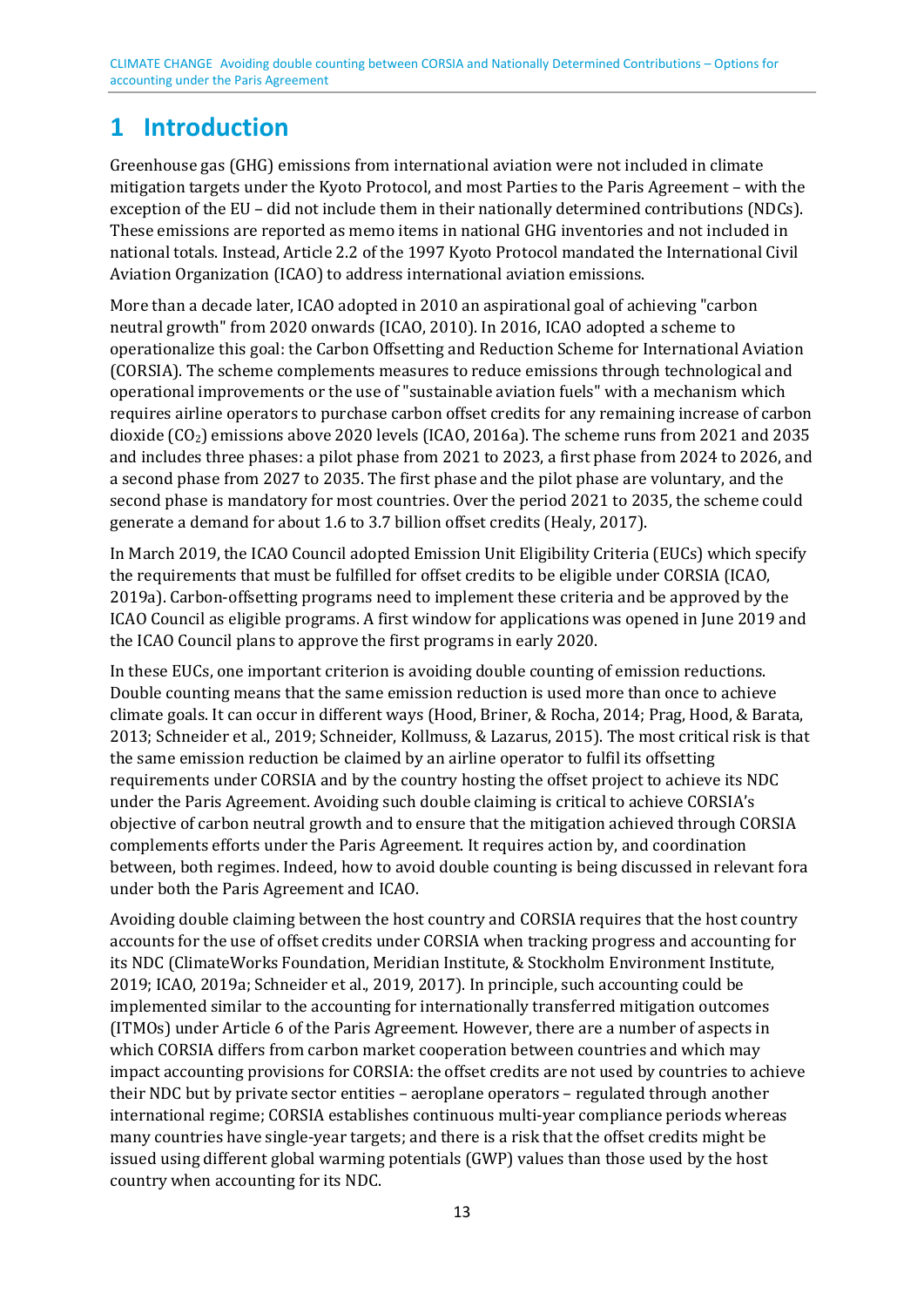# 1 Introduction

Greenhouse gas (GHG) emissions from international aviation were not included in climate mitigation targets under the Kyoto Protocol, and most Parties to the Paris Agreement – with the exception of the EU – did not include them in their nationally determined contributions (NDCs). These emissions are reported as memo items in national GHG inventories and not included in national totals. Instead, Article 2.2 of the 1997 Kyoto Protocol mandated the International Civil Aviation Organization (ICAO) to address international aviation emissions.

More than a decade later, ICAO adopted in 2010 an aspirational goal of achieving "carbon neutral growth" from 2020 onwards (ICAO, 2010). In 2016, ICAO adopted a scheme to operationalize this goal: the Carbon Offsetting and Reduction Scheme for International Aviation (CORSIA). The scheme complements measures to reduce emissions through technological and operational improvements or the use of "sustainable aviation fuels" with a mechanism which requires airline operators to purchase carbon offset credits for any remaining increase of carbon dioxide ($CO_2$) emissions above 2020 levels (ICAO, 2016a). The scheme runs from 2021 and 2035 and includes three phases: a pilot phase from 2021 to 2023, a first phase from 2024 to 2026, and a second phase from 2027 to 2035. The first phase and the pilot phase are voluntary, and the second phase is mandatory for most countries. Over the period 2021 to 2035, the scheme could generate a demand for about 1.6 to 3.7 billion offset credits (Healy, 2017).

In March 2019, the ICAO Council adopted Emission Unit Eligibility Criteria (EUCs) which specify the requirements that must be fulfilled for offset credits to be eligible under CORSIA (ICAO, 2019a). Carbon-offsetting programs need to implement these criteria and be approved by the ICAO Council as eligible programs. A first window for applications was opened in June 2019 and the ICAO Council plans to approve the first programs in early 2020.

In these EUCs, one important criterion is avoiding double counting of emission reductions. Double counting means that the same emission reduction is used more than once to achieve climate goals. It can occur in different ways (Hood, Briner, & Rocha, 2014; Prag, Hood, & Barata, 2013; Schneider et al., 2019; Schneider, Kollmuss, & Lazarus, 2015). The most critical risk is that the same emission reduction be claimed by an airline operator to fulfil its offsetting requirements under CORSIA and by the country hosting the offset project to achieve its NDC under the Paris Agreement. Avoiding such double claiming is critical to achieve CORSIA's objective of carbon neutral growth and to ensure that the mitigation achieved through CORSIA complements efforts under the Paris Agreement. It requires action by, and coordination between, both regimes. Indeed, how to avoid double counting is being discussed in relevant fora under both the Paris Agreement and ICAO.

Avoiding double claiming between the host country and CORSIA requires that the host country accounts for the use of offset credits under CORSIA when tracking progress and accounting for its NDC (ClimateWorks Foundation, Meridian Institute, & Stockholm Environment Institute, 2019; ICAO, 2019a; Schneider et al., 2019, 2017). In principle, such accounting could be implemented similar to the accounting for internationally transferred mitigation outcomes (ITMOs) under Article 6 of the Paris Agreement. However, there are a number of aspects in which CORSIA differs from carbon market cooperation between countries and which may impact accounting provisions for CORSIA: the offset credits are not used by countries to achieve their NDC but by private sector entities – aeroplane operators – regulated through another international regime; CORSIA establishes continuous multi-year compliance periods whereas many countries have single-year targets; and there is a risk that the offset credits might be issued using different global warming potentials (GWP) values than those used by the host country when accounting for its NDC.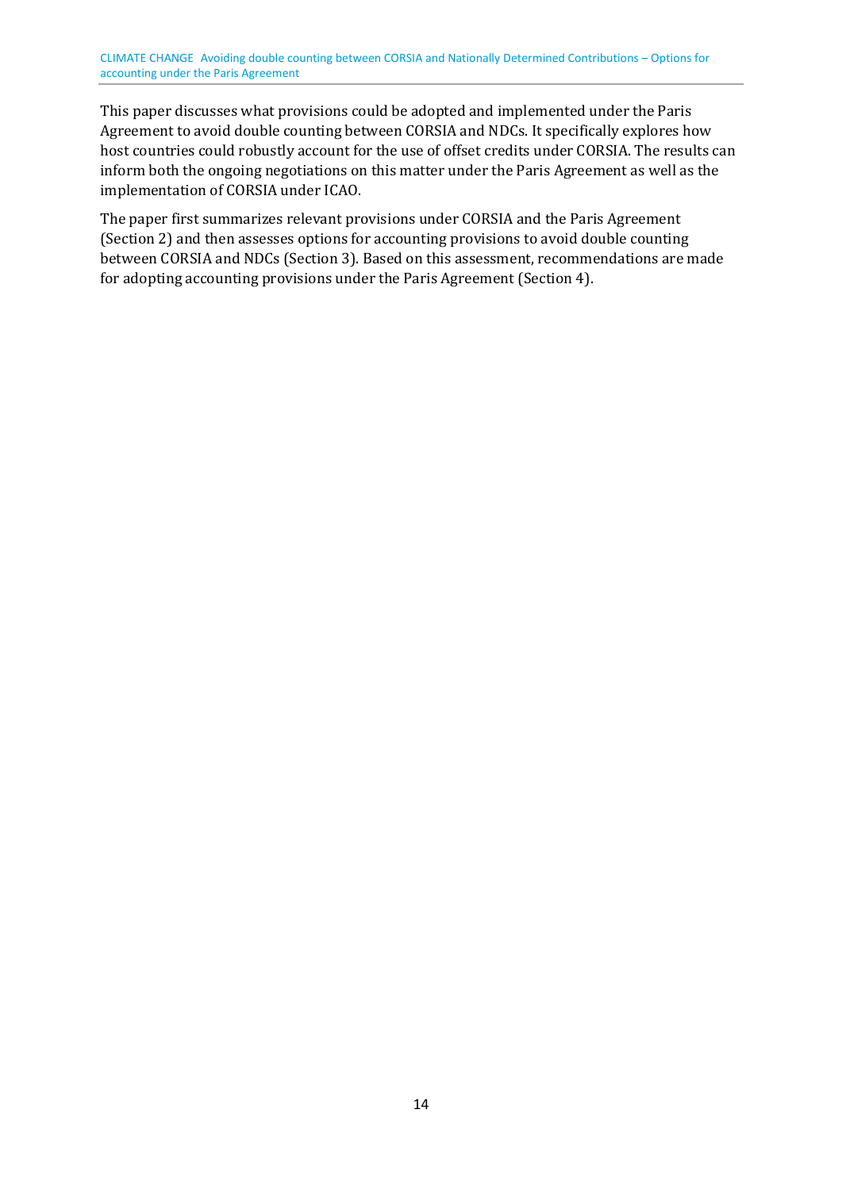This paper discusses what provisions could be adopted and implemented under the Paris Agreement to avoid double counting between CORSIA and NDCs. It specifically explores how host countries could robustly account for the use of offset credits under CORSIA. The results can inform both the ongoing negotiations on this matter under the Paris Agreement as well as the implementation of CORSIA under ICAO.

The paper first summarizes relevant provisions under CORSIA and the Paris Agreement (Section 2) and then assesses options for accounting provisions to avoid double counting between CORSIA and NDCs (Section 3). Based on this assessment, recommendations are made for adopting accounting provisions under the Paris Agreement (Section 4).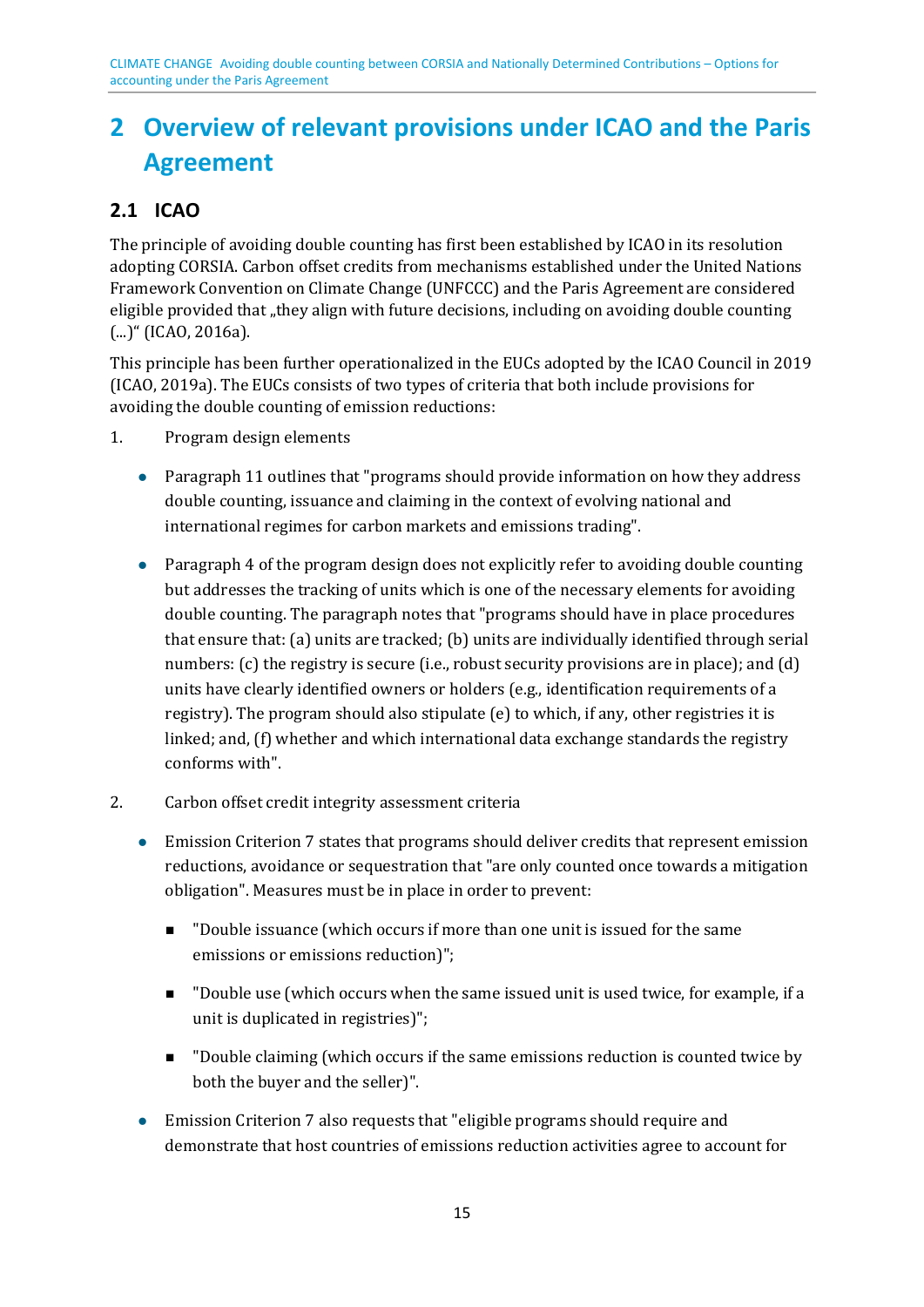# 2 Overview of relevant provisions under ICAO and the Paris Agreement

## 2.1 ICAO

The principle of avoiding double counting has first been established by ICAO in its resolution adopting CORSIA. Carbon offset credits from mechanisms established under the United Nations Framework Convention on Climate Change (UNFCCC) and the Paris Agreement are considered eligible provided that „they align with future decisions, including on avoiding double counting (...)" (ICAO, 2016a).

This principle has been further operationalized in the EUCs adopted by the ICAO Council in 2019 (ICAO, 2019a). The EUCs consists of two types of criteria that both include provisions for avoiding the double counting of emission reductions:

1. Program design elements

   - Paragraph 11 outlines that "programs should provide information on how they address double counting, issuance and claiming in the context of evolving national and international regimes for carbon markets and emissions trading".

   - Paragraph 4 of the program design does not explicitly refer to avoiding double counting but addresses the tracking of units which is one of the necessary elements for avoiding double counting. The paragraph notes that "programs should have in place procedures that ensure that: (a) units are tracked; (b) units are individually identified through serial numbers: (c) the registry is secure (i.e., robust security provisions are in place); and (d) units have clearly identified owners or holders (e.g., identification requirements of a registry). The program should also stipulate (e) to which, if any, other registries it is linked; and, (f) whether and which international data exchange standards the registry conforms with".

2. Carbon offset credit integrity assessment criteria

   - Emission Criterion 7 states that programs should deliver credits that represent emission reductions, avoidance or sequestration that "are only counted once towards a mitigation obligation". Measures must be in place in order to prevent:

     - "Double issuance (which occurs if more than one unit is issued for the same emissions or emissions reduction)";

     - "Double use (which occurs when the same issued unit is used twice, for example, if a unit is duplicated in registries)";

     - "Double claiming (which occurs if the same emissions reduction is counted twice by both the buyer and the seller)".

   - Emission Criterion 7 also requests that "eligible programs should require and demonstrate that host countries of emissions reduction activities agree to account for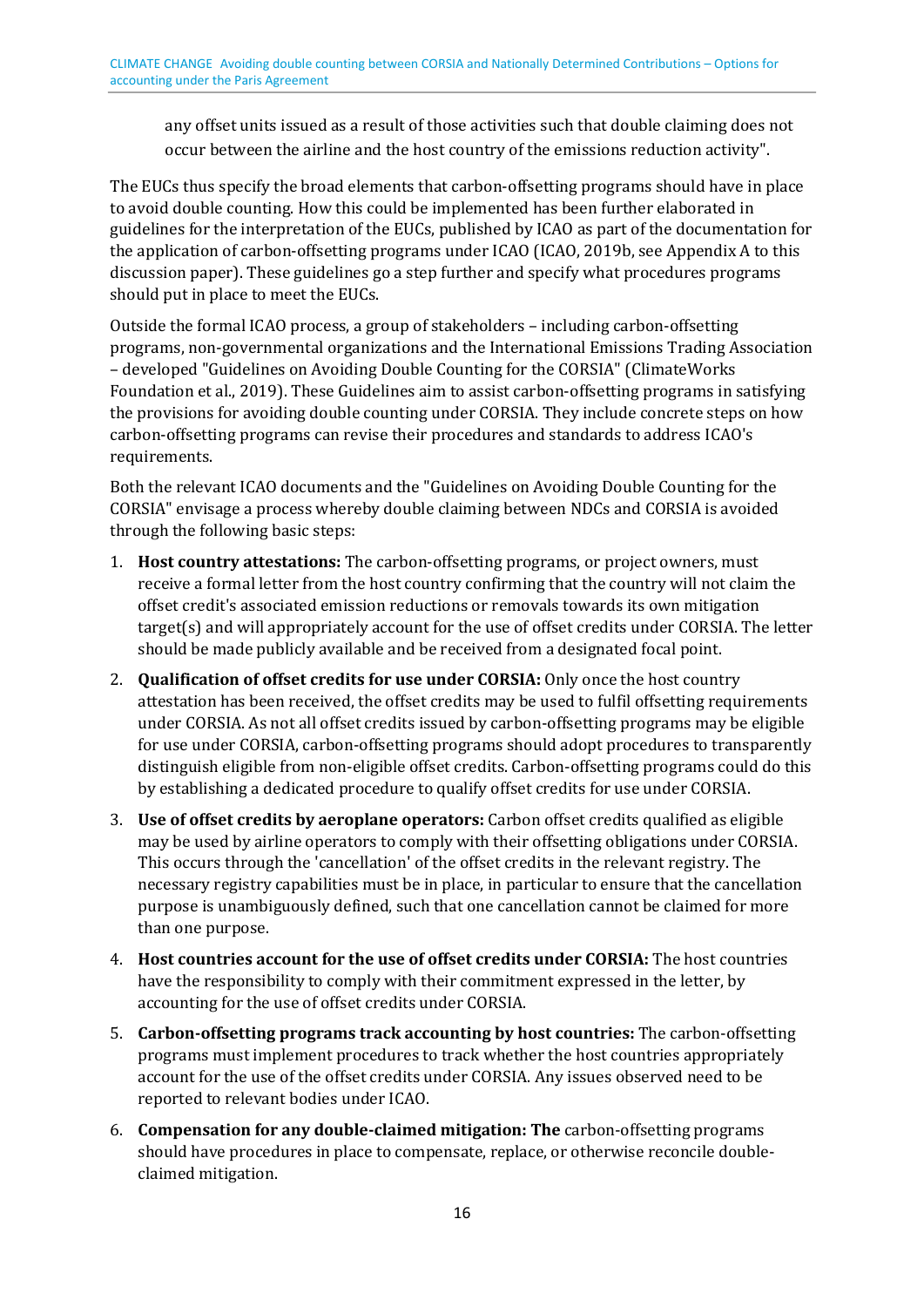any offset units issued as a result of those activities such that double claiming does not occur between the airline and the host country of the emissions reduction activity".

The EUCs thus specify the broad elements that carbon-offsetting programs should have in place to avoid double counting. How this could be implemented has been further elaborated in guidelines for the interpretation of the EUCs, published by ICAO as part of the documentation for the application of carbon-offsetting programs under ICAO (ICAO, 2019b, see Appendix A to this discussion paper). These guidelines go a step further and specify what procedures programs should put in place to meet the EUCs.

Outside the formal ICAO process, a group of stakeholders – including carbon-offsetting programs, non-governmental organizations and the International Emissions Trading Association – developed "Guidelines on Avoiding Double Counting for the CORSIA" (ClimateWorks Foundation et al., 2019). These Guidelines aim to assist carbon-offsetting programs in satisfying the provisions for avoiding double counting under CORSIA. They include concrete steps on how carbon-offsetting programs can revise their procedures and standards to address ICAO's requirements.

Both the relevant ICAO documents and the "Guidelines on Avoiding Double Counting for the CORSIA" envisage a process whereby double claiming between NDCs and CORSIA is avoided through the following basic steps:

1. **Host country attestations:** The carbon-offsetting programs, or project owners, must receive a formal letter from the host country confirming that the country will not claim the offset credit's associated emission reductions or removals towards its own mitigation target(s) and will appropriately account for the use of offset credits under CORSIA. The letter should be made publicly available and be received from a designated focal point.
2. **Qualification of offset credits for use under CORSIA:** Only once the host country attestation has been received, the offset credits may be used to fulfil offsetting requirements under CORSIA. As not all offset credits issued by carbon-offsetting programs may be eligible for use under CORSIA, carbon-offsetting programs should adopt procedures to transparently distinguish eligible from non-eligible offset credits. Carbon-offsetting programs could do this by establishing a dedicated procedure to qualify offset credits for use under CORSIA.
3. **Use of offset credits by aeroplane operators:** Carbon offset credits qualified as eligible may be used by airline operators to comply with their offsetting obligations under CORSIA. This occurs through the 'cancellation' of the offset credits in the relevant registry. The necessary registry capabilities must be in place, in particular to ensure that the cancellation purpose is unambiguously defined, such that one cancellation cannot be claimed for more than one purpose.
4. **Host countries account for the use of offset credits under CORSIA:** The host countries have the responsibility to comply with their commitment expressed in the letter, by accounting for the use of offset credits under CORSIA.
5. **Carbon-offsetting programs track accounting by host countries:** The carbon-offsetting programs must implement procedures to track whether the host countries appropriately account for the use of the offset credits under CORSIA. Any issues observed need to be reported to relevant bodies under ICAO.
6. **Compensation for any double-claimed mitigation: The** carbon-offsetting programs should have procedures in place to compensate, replace, or otherwise reconcile double-claimed mitigation.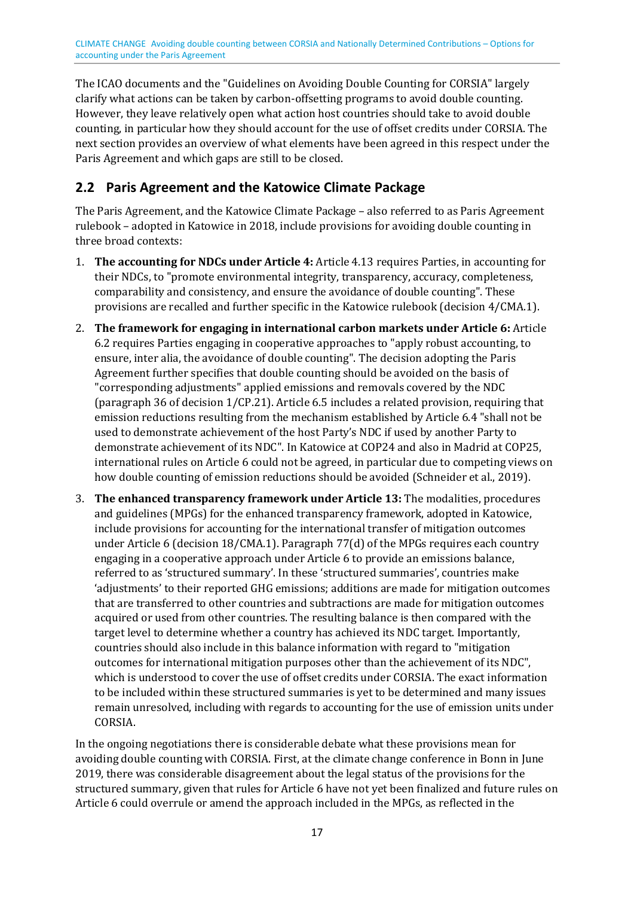The ICAO documents and the "Guidelines on Avoiding Double Counting for CORSIA" largely clarify what actions can be taken by carbon-offsetting programs to avoid double counting. However, they leave relatively open what action host countries should take to avoid double counting, in particular how they should account for the use of offset credits under CORSIA. The next section provides an overview of what elements have been agreed in this respect under the Paris Agreement and which gaps are still to be closed.

## 2.2 Paris Agreement and the Katowice Climate Package

The Paris Agreement, and the Katowice Climate Package – also referred to as Paris Agreement rulebook – adopted in Katowice in 2018, include provisions for avoiding double counting in three broad contexts:

1. **The accounting for NDCs under Article 4:** Article 4.13 requires Parties, in accounting for their NDCs, to "promote environmental integrity, transparency, accuracy, completeness, comparability and consistency, and ensure the avoidance of double counting". These provisions are recalled and further specific in the Katowice rulebook (decision 4/CMA.1).
2. **The framework for engaging in international carbon markets under Article 6:** Article 6.2 requires Parties engaging in cooperative approaches to "apply robust accounting, to ensure, inter alia, the avoidance of double counting". The decision adopting the Paris Agreement further specifies that double counting should be avoided on the basis of "corresponding adjustments" applied emissions and removals covered by the NDC (paragraph 36 of decision 1/CP.21). Article 6.5 includes a related provision, requiring that emission reductions resulting from the mechanism established by Article 6.4 "shall not be used to demonstrate achievement of the host Party's NDC if used by another Party to demonstrate achievement of its NDC". In Katowice at COP24 and also in Madrid at COP25, international rules on Article 6 could not be agreed, in particular due to competing views on how double counting of emission reductions should be avoided (Schneider et al., 2019).
3. **The enhanced transparency framework under Article 13:** The modalities, procedures and guidelines (MPGs) for the enhanced transparency framework, adopted in Katowice, include provisions for accounting for the international transfer of mitigation outcomes under Article 6 (decision 18/CMA.1). Paragraph 77(d) of the MPGs requires each country engaging in a cooperative approach under Article 6 to provide an emissions balance, referred to as 'structured summary'. In these 'structured summaries', countries make 'adjustments' to their reported GHG emissions; additions are made for mitigation outcomes that are transferred to other countries and subtractions are made for mitigation outcomes acquired or used from other countries. The resulting balance is then compared with the target level to determine whether a country has achieved its NDC target. Importantly, countries should also include in this balance information with regard to "mitigation outcomes for international mitigation purposes other than the achievement of its NDC", which is understood to cover the use of offset credits under CORSIA. The exact information to be included within these structured summaries is yet to be determined and many issues remain unresolved, including with regards to accounting for the use of emission units under CORSIA.

In the ongoing negotiations there is considerable debate what these provisions mean for avoiding double counting with CORSIA. First, at the climate change conference in Bonn in June 2019, there was considerable disagreement about the legal status of the provisions for the structured summary, given that rules for Article 6 have not yet been finalized and future rules on Article 6 could overrule or amend the approach included in the MPGs, as reflected in the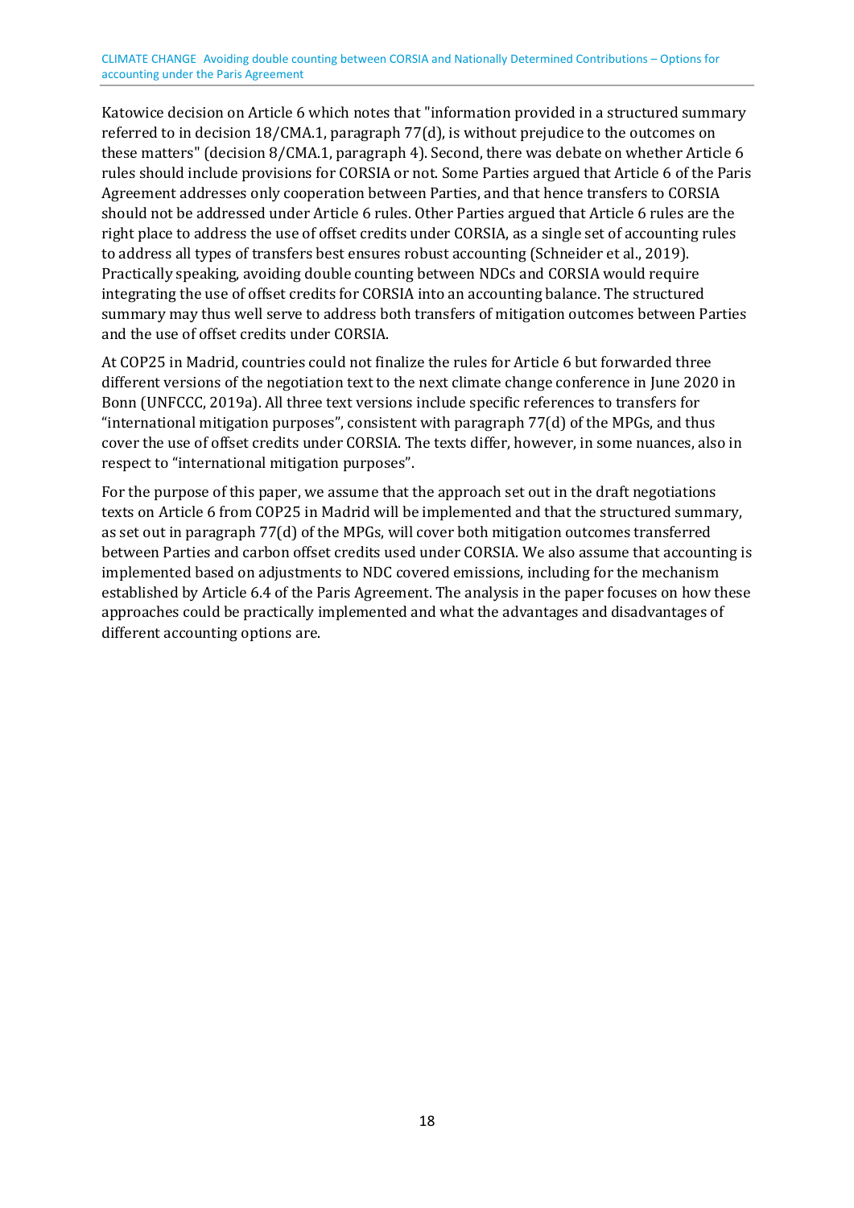Katowice decision on Article 6 which notes that "information provided in a structured summary referred to in decision 18/CMA.1, paragraph 77(d), is without prejudice to the outcomes on these matters" (decision 8/CMA.1, paragraph 4). Second, there was debate on whether Article 6 rules should include provisions for CORSIA or not. Some Parties argued that Article 6 of the Paris Agreement addresses only cooperation between Parties, and that hence transfers to CORSIA should not be addressed under Article 6 rules. Other Parties argued that Article 6 rules are the right place to address the use of offset credits under CORSIA, as a single set of accounting rules to address all types of transfers best ensures robust accounting (Schneider et al., 2019). Practically speaking, avoiding double counting between NDCs and CORSIA would require integrating the use of offset credits for CORSIA into an accounting balance. The structured summary may thus well serve to address both transfers of mitigation outcomes between Parties and the use of offset credits under CORSIA.

At COP25 in Madrid, countries could not finalize the rules for Article 6 but forwarded three different versions of the negotiation text to the next climate change conference in June 2020 in Bonn (UNFCCC, 2019a). All three text versions include specific references to transfers for "international mitigation purposes", consistent with paragraph 77(d) of the MPGs, and thus cover the use of offset credits under CORSIA. The texts differ, however, in some nuances, also in respect to "international mitigation purposes".

For the purpose of this paper, we assume that the approach set out in the draft negotiations texts on Article 6 from COP25 in Madrid will be implemented and that the structured summary, as set out in paragraph 77(d) of the MPGs, will cover both mitigation outcomes transferred between Parties and carbon offset credits used under CORSIA. We also assume that accounting is implemented based on adjustments to NDC covered emissions, including for the mechanism established by Article 6.4 of the Paris Agreement. The analysis in the paper focuses on how these approaches could be practically implemented and what the advantages and disadvantages of different accounting options are.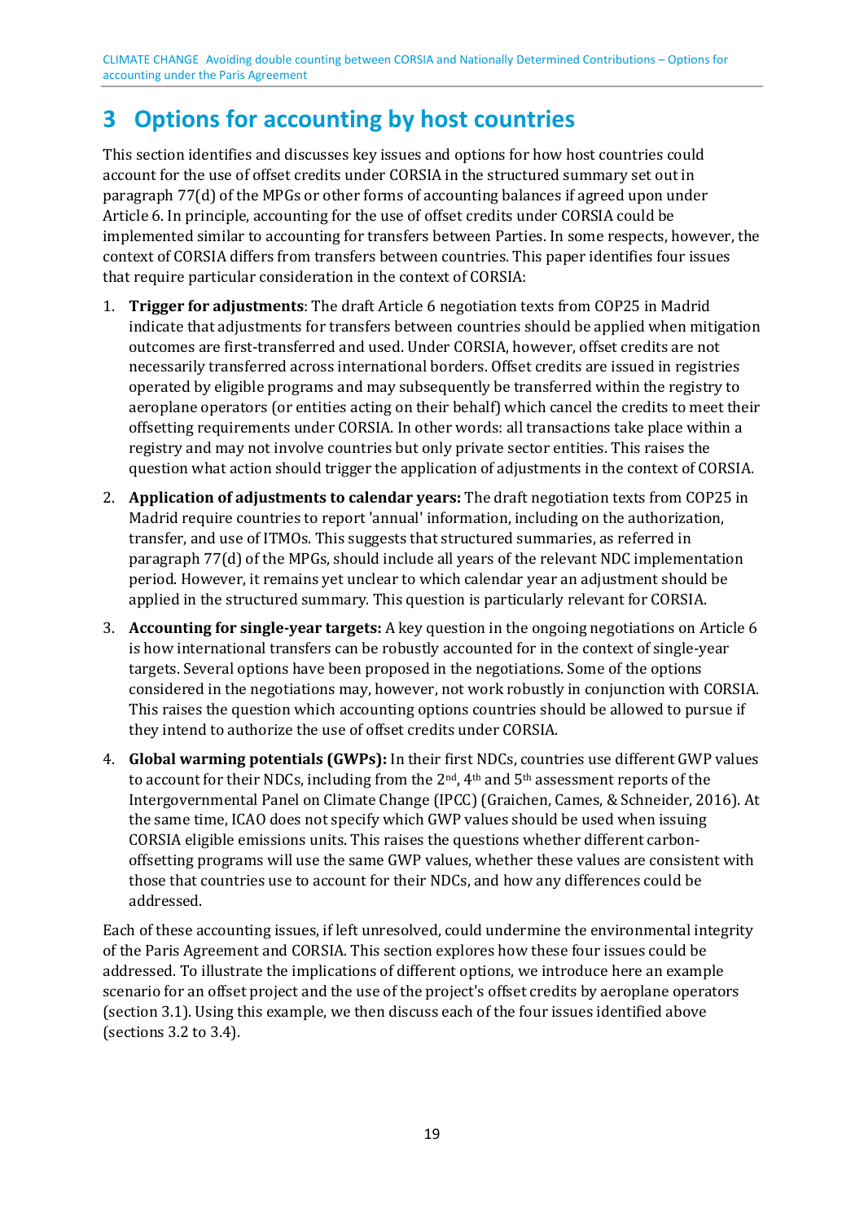# 3 Options for accounting by host countries

This section identifies and discusses key issues and options for how host countries could account for the use of offset credits under CORSIA in the structured summary set out in paragraph 77(d) of the MPGs or other forms of accounting balances if agreed upon under Article 6. In principle, accounting for the use of offset credits under CORSIA could be implemented similar to accounting for transfers between Parties. In some respects, however, the context of CORSIA differs from transfers between countries. This paper identifies four issues that require particular consideration in the context of CORSIA:

1. **Trigger for adjustments**: The draft Article 6 negotiation texts from COP25 in Madrid indicate that adjustments for transfers between countries should be applied when mitigation outcomes are first-transferred and used. Under CORSIA, however, offset credits are not necessarily transferred across international borders. Offset credits are issued in registries operated by eligible programs and may subsequently be transferred within the registry to aeroplane operators (or entities acting on their behalf) which cancel the credits to meet their offsetting requirements under CORSIA. In other words: all transactions take place within a registry and may not involve countries but only private sector entities. This raises the question what action should trigger the application of adjustments in the context of CORSIA.
2. **Application of adjustments to calendar years:** The draft negotiation texts from COP25 in Madrid require countries to report 'annual' information, including on the authorization, transfer, and use of ITMOs. This suggests that structured summaries, as referred in paragraph 77(d) of the MPGs, should include all years of the relevant NDC implementation period. However, it remains yet unclear to which calendar year an adjustment should be applied in the structured summary. This question is particularly relevant for CORSIA.
3. **Accounting for single-year targets:** A key question in the ongoing negotiations on Article 6 is how international transfers can be robustly accounted for in the context of single-year targets. Several options have been proposed in the negotiations. Some of the options considered in the negotiations may, however, not work robustly in conjunction with CORSIA. This raises the question which accounting options countries should be allowed to pursue if they intend to authorize the use of offset credits under CORSIA.
4. **Global warming potentials (GWPs):** In their first NDCs, countries use different GWP values to account for their NDCs, including from the 2nd, 4th and 5th assessment reports of the Intergovernmental Panel on Climate Change (IPCC) (Graichen, Cames, & Schneider, 2016). At the same time, ICAO does not specify which GWP values should be used when issuing CORSIA eligible emissions units. This raises the questions whether different carbon-offsetting programs will use the same GWP values, whether these values are consistent with those that countries use to account for their NDCs, and how any differences could be addressed.

Each of these accounting issues, if left unresolved, could undermine the environmental integrity of the Paris Agreement and CORSIA. This section explores how these four issues could be addressed. To illustrate the implications of different options, we introduce here an example scenario for an offset project and the use of the project's offset credits by aeroplane operators (section 3.1). Using this example, we then discuss each of the four issues identified above (sections 3.2 to 3.4).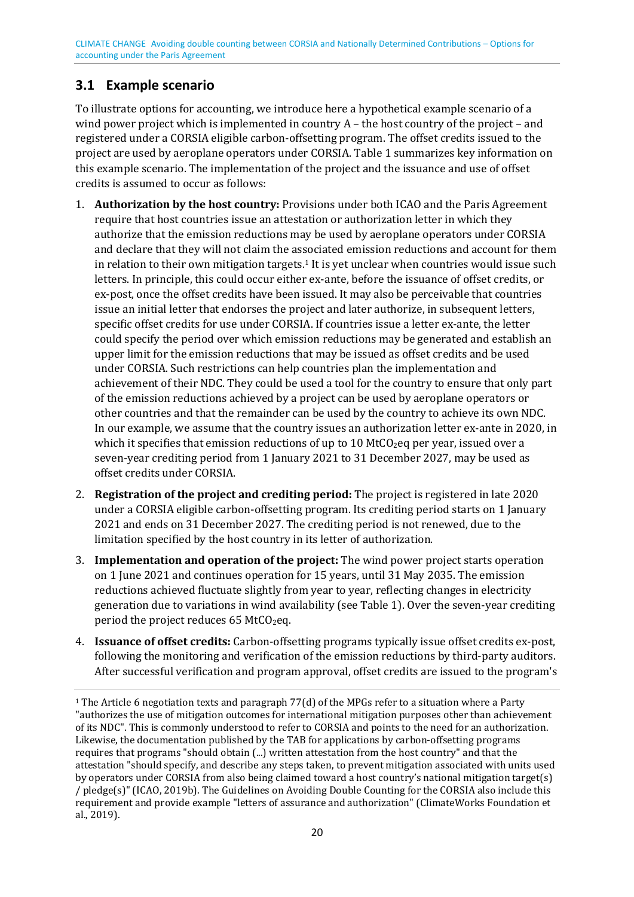## 3.1 Example scenario

To illustrate options for accounting, we introduce here a hypothetical example scenario of a wind power project which is implemented in country A – the host country of the project – and registered under a CORSIA eligible carbon-offsetting program. The offset credits issued to the project are used by aeroplane operators under CORSIA. Table 1 summarizes key information on this example scenario. The implementation of the project and the issuance and use of offset credits is assumed to occur as follows:

1. **Authorization by the host country:** Provisions under both ICAO and the Paris Agreement require that host countries issue an attestation or authorization letter in which they authorize that the emission reductions may be used by aeroplane operators under CORSIA and declare that they will not claim the associated emission reductions and account for them in relation to their own mitigation targets.[1] It is yet unclear when countries would issue such letters. In principle, this could occur either ex-ante, before the issuance of offset credits, or ex-post, once the offset credits have been issued. It may also be perceivable that countries issue an initial letter that endorses the project and later authorize, in subsequent letters, specific offset credits for use under CORSIA. If countries issue a letter ex-ante, the letter could specify the period over which emission reductions may be generated and establish an upper limit for the emission reductions that may be issued as offset credits and be used under CORSIA. Such restrictions can help countries plan the implementation and achievement of their NDC. They could be used a tool for the country to ensure that only part of the emission reductions achieved by a project can be used by aeroplane operators or other countries and that the remainder can be used by the country to achieve its own NDC. In our example, we assume that the country issues an authorization letter ex-ante in 2020, in which it specifies that emission reductions of up to 10 $MtCO_2eq$ per year, issued over a seven-year crediting period from 1 January 2021 to 31 December 2027, may be used as offset credits under CORSIA.
2. **Registration of the project and crediting period:** The project is registered in late 2020 under a CORSIA eligible carbon-offsetting program. Its crediting period starts on 1 January 2021 and ends on 31 December 2027. The crediting period is not renewed, due to the limitation specified by the host country in its letter of authorization.
3. **Implementation and operation of the project:** The wind power project starts operation on 1 June 2021 and continues operation for 15 years, until 31 May 2035. The emission reductions achieved fluctuate slightly from year to year, reflecting changes in electricity generation due to variations in wind availability (see Table 1). Over the seven-year crediting period the project reduces 65 $MtCO_2eq$.
4. **Issuance of offset credits:** Carbon-offsetting programs typically issue offset credits ex-post, following the monitoring and verification of the emission reductions by third-party auditors. After successful verification and program approval, offset credits are issued to the program's

[1] The Article 6 negotiation texts and paragraph 77(d) of the MPGs refer to a situation where a Party "authorizes the use of mitigation outcomes for international mitigation purposes other than achievement of its NDC". This is commonly understood to refer to CORSIA and points to the need for an authorization. Likewise, the documentation published by the TAB for applications by carbon-offsetting programs requires that programs "should obtain (...) written attestation from the host country" and that the attestation "should specify, and describe any steps taken, to prevent mitigation associated with units used by operators under CORSIA from also being claimed toward a host country's national mitigation target(s) / pledge(s)" (ICAO, 2019b). The Guidelines on Avoiding Double Counting for the CORSIA also include this requirement and provide example "letters of assurance and authorization" (ClimateWorks Foundation et al., 2019).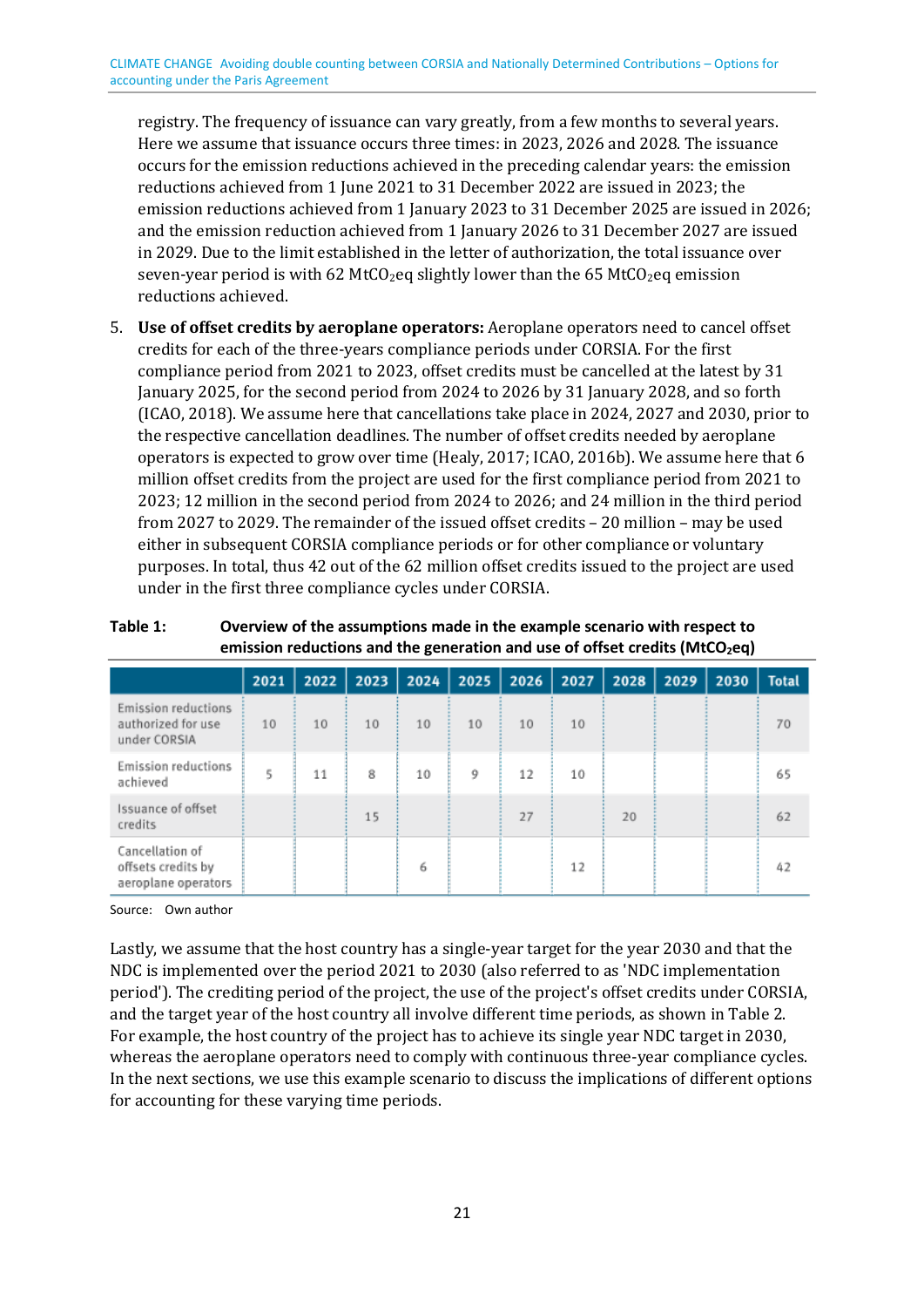registry. The frequency of issuance can vary greatly, from a few months to several years. Here we assume that issuance occurs three times: in 2023, 2026 and 2028. The issuance occurs for the emission reductions achieved in the preceding calendar years: the emission reductions achieved from 1 June 2021 to 31 December 2022 are issued in 2023; the emission reductions achieved from 1 January 2023 to 31 December 2025 are issued in 2026; and the emission reduction achieved from 1 January 2026 to 31 December 2027 are issued in 2029. Due to the limit established in the letter of authorization, the total issuance over seven-year period is with 62 $MtCO_2eq$ slightly lower than the 65 $MtCO_2eq$ emission reductions achieved.

5. **Use of offset credits by aeroplane operators:** Aeroplane operators need to cancel offset credits for each of the three-years compliance periods under CORSIA. For the first compliance period from 2021 to 2023, offset credits must be cancelled at the latest by 31 January 2025, for the second period from 2024 to 2026 by 31 January 2028, and so forth (ICAO, 2018). We assume here that cancellations take place in 2024, 2027 and 2030, prior to the respective cancellation deadlines. The number of offset credits needed by aeroplane operators is expected to grow over time (Healy, 2017; ICAO, 2016b). We assume here that 6 million offset credits from the project are used for the first compliance period from 2021 to 2023; 12 million in the second period from 2024 to 2026; and 24 million in the third period from 2027 to 2029. The remainder of the issued offset credits – 20 million – may be used either in subsequent CORSIA compliance periods or for other compliance or voluntary purposes. In total, thus 42 out of the 62 million offset credits issued to the project are used under in the first three compliance cycles under CORSIA.

**Table 1: Overview of the assumptions made in the example scenario with respect to emission reductions and the generation and use of offset credits ($MtCO_2eq$)**

| | 2021 | 2022 | 2023 | 2024 | 2025 | 2026 | 2027 | 2028 | 2029 | 2030 | Total |
|---|---|---|---|---|---|---|---|---|---|---|---|
| Emission reductions authorized for use under CORSIA | 10 | 10 | 10 | 10 | 10 | 10 | 10 | | | | 70 |
| Emission reductions achieved | 5 | 11 | 8 | 10 | 9 | 12 | 10 | | | | 65 |
| Issuance of offset credits | | | 15 | | | 27 | | 20 | | | 62 |
| Cancellation of offsets credits by aeroplane operators | | | | 6 | | | 12 | | | | 42 |

Source: Own author

Lastly, we assume that the host country has a single-year target for the year 2030 and that the NDC is implemented over the period 2021 to 2030 (also referred to as 'NDC implementation period'). The crediting period of the project, the use of the project's offset credits under CORSIA, and the target year of the host country all involve different time periods, as shown in Table 2. For example, the host country of the project has to achieve its single year NDC target in 2030, whereas the aeroplane operators need to comply with continuous three-year compliance cycles. In the next sections, we use this example scenario to discuss the implications of different options for accounting for these varying time periods.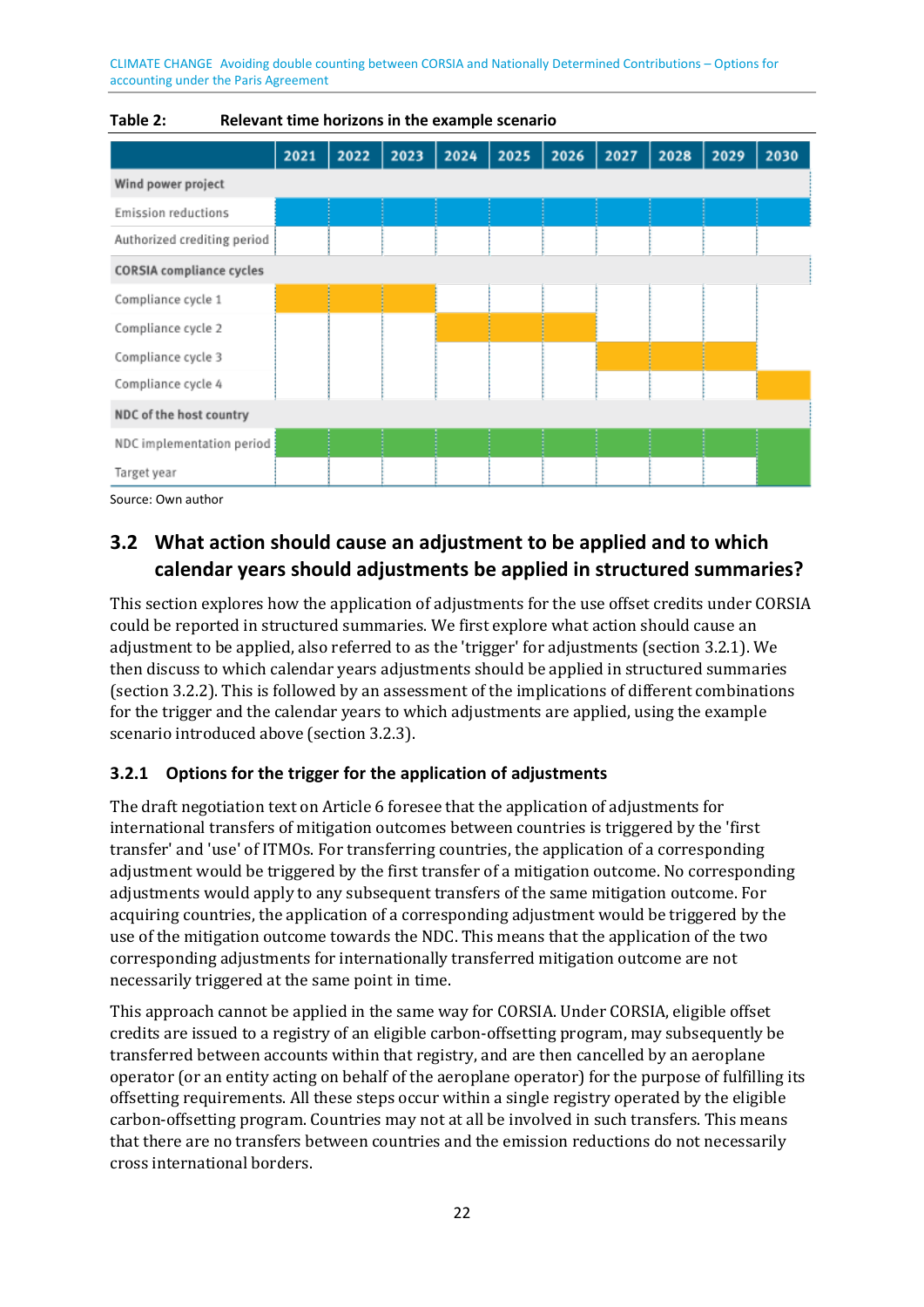**Table 2: Relevant time horizons in the example scenario**

| | 2021 | 2022 | 2023 | 2024 | 2025 | 2026 | 2027 | 2028 | 2029 | 2030 |
|---|---|---|---|---|---|---|---|---|---|---|
| **Wind power project** | | | | | | | | | | |
| Emission reductions | ■ | ■ | ■ | ■ | ■ | ■ | ■ | ■ | ■ | ■ |
| Authorized crediting period | | | | | | | | | | |
| **CORSIA compliance cycles** | | | | | | | | | | |
| Compliance cycle 1 | ■ | ■ | ■ | | | | | | | |
| Compliance cycle 2 | | | | ■ | ■ | ■ | | | | |
| Compliance cycle 3 | | | | | | | ■ | ■ | ■ | |
| Compliance cycle 4 | | | | | | | | | | ■ |
| **NDC of the host country** | | | | | | | | | | |
| NDC implementation period | ■ | ■ | ■ | ■ | ■ | ■ | ■ | ■ | ■ | ■ |
| Target year | | | | | | | | | | ■ |

Source: Own author

## 3.2 What action should cause an adjustment to be applied and to which calendar years should adjustments be applied in structured summaries?

This section explores how the application of adjustments for the use offset credits under CORSIA could be reported in structured summaries. We first explore what action should cause an adjustment to be applied, also referred to as the 'trigger' for adjustments (section 3.2.1). We then discuss to which calendar years adjustments should be applied in structured summaries (section 3.2.2). This is followed by an assessment of the implications of different combinations for the trigger and the calendar years to which adjustments are applied, using the example scenario introduced above (section 3.2.3).

### 3.2.1 Options for the trigger for the application of adjustments

The draft negotiation text on Article 6 foresee that the application of adjustments for international transfers of mitigation outcomes between countries is triggered by the 'first transfer' and 'use' of ITMOs. For transferring countries, the application of a corresponding adjustment would be triggered by the first transfer of a mitigation outcome. No corresponding adjustments would apply to any subsequent transfers of the same mitigation outcome. For acquiring countries, the application of a corresponding adjustment would be triggered by the use of the mitigation outcome towards the NDC. This means that the application of the two corresponding adjustments for internationally transferred mitigation outcome are not necessarily triggered at the same point in time.

This approach cannot be applied in the same way for CORSIA. Under CORSIA, eligible offset credits are issued to a registry of an eligible carbon-offsetting program, may subsequently be transferred between accounts within that registry, and are then cancelled by an aeroplane operator (or an entity acting on behalf of the aeroplane operator) for the purpose of fulfilling its offsetting requirements. All these steps occur within a single registry operated by the eligible carbon-offsetting program. Countries may not at all be involved in such transfers. This means that there are no transfers between countries and the emission reductions do not necessarily cross international borders.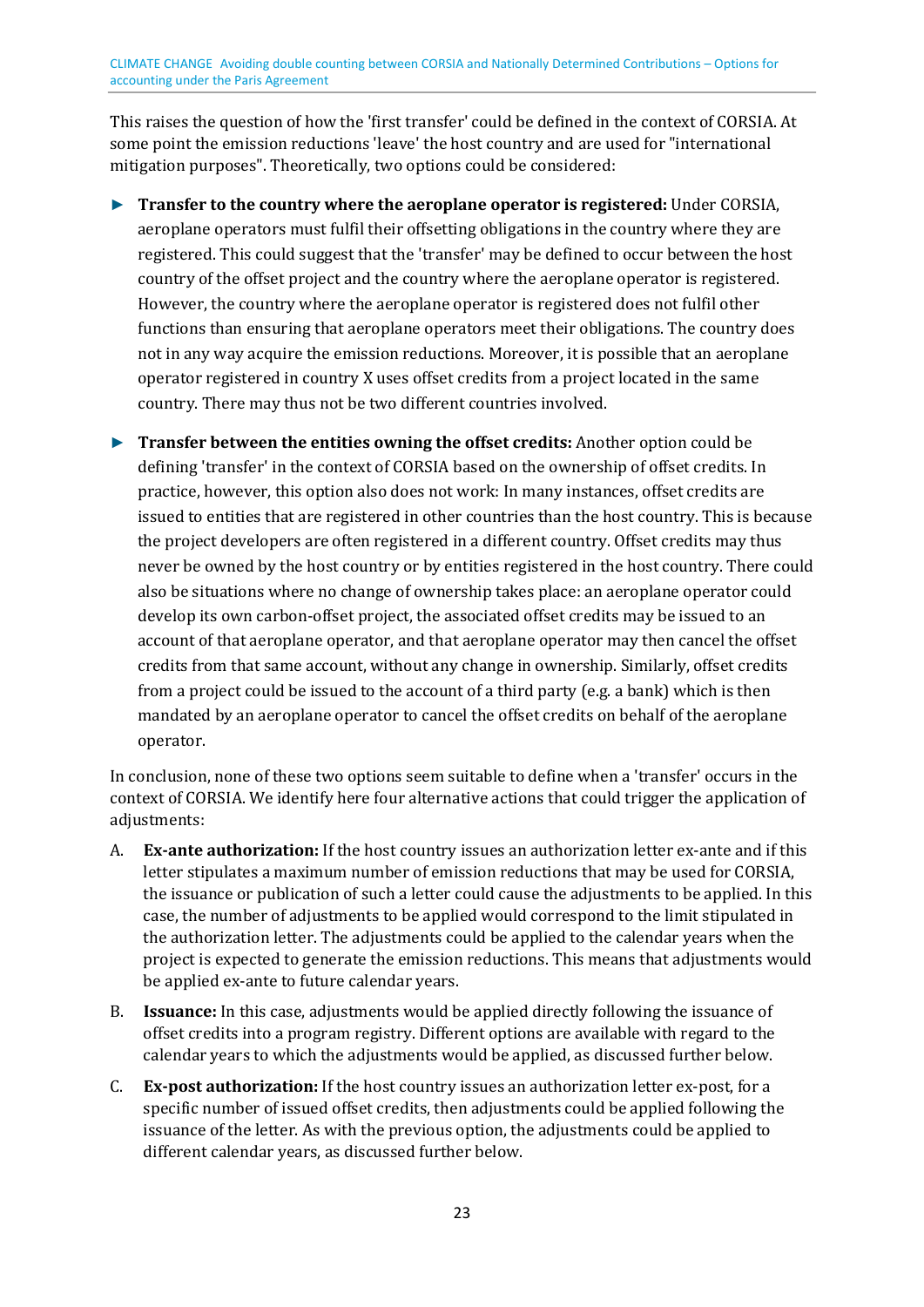This raises the question of how the 'first transfer' could be defined in the context of CORSIA. At some point the emission reductions 'leave' the host country and are used for "international mitigation purposes". Theoretically, two options could be considered:

- **Transfer to the country where the aeroplane operator is registered:** Under CORSIA, aeroplane operators must fulfil their offsetting obligations in the country where they are registered. This could suggest that the 'transfer' may be defined to occur between the host country of the offset project and the country where the aeroplane operator is registered. However, the country where the aeroplane operator is registered does not fulfil other functions than ensuring that aeroplane operators meet their obligations. The country does not in any way acquire the emission reductions. Moreover, it is possible that an aeroplane operator registered in country X uses offset credits from a project located in the same country. There may thus not be two different countries involved.
- **Transfer between the entities owning the offset credits:** Another option could be defining 'transfer' in the context of CORSIA based on the ownership of offset credits. In practice, however, this option also does not work: In many instances, offset credits are issued to entities that are registered in other countries than the host country. This is because the project developers are often registered in a different country. Offset credits may thus never be owned by the host country or by entities registered in the host country. There could also be situations where no change of ownership takes place: an aeroplane operator could develop its own carbon-offset project, the associated offset credits may be issued to an account of that aeroplane operator, and that aeroplane operator may then cancel the offset credits from that same account, without any change in ownership. Similarly, offset credits from a project could be issued to the account of a third party (e.g. a bank) which is then mandated by an aeroplane operator to cancel the offset credits on behalf of the aeroplane operator.

In conclusion, none of these two options seem suitable to define when a 'transfer' occurs in the context of CORSIA. We identify here four alternative actions that could trigger the application of adjustments:

A. **Ex-ante authorization:** If the host country issues an authorization letter ex-ante and if this letter stipulates a maximum number of emission reductions that may be used for CORSIA, the issuance or publication of such a letter could cause the adjustments to be applied. In this case, the number of adjustments to be applied would correspond to the limit stipulated in the authorization letter. The adjustments could be applied to the calendar years when the project is expected to generate the emission reductions. This means that adjustments would be applied ex-ante to future calendar years.

B. **Issuance:** In this case, adjustments would be applied directly following the issuance of offset credits into a program registry. Different options are available with regard to the calendar years to which the adjustments would be applied, as discussed further below.

C. **Ex-post authorization:** If the host country issues an authorization letter ex-post, for a specific number of issued offset credits, then adjustments could be applied following the issuance of the letter. As with the previous option, the adjustments could be applied to different calendar years, as discussed further below.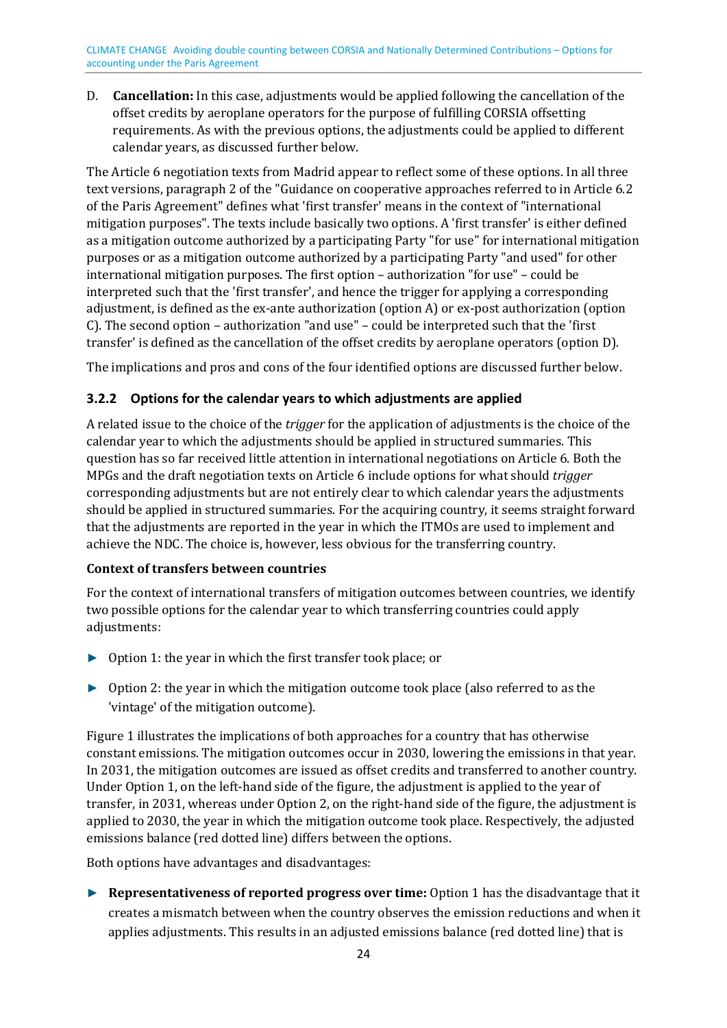D. **Cancellation:** In this case, adjustments would be applied following the cancellation of the offset credits by aeroplane operators for the purpose of fulfilling CORSIA offsetting requirements. As with the previous options, the adjustments could be applied to different calendar years, as discussed further below.

The Article 6 negotiation texts from Madrid appear to reflect some of these options. In all three text versions, paragraph 2 of the "Guidance on cooperative approaches referred to in Article 6.2 of the Paris Agreement" defines what 'first transfer' means in the context of "international mitigation purposes". The texts include basically two options. A 'first transfer' is either defined as a mitigation outcome authorized by a participating Party "for use" for international mitigation purposes or as a mitigation outcome authorized by a participating Party "and used" for other international mitigation purposes. The first option – authorization "for use" – could be interpreted such that the 'first transfer', and hence the trigger for applying a corresponding adjustment, is defined as the ex-ante authorization (option A) or ex-post authorization (option C). The second option – authorization "and use" – could be interpreted such that the 'first transfer' is defined as the cancellation of the offset credits by aeroplane operators (option D).

The implications and pros and cons of the four identified options are discussed further below.

### 3.2.2 Options for the calendar years to which adjustments are applied

A related issue to the choice of the *trigger* for the application of adjustments is the choice of the calendar year to which the adjustments should be applied in structured summaries. This question has so far received little attention in international negotiations on Article 6. Both the MPGs and the draft negotiation texts on Article 6 include options for what should *trigger* corresponding adjustments but are not entirely clear to which calendar years the adjustments should be applied in structured summaries. For the acquiring country, it seems straight forward that the adjustments are reported in the year in which the ITMOs are used to implement and achieve the NDC. The choice is, however, less obvious for the transferring country.

**Context of transfers between countries**

For the context of international transfers of mitigation outcomes between countries, we identify two possible options for the calendar year to which transferring countries could apply adjustments:

- Option 1: the year in which the first transfer took place; or
- Option 2: the year in which the mitigation outcome took place (also referred to as the 'vintage' of the mitigation outcome).

Figure 1 illustrates the implications of both approaches for a country that has otherwise constant emissions. The mitigation outcomes occur in 2030, lowering the emissions in that year. In 2031, the mitigation outcomes are issued as offset credits and transferred to another country. Under Option 1, on the left-hand side of the figure, the adjustment is applied to the year of transfer, in 2031, whereas under Option 2, on the right-hand side of the figure, the adjustment is applied to 2030, the year in which the mitigation outcome took place. Respectively, the adjusted emissions balance (red dotted line) differs between the options.

Both options have advantages and disadvantages:

- **Representativeness of reported progress over time:** Option 1 has the disadvantage that it creates a mismatch between when the country observes the emission reductions and when it applies adjustments. This results in an adjusted emissions balance (red dotted line) that is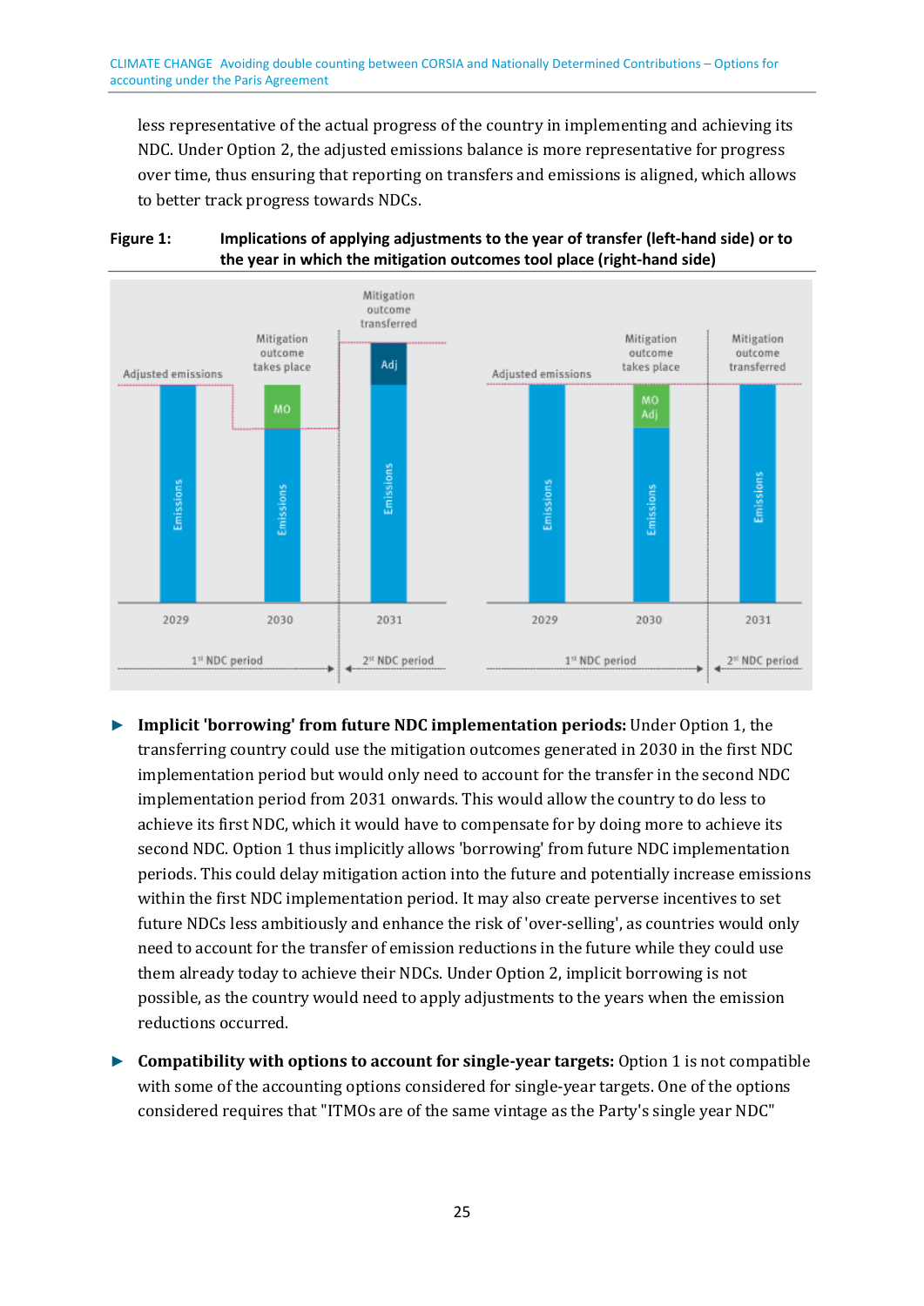less representative of the actual progress of the country in implementing and achieving its NDC. Under Option 2, the adjusted emissions balance is more representative for progress over time, thus ensuring that reporting on transfers and emissions is aligned, which allows to better track progress towards NDCs.

**Figure 1: Implications of applying adjustments to the year of transfer (left-hand side) or to the year in which the mitigation outcomes tool place (right-hand side)**

- **Implicit 'borrowing' from future NDC implementation periods:** Under Option 1, the transferring country could use the mitigation outcomes generated in 2030 in the first NDC implementation period but would only need to account for the transfer in the second NDC implementation period from 2031 onwards. This would allow the country to do less to achieve its first NDC, which it would have to compensate for by doing more to achieve its second NDC. Option 1 thus implicitly allows 'borrowing' from future NDC implementation periods. This could delay mitigation action into the future and potentially increase emissions within the first NDC implementation period. It may also create perverse incentives to set future NDCs less ambitiously and enhance the risk of 'over-selling', as countries would only need to account for the transfer of emission reductions in the future while they could use them already today to achieve their NDCs. Under Option 2, implicit borrowing is not possible, as the country would need to apply adjustments to the years when the emission reductions occurred.
- **Compatibility with options to account for single-year targets:** Option 1 is not compatible with some of the accounting options considered for single-year targets. One of the options considered requires that "ITMOs are of the same vintage as the Party's single year NDC"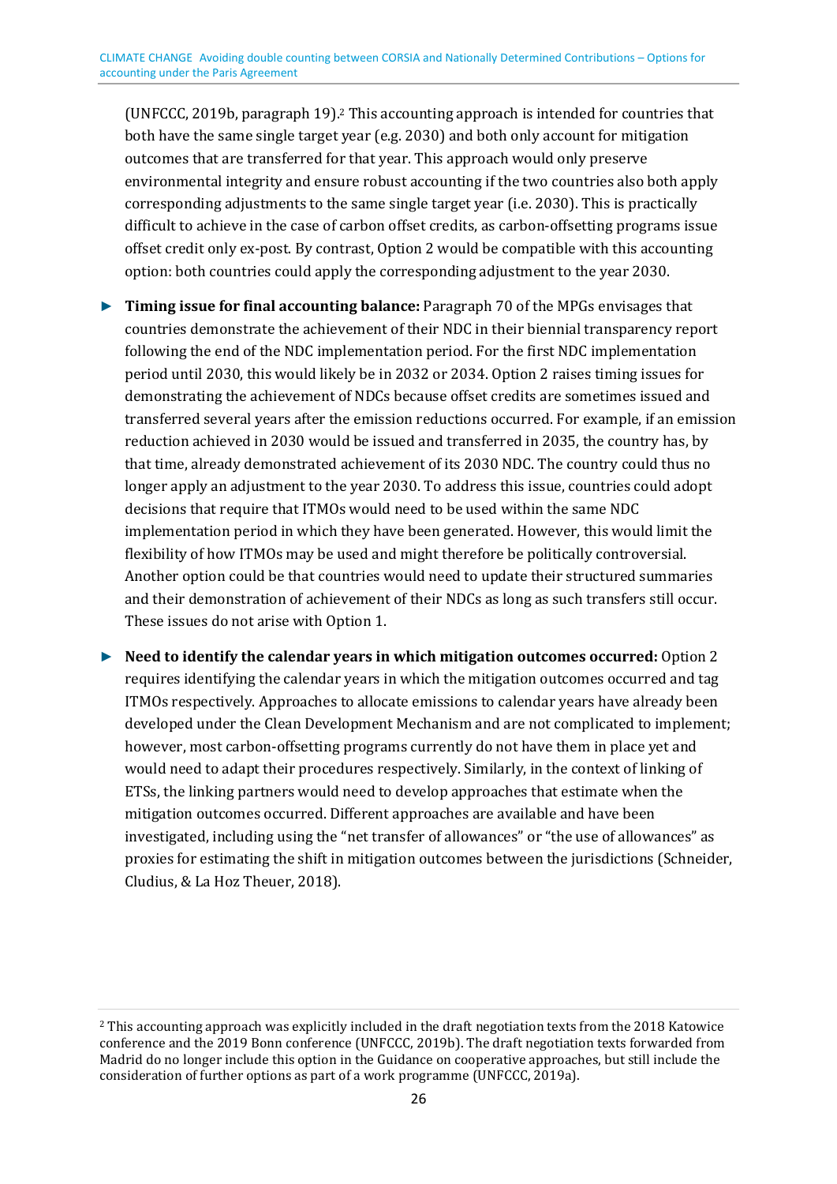(UNFCCC, 2019b, paragraph 19).[2] This accounting approach is intended for countries that both have the same single target year (e.g. 2030) and both only account for mitigation outcomes that are transferred for that year. This approach would only preserve environmental integrity and ensure robust accounting if the two countries also both apply corresponding adjustments to the same single target year (i.e. 2030). This is practically difficult to achieve in the case of carbon offset credits, as carbon-offsetting programs issue offset credit only ex-post. By contrast, Option 2 would be compatible with this accounting option: both countries could apply the corresponding adjustment to the year 2030.

- **Timing issue for final accounting balance:** Paragraph 70 of the MPGs envisages that countries demonstrate the achievement of their NDC in their biennial transparency report following the end of the NDC implementation period. For the first NDC implementation period until 2030, this would likely be in 2032 or 2034. Option 2 raises timing issues for demonstrating the achievement of NDCs because offset credits are sometimes issued and transferred several years after the emission reductions occurred. For example, if an emission reduction achieved in 2030 would be issued and transferred in 2035, the country has, by that time, already demonstrated achievement of its 2030 NDC. The country could thus no longer apply an adjustment to the year 2030. To address this issue, countries could adopt decisions that require that ITMOs would need to be used within the same NDC implementation period in which they have been generated. However, this would limit the flexibility of how ITMOs may be used and might therefore be politically controversial. Another option could be that countries would need to update their structured summaries and their demonstration of achievement of their NDCs as long as such transfers still occur. These issues do not arise with Option 1.

- **Need to identify the calendar years in which mitigation outcomes occurred:** Option 2 requires identifying the calendar years in which the mitigation outcomes occurred and tag ITMOs respectively. Approaches to allocate emissions to calendar years have already been developed under the Clean Development Mechanism and are not complicated to implement; however, most carbon-offsetting programs currently do not have them in place yet and would need to adapt their procedures respectively. Similarly, in the context of linking of ETSs, the linking partners would need to develop approaches that estimate when the mitigation outcomes occurred. Different approaches are available and have been investigated, including using the "net transfer of allowances" or "the use of allowances" as proxies for estimating the shift in mitigation outcomes between the jurisdictions (Schneider, Cludius, & La Hoz Theuer, 2018).

---

[2] This accounting approach was explicitly included in the draft negotiation texts from the 2018 Katowice conference and the 2019 Bonn conference (UNFCCC, 2019b). The draft negotiation texts forwarded from Madrid do no longer include this option in the Guidance on cooperative approaches, but still include the consideration of further options as part of a work programme (UNFCCC, 2019a).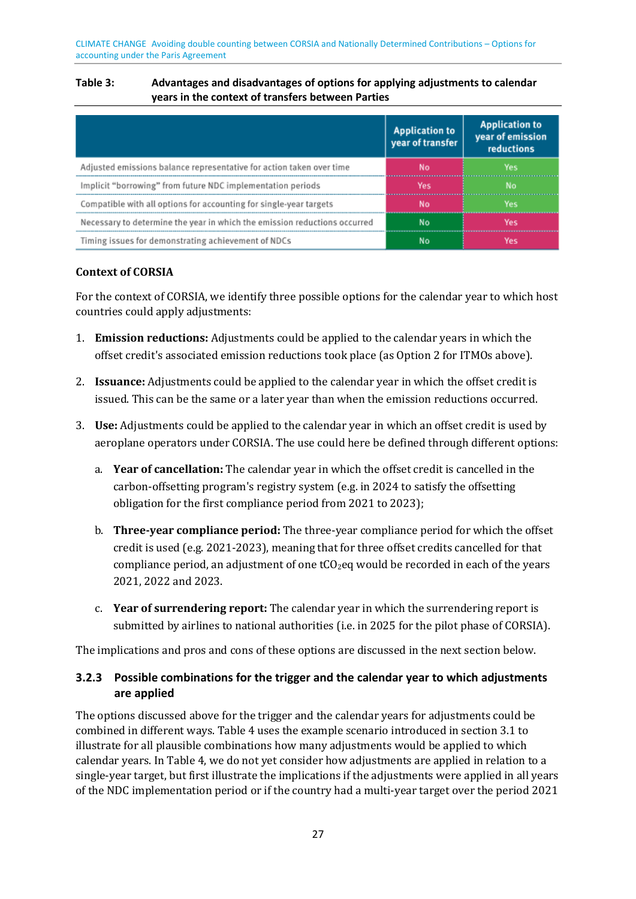**Table 3: Advantages and disadvantages of options for applying adjustments to calendar years in the context of transfers between Parties**

| | Application to year of transfer | Application to year of emission reductions |
|---|---|---|
| Adjusted emissions balance representative for action taken over time | No | Yes |
| Implicit "borrowing" from future NDC implementation periods | Yes | No |
| Compatible with all options for accounting for single-year targets | No | Yes |
| Necessary to determine the year in which the emission reductions occurred | No | Yes |
| Timing issues for demonstrating achievement of NDCs | No | Yes |

**Context of CORSIA**

For the context of CORSIA, we identify three possible options for the calendar year to which host countries could apply adjustments:

1. **Emission reductions:** Adjustments could be applied to the calendar years in which the offset credit's associated emission reductions took place (as Option 2 for ITMOs above).
2. **Issuance:** Adjustments could be applied to the calendar year in which the offset credit is issued. This can be the same or a later year than when the emission reductions occurred.
3. **Use:** Adjustments could be applied to the calendar year in which an offset credit is used by aeroplane operators under CORSIA. The use could here be defined through different options:
   a. **Year of cancellation:** The calendar year in which the offset credit is cancelled in the carbon-offsetting program's registry system (e.g. in 2024 to satisfy the offsetting obligation for the first compliance period from 2021 to 2023);
   b. **Three-year compliance period:** The three-year compliance period for which the offset credit is used (e.g. 2021-2023), meaning that for three offset credits cancelled for that compliance period, an adjustment of one $tCO_2eq$ would be recorded in each of the years 2021, 2022 and 2023.
   c. **Year of surrendering report:** The calendar year in which the surrendering report is submitted by airlines to national authorities (i.e. in 2025 for the pilot phase of CORSIA).

The implications and pros and cons of these options are discussed in the next section below.

### 3.2.3 Possible combinations for the trigger and the calendar year to which adjustments are applied

The options discussed above for the trigger and the calendar years for adjustments could be combined in different ways. Table 4 uses the example scenario introduced in section 3.1 to illustrate for all plausible combinations how many adjustments would be applied to which calendar years. In Table 4, we do not yet consider how adjustments are applied in relation to a single-year target, but first illustrate the implications if the adjustments were applied in all years of the NDC implementation period or if the country had a multi-year target over the period 2021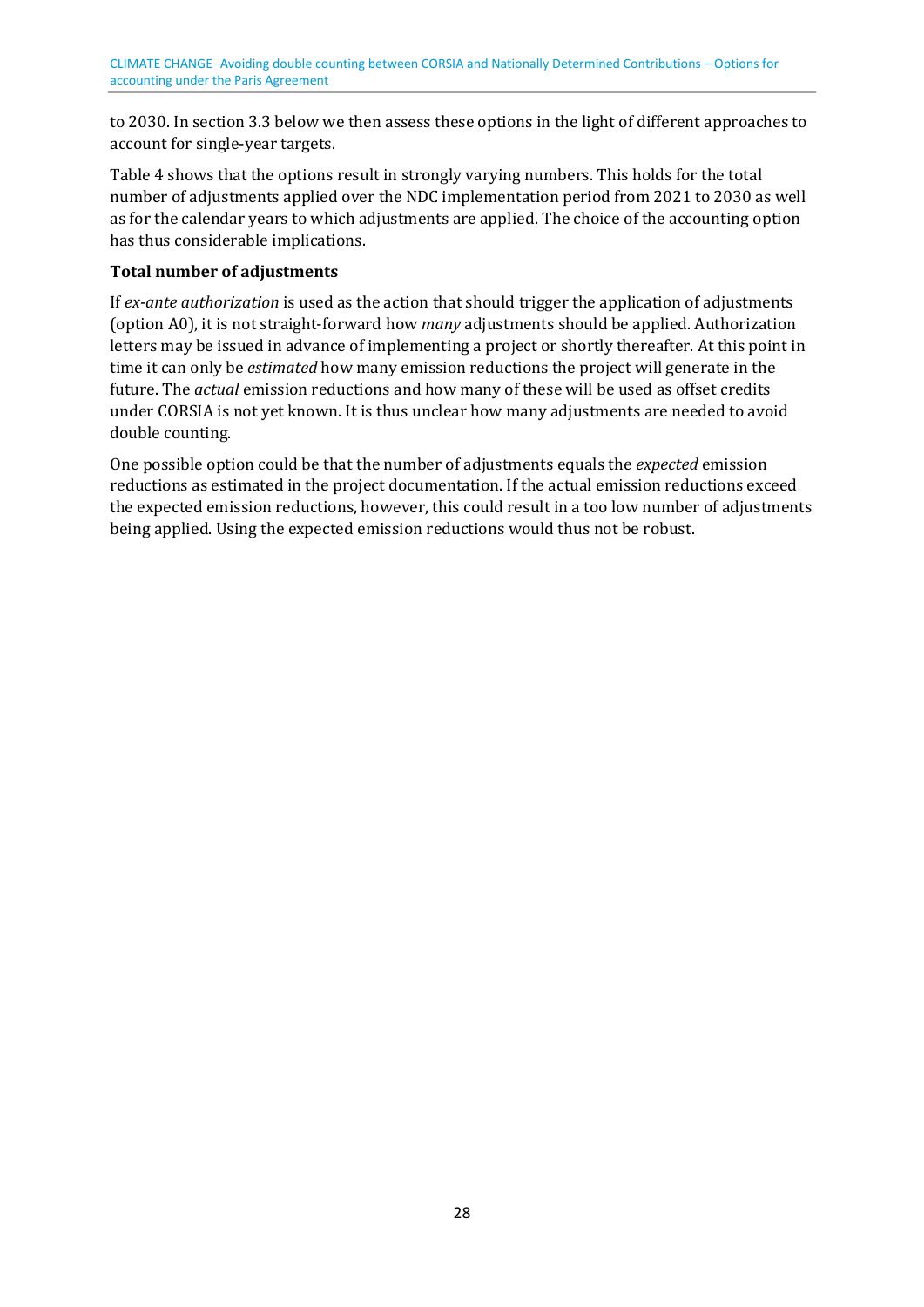to 2030. In section 3.3 below we then assess these options in the light of different approaches to account for single-year targets.

Table 4 shows that the options result in strongly varying numbers. This holds for the total number of adjustments applied over the NDC implementation period from 2021 to 2030 as well as for the calendar years to which adjustments are applied. The choice of the accounting option has thus considerable implications.

**Total number of adjustments**

If *ex-ante authorization* is used as the action that should trigger the application of adjustments (option A0), it is not straight-forward how *many* adjustments should be applied. Authorization letters may be issued in advance of implementing a project or shortly thereafter. At this point in time it can only be *estimated* how many emission reductions the project will generate in the future. The *actual* emission reductions and how many of these will be used as offset credits under CORSIA is not yet known. It is thus unclear how many adjustments are needed to avoid double counting.

One possible option could be that the number of adjustments equals the *expected* emission reductions as estimated in the project documentation. If the actual emission reductions exceed the expected emission reductions, however, this could result in a too low number of adjustments being applied. Using the expected emission reductions would thus not be robust.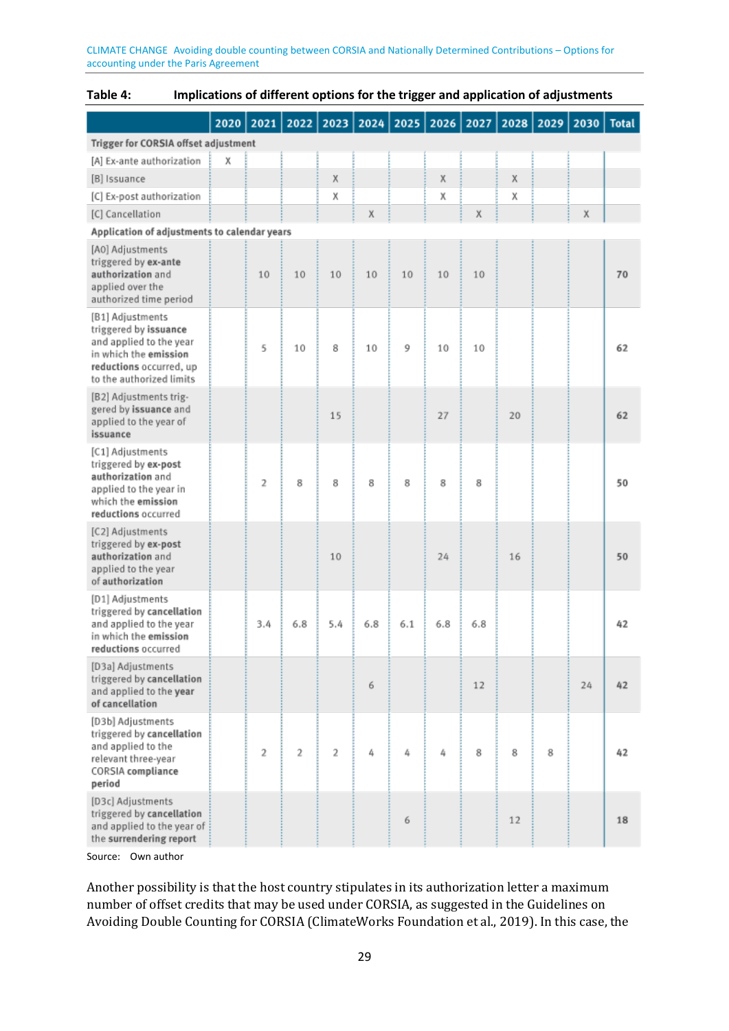**Table 4: Implications of different options for the trigger and application of adjustments**

| | 2020 | 2021 | 2022 | 2023 | 2024 | 2025 | 2026 | 2027 | 2028 | 2029 | 2030 | Total |
|---|---|---|---|---|---|---|---|---|---|---|---|---|
| **Trigger for CORSIA offset adjustment** | | | | | | | | | | | | |
| [A] Ex-ante authorization | X | | | | | | | | | | | |
| [B] Issuance | | | | X | | | X | | X | | | |
| [C] Ex-post authorization | | | | X | | | X | | X | | | |
| [C] Cancellation | | | | | X | | | X | | | X | |
| **Application of adjustments to calendar years** | | | | | | | | | | | | |
| [A0] Adjustments triggered by **ex-ante authorization** and applied over the authorized time period | | 10 | 10 | 10 | 10 | 10 | 10 | 10 | | | | 70 |
| [B1] Adjustments triggered by **issuance** and applied to the year in which the **emission reductions** occurred, up to the authorized limits | | 5 | 10 | 8 | 10 | 9 | 10 | 10 | | | | 62 |
| [B2] Adjustments triggered by **issuance** and applied to the year of **issuance** | | | | 15 | | | 27 | | 20 | | | 62 |
| [C1] Adjustments triggered by **ex-post authorization** and applied to the year in which the **emission reductions** occurred | | 2 | 8 | 8 | 8 | 8 | 8 | 8 | | | | 50 |
| [C2] Adjustments triggered by **ex-post authorization** and applied to the year of **authorization** | | | | 10 | | | 24 | | 16 | | | 50 |
| [D1] Adjustments triggered by **cancellation** and applied to the year in which the **emission reductions** occurred | | 3.4 | 6.8 | 5.4 | 6.8 | 6.1 | 6.8 | 6.8 | | | | 42 |
| [D3a] Adjustments triggered by **cancellation** and applied to the **year of cancellation** | | | | | 6 | | | 12 | | | 24 | 42 |
| [D3b] Adjustments triggered by **cancellation** and applied to the relevant three-year CORSIA **compliance period** | | 2 | 2 | 2 | 4 | 4 | 4 | 8 | 8 | 8 | | 42 |
| [D3c] Adjustments triggered by **cancellation** and applied to the year of the **surrendering report** | | | | | | 6 | | | 12 | | | 18 |

Source: Own author

Another possibility is that the host country stipulates in its authorization letter a maximum number of offset credits that may be used under CORSIA, as suggested in the Guidelines on Avoiding Double Counting for CORSIA (ClimateWorks Foundation et al., 2019). In this case, the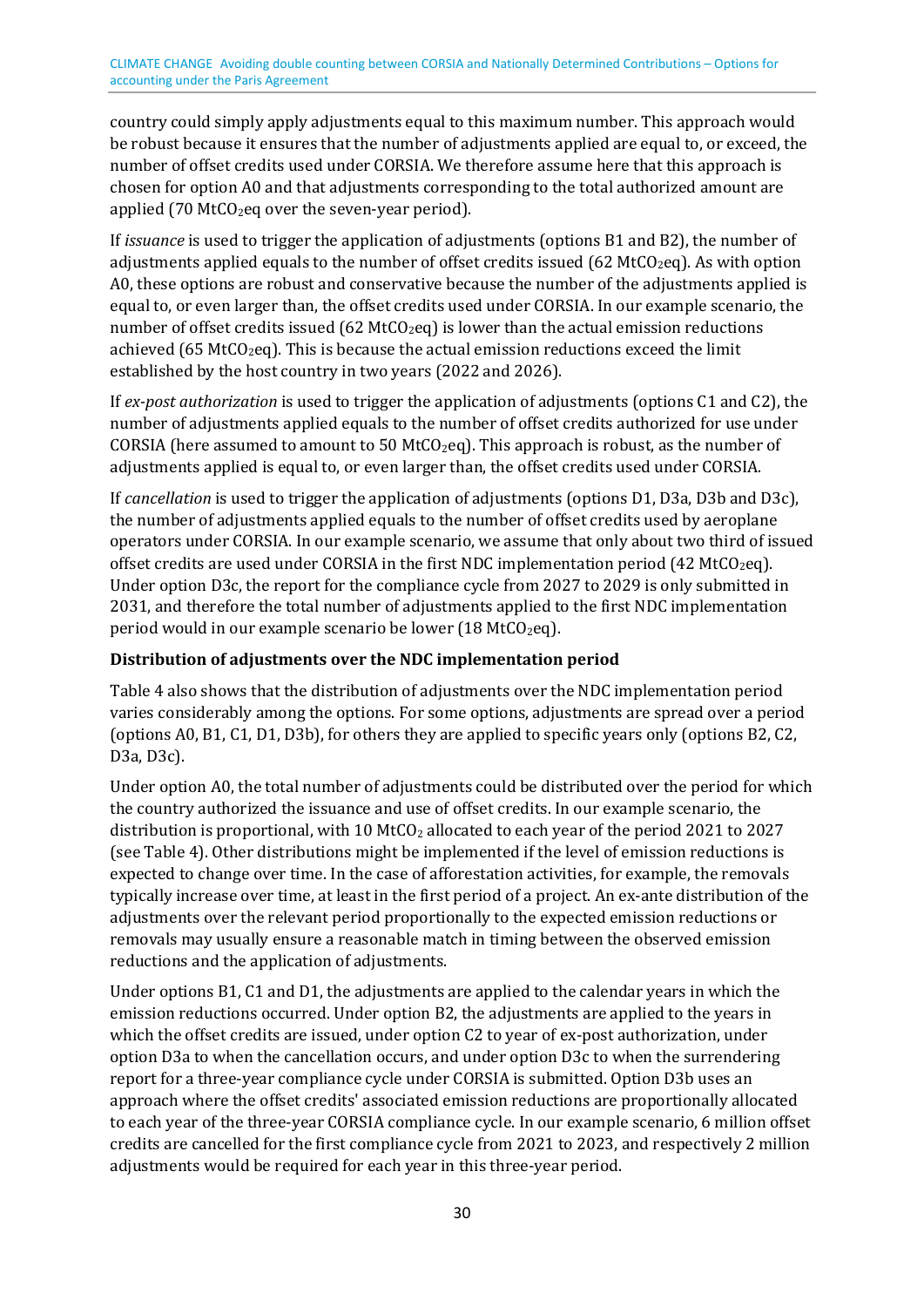country could simply apply adjustments equal to this maximum number. This approach would be robust because it ensures that the number of adjustments applied are equal to, or exceed, the number of offset credits used under CORSIA. We therefore assume here that this approach is chosen for option A0 and that adjustments corresponding to the total authorized amount are applied (70 $MtCO_2eq$ over the seven-year period).

If *issuance* is used to trigger the application of adjustments (options B1 and B2), the number of adjustments applied equals to the number of offset credits issued (62 $MtCO_2eq$). As with option A0, these options are robust and conservative because the number of the adjustments applied is equal to, or even larger than, the offset credits used under CORSIA. In our example scenario, the number of offset credits issued (62 $MtCO_2eq$) is lower than the actual emission reductions achieved (65 $MtCO_2eq$). This is because the actual emission reductions exceed the limit established by the host country in two years (2022 and 2026).

If *ex-post authorization* is used to trigger the application of adjustments (options C1 and C2), the number of adjustments applied equals to the number of offset credits authorized for use under CORSIA (here assumed to amount to 50 $MtCO_2eq$). This approach is robust, as the number of adjustments applied is equal to, or even larger than, the offset credits used under CORSIA.

If *cancellation* is used to trigger the application of adjustments (options D1, D3a, D3b and D3c), the number of adjustments applied equals to the number of offset credits used by aeroplane operators under CORSIA. In our example scenario, we assume that only about two third of issued offset credits are used under CORSIA in the first NDC implementation period (42 $MtCO_2eq$). Under option D3c, the report for the compliance cycle from 2027 to 2029 is only submitted in 2031, and therefore the total number of adjustments applied to the first NDC implementation period would in our example scenario be lower (18 $MtCO_2eq$).

**Distribution of adjustments over the NDC implementation period**

Table 4 also shows that the distribution of adjustments over the NDC implementation period varies considerably among the options. For some options, adjustments are spread over a period (options A0, B1, C1, D1, D3b), for others they are applied to specific years only (options B2, C2, D3a, D3c).

Under option A0, the total number of adjustments could be distributed over the period for which the country authorized the issuance and use of offset credits. In our example scenario, the distribution is proportional, with 10 $MtCO_2$ allocated to each year of the period 2021 to 2027 (see Table 4). Other distributions might be implemented if the level of emission reductions is expected to change over time. In the case of afforestation activities, for example, the removals typically increase over time, at least in the first period of a project. An ex-ante distribution of the adjustments over the relevant period proportionally to the expected emission reductions or removals may usually ensure a reasonable match in timing between the observed emission reductions and the application of adjustments.

Under options B1, C1 and D1, the adjustments are applied to the calendar years in which the emission reductions occurred. Under option B2, the adjustments are applied to the years in which the offset credits are issued, under option C2 to year of ex-post authorization, under option D3a to when the cancellation occurs, and under option D3c to when the surrendering report for a three-year compliance cycle under CORSIA is submitted. Option D3b uses an approach where the offset credits' associated emission reductions are proportionally allocated to each year of the three-year CORSIA compliance cycle. In our example scenario, 6 million offset credits are cancelled for the first compliance cycle from 2021 to 2023, and respectively 2 million adjustments would be required for each year in this three-year period.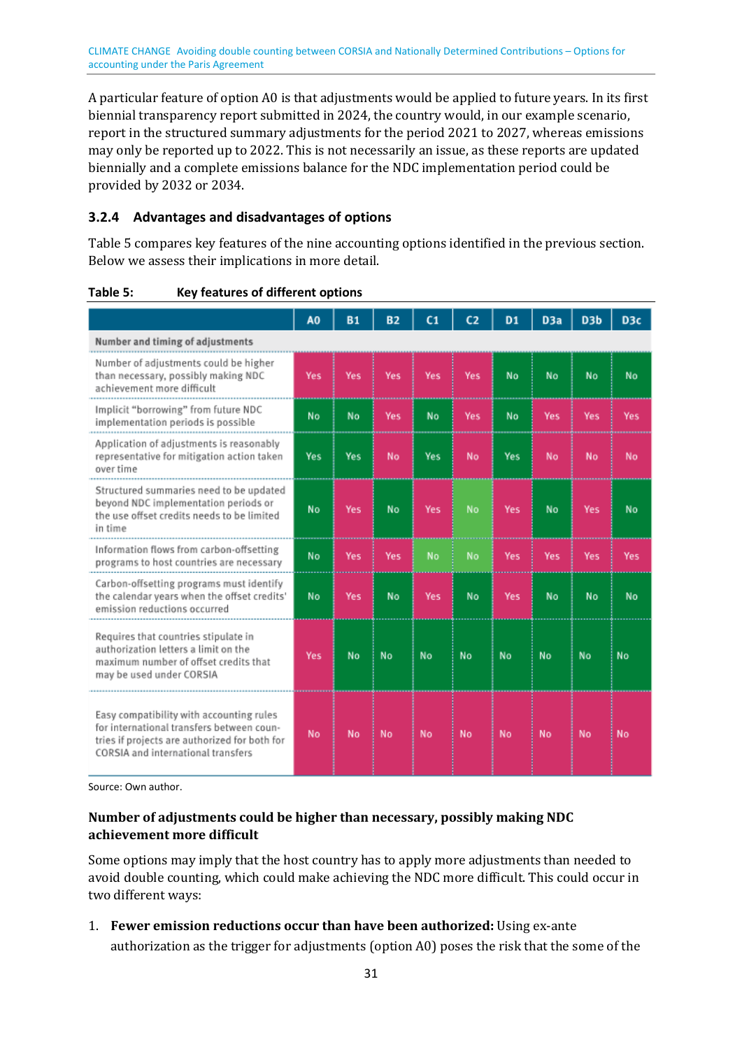A particular feature of option A0 is that adjustments would be applied to future years. In its first biennial transparency report submitted in 2024, the country would, in our example scenario, report in the structured summary adjustments for the period 2021 to 2027, whereas emissions may only be reported up to 2022. This is not necessarily an issue, as these reports are updated biennially and a complete emissions balance for the NDC implementation period could be provided by 2032 or 2034.

### 3.2.4 Advantages and disadvantages of options

Table 5 compares key features of the nine accounting options identified in the previous section. Below we assess their implications in more detail.

**Table 5: Key features of different options**

| | A0 | B1 | B2 | C1 | C2 | D1 | D3a | D3b | D3c |
|---|---|---|---|---|---|---|---|---|---|
| **Number and timing of adjustments** | | | | | | | | | |
| Number of adjustments could be higher than necessary, possibly making NDC achievement more difficult | Yes | Yes | Yes | Yes | Yes | No | No | No | No |
| Implicit "borrowing" from future NDC implementation periods is possible | No | No | Yes | No | Yes | No | Yes | Yes | Yes |
| Application of adjustments is reasonably representative for mitigation action taken over time | Yes | Yes | No | Yes | No | Yes | No | No | No |
| Structured summaries need to be updated beyond NDC implementation periods or the use offset credits needs to be limited in time | No | Yes | No | Yes | No | Yes | No | Yes | No |
| Information flows from carbon-offsetting programs to host countries are necessary | No | Yes | Yes | No | No | Yes | Yes | Yes | Yes |
| Carbon-offsetting programs must identify the calendar years when the offset credits' emission reductions occurred | No | Yes | No | Yes | No | Yes | No | No | No |
| Requires that countries stipulate in authorization letters a limit on the maximum number of offset credits that may be used under CORSIA | Yes | No | No | No | No | No | No | No | No |
| Easy compatibility with accounting rules for international transfers between countries if projects are authorized for both for CORSIA and international transfers | No | No | No | No | No | No | No | No | No |

Source: Own author.

**Number of adjustments could be higher than necessary, possibly making NDC achievement more difficult**

Some options may imply that the host country has to apply more adjustments than needed to avoid double counting, which could make achieving the NDC more difficult. This could occur in two different ways:

1. **Fewer emission reductions occur than have been authorized:** Using ex-ante authorization as the trigger for adjustments (option A0) poses the risk that the some of the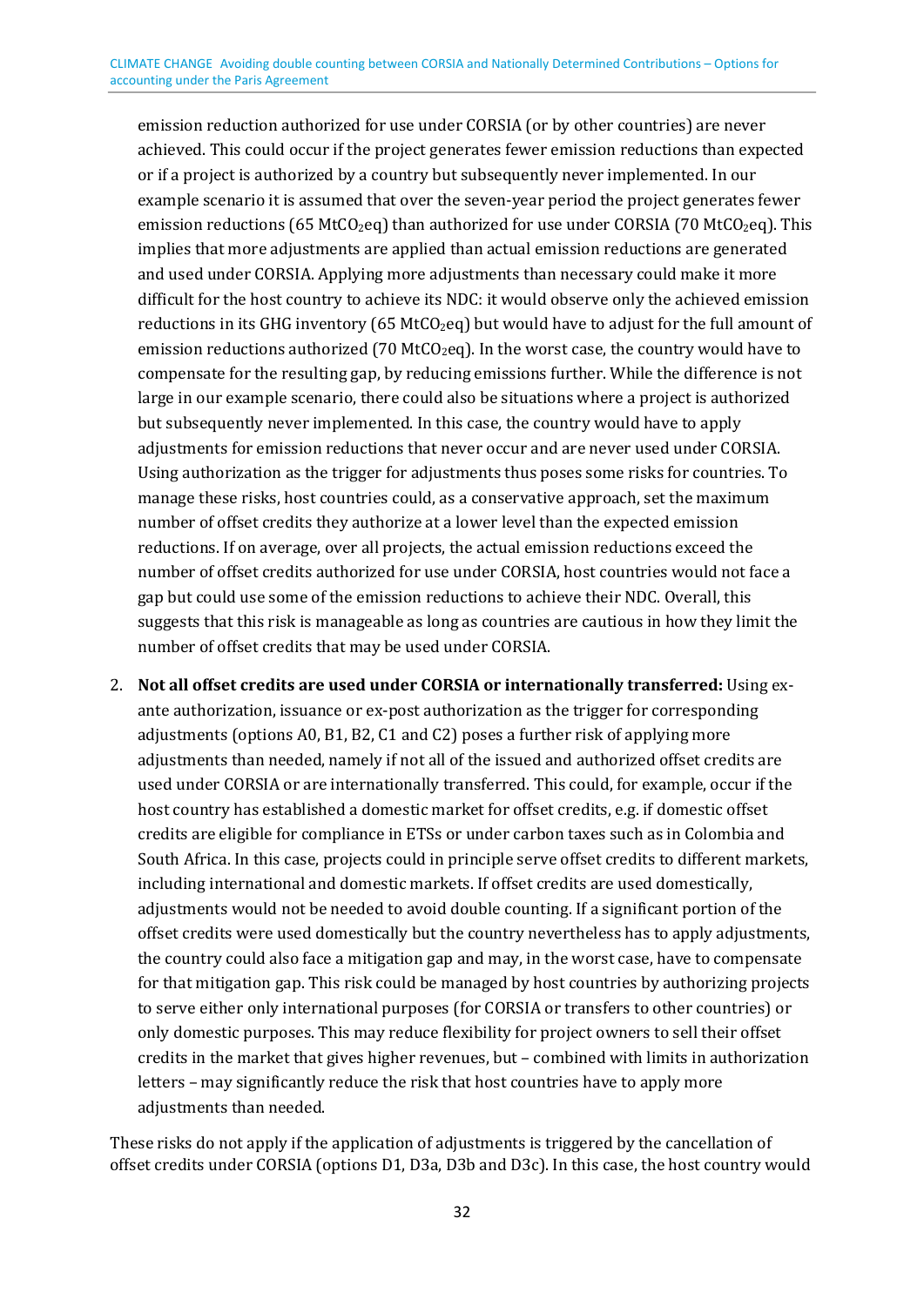emission reduction authorized for use under CORSIA (or by other countries) are never achieved. This could occur if the project generates fewer emission reductions than expected or if a project is authorized by a country but subsequently never implemented. In our example scenario it is assumed that over the seven-year period the project generates fewer emission reductions (65 $MtCO_2eq$) than authorized for use under CORSIA (70 $MtCO_2eq$). This implies that more adjustments are applied than actual emission reductions are generated and used under CORSIA. Applying more adjustments than necessary could make it more difficult for the host country to achieve its NDC: it would observe only the achieved emission reductions in its GHG inventory (65 $MtCO_2eq$) but would have to adjust for the full amount of emission reductions authorized (70 $MtCO_2eq$). In the worst case, the country would have to compensate for the resulting gap, by reducing emissions further. While the difference is not large in our example scenario, there could also be situations where a project is authorized but subsequently never implemented. In this case, the country would have to apply adjustments for emission reductions that never occur and are never used under CORSIA. Using authorization as the trigger for adjustments thus poses some risks for countries. To manage these risks, host countries could, as a conservative approach, set the maximum number of offset credits they authorize at a lower level than the expected emission reductions. If on average, over all projects, the actual emission reductions exceed the number of offset credits authorized for use under CORSIA, host countries would not face a gap but could use some of the emission reductions to achieve their NDC. Overall, this suggests that this risk is manageable as long as countries are cautious in how they limit the number of offset credits that may be used under CORSIA.

2. **Not all offset credits are used under CORSIA or internationally transferred:** Using ex-ante authorization, issuance or ex-post authorization as the trigger for corresponding adjustments (options A0, B1, B2, C1 and C2) poses a further risk of applying more adjustments than needed, namely if not all of the issued and authorized offset credits are used under CORSIA or are internationally transferred. This could, for example, occur if the host country has established a domestic market for offset credits, e.g. if domestic offset credits are eligible for compliance in ETSs or under carbon taxes such as in Colombia and South Africa. In this case, projects could in principle serve offset credits to different markets, including international and domestic markets. If offset credits are used domestically, adjustments would not be needed to avoid double counting. If a significant portion of the offset credits were used domestically but the country nevertheless has to apply adjustments, the country could also face a mitigation gap and may, in the worst case, have to compensate for that mitigation gap. This risk could be managed by host countries by authorizing projects to serve either only international purposes (for CORSIA or transfers to other countries) or only domestic purposes. This may reduce flexibility for project owners to sell their offset credits in the market that gives higher revenues, but – combined with limits in authorization letters – may significantly reduce the risk that host countries have to apply more adjustments than needed.

These risks do not apply if the application of adjustments is triggered by the cancellation of offset credits under CORSIA (options D1, D3a, D3b and D3c). In this case, the host country would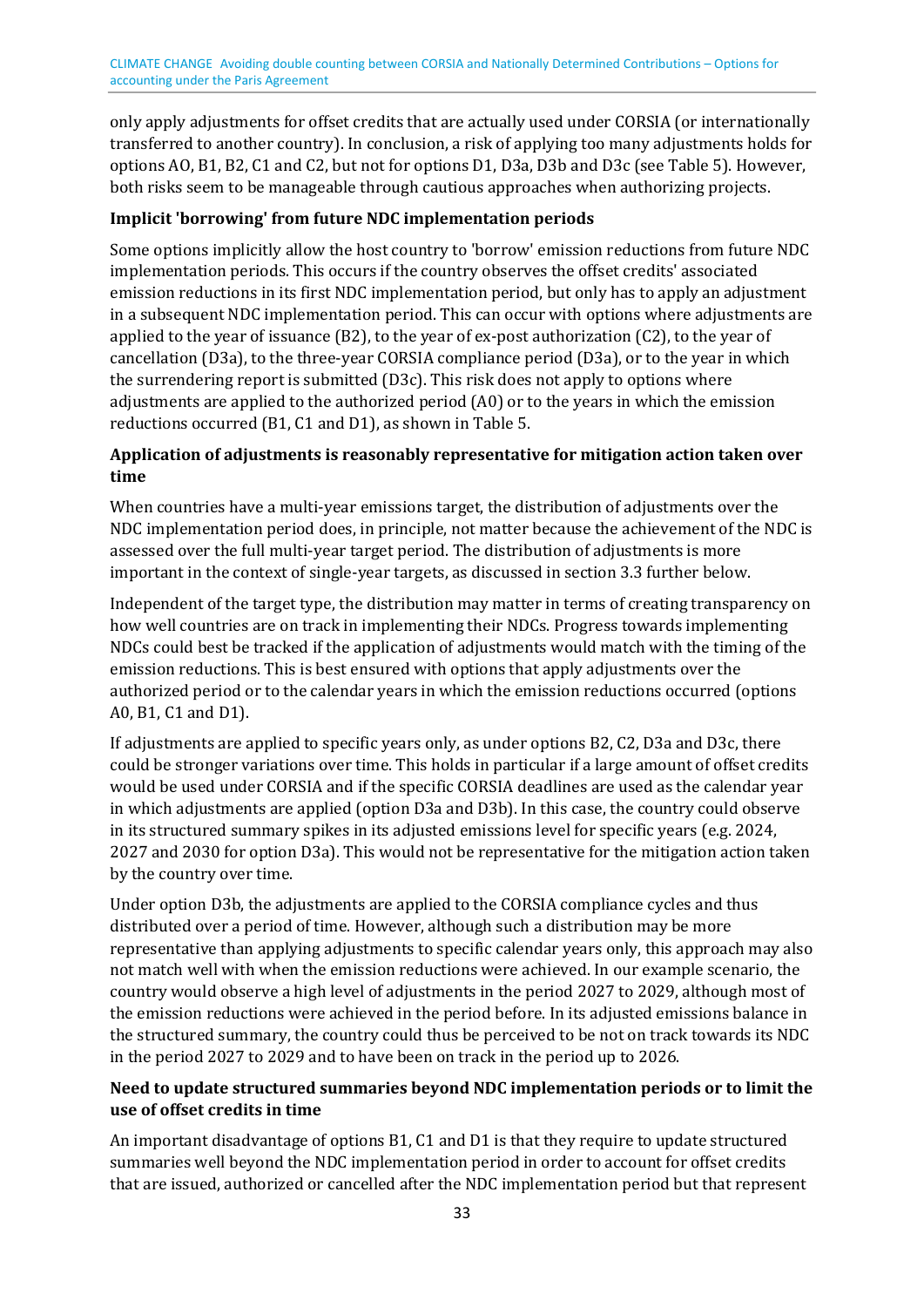only apply adjustments for offset credits that are actually used under CORSIA (or internationally transferred to another country). In conclusion, a risk of applying too many adjustments holds for options AO, B1, B2, C1 and C2, but not for options D1, D3a, D3b and D3c (see Table 5). However, both risks seem to be manageable through cautious approaches when authorizing projects.

**Implicit 'borrowing' from future NDC implementation periods**

Some options implicitly allow the host country to 'borrow' emission reductions from future NDC implementation periods. This occurs if the country observes the offset credits' associated emission reductions in its first NDC implementation period, but only has to apply an adjustment in a subsequent NDC implementation period. This can occur with options where adjustments are applied to the year of issuance (B2), to the year of ex-post authorization (C2), to the year of cancellation (D3a), to the three-year CORSIA compliance period (D3a), or to the year in which the surrendering report is submitted (D3c). This risk does not apply to options where adjustments are applied to the authorized period (A0) or to the years in which the emission reductions occurred (B1, C1 and D1), as shown in Table 5.

**Application of adjustments is reasonably representative for mitigation action taken over time**

When countries have a multi-year emissions target, the distribution of adjustments over the NDC implementation period does, in principle, not matter because the achievement of the NDC is assessed over the full multi-year target period. The distribution of adjustments is more important in the context of single-year targets, as discussed in section 3.3 further below.

Independent of the target type, the distribution may matter in terms of creating transparency on how well countries are on track in implementing their NDCs. Progress towards implementing NDCs could best be tracked if the application of adjustments would match with the timing of the emission reductions. This is best ensured with options that apply adjustments over the authorized period or to the calendar years in which the emission reductions occurred (options A0, B1, C1 and D1).

If adjustments are applied to specific years only, as under options B2, C2, D3a and D3c, there could be stronger variations over time. This holds in particular if a large amount of offset credits would be used under CORSIA and if the specific CORSIA deadlines are used as the calendar year in which adjustments are applied (option D3a and D3b). In this case, the country could observe in its structured summary spikes in its adjusted emissions level for specific years (e.g. 2024, 2027 and 2030 for option D3a). This would not be representative for the mitigation action taken by the country over time.

Under option D3b, the adjustments are applied to the CORSIA compliance cycles and thus distributed over a period of time. However, although such a distribution may be more representative than applying adjustments to specific calendar years only, this approach may also not match well with when the emission reductions were achieved. In our example scenario, the country would observe a high level of adjustments in the period 2027 to 2029, although most of the emission reductions were achieved in the period before. In its adjusted emissions balance in the structured summary, the country could thus be perceived to be not on track towards its NDC in the period 2027 to 2029 and to have been on track in the period up to 2026.

**Need to update structured summaries beyond NDC implementation periods or to limit the use of offset credits in time**

An important disadvantage of options B1, C1 and D1 is that they require to update structured summaries well beyond the NDC implementation period in order to account for offset credits that are issued, authorized or cancelled after the NDC implementation period but that represent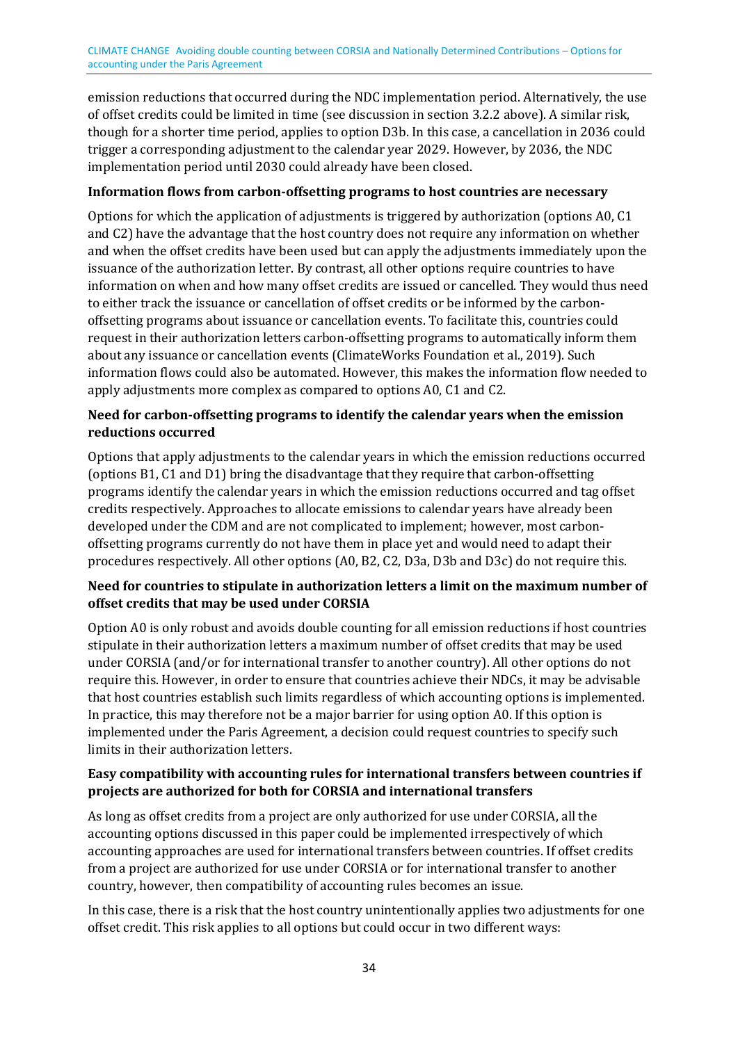emission reductions that occurred during the NDC implementation period. Alternatively, the use of offset credits could be limited in time (see discussion in section 3.2.2 above). A similar risk, though for a shorter time period, applies to option D3b. In this case, a cancellation in 2036 could trigger a corresponding adjustment to the calendar year 2029. However, by 2036, the NDC implementation period until 2030 could already have been closed.

**Information flows from carbon-offsetting programs to host countries are necessary**

Options for which the application of adjustments is triggered by authorization (options A0, C1 and C2) have the advantage that the host country does not require any information on whether and when the offset credits have been used but can apply the adjustments immediately upon the issuance of the authorization letter. By contrast, all other options require countries to have information on when and how many offset credits are issued or cancelled. They would thus need to either track the issuance or cancellation of offset credits or be informed by the carbon-offsetting programs about issuance or cancellation events. To facilitate this, countries could request in their authorization letters carbon-offsetting programs to automatically inform them about any issuance or cancellation events (ClimateWorks Foundation et al., 2019). Such information flows could also be automated. However, this makes the information flow needed to apply adjustments more complex as compared to options A0, C1 and C2.

**Need for carbon-offsetting programs to identify the calendar years when the emission reductions occurred**

Options that apply adjustments to the calendar years in which the emission reductions occurred (options B1, C1 and D1) bring the disadvantage that they require that carbon-offsetting programs identify the calendar years in which the emission reductions occurred and tag offset credits respectively. Approaches to allocate emissions to calendar years have already been developed under the CDM and are not complicated to implement; however, most carbon-offsetting programs currently do not have them in place yet and would need to adapt their procedures respectively. All other options (A0, B2, C2, D3a, D3b and D3c) do not require this.

**Need for countries to stipulate in authorization letters a limit on the maximum number of offset credits that may be used under CORSIA**

Option A0 is only robust and avoids double counting for all emission reductions if host countries stipulate in their authorization letters a maximum number of offset credits that may be used under CORSIA (and/or for international transfer to another country). All other options do not require this. However, in order to ensure that countries achieve their NDCs, it may be advisable that host countries establish such limits regardless of which accounting options is implemented. In practice, this may therefore not be a major barrier for using option A0. If this option is implemented under the Paris Agreement, a decision could request countries to specify such limits in their authorization letters.

**Easy compatibility with accounting rules for international transfers between countries if projects are authorized for both for CORSIA and international transfers**

As long as offset credits from a project are only authorized for use under CORSIA, all the accounting options discussed in this paper could be implemented irrespectively of which accounting approaches are used for international transfers between countries. If offset credits from a project are authorized for use under CORSIA or for international transfer to another country, however, then compatibility of accounting rules becomes an issue.

In this case, there is a risk that the host country unintentionally applies two adjustments for one offset credit. This risk applies to all options but could occur in two different ways: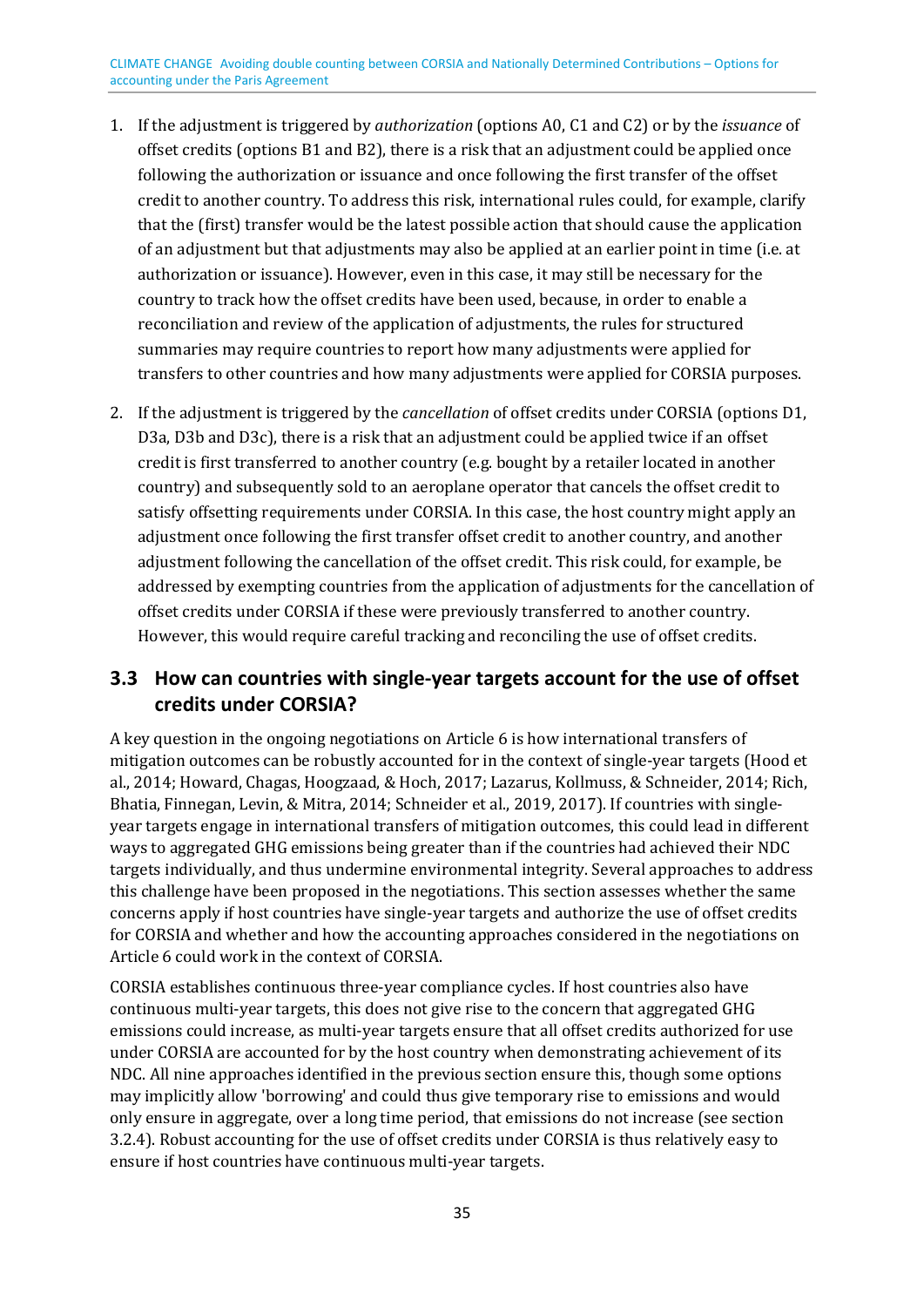1. If the adjustment is triggered by *authorization* (options A0, C1 and C2) or by the *issuance* of offset credits (options B1 and B2), there is a risk that an adjustment could be applied once following the authorization or issuance and once following the first transfer of the offset credit to another country. To address this risk, international rules could, for example, clarify that the (first) transfer would be the latest possible action that should cause the application of an adjustment but that adjustments may also be applied at an earlier point in time (i.e. at authorization or issuance). However, even in this case, it may still be necessary for the country to track how the offset credits have been used, because, in order to enable a reconciliation and review of the application of adjustments, the rules for structured summaries may require countries to report how many adjustments were applied for transfers to other countries and how many adjustments were applied for CORSIA purposes.

2. If the adjustment is triggered by the *cancellation* of offset credits under CORSIA (options D1, D3a, D3b and D3c), there is a risk that an adjustment could be applied twice if an offset credit is first transferred to another country (e.g. bought by a retailer located in another country) and subsequently sold to an aeroplane operator that cancels the offset credit to satisfy offsetting requirements under CORSIA. In this case, the host country might apply an adjustment once following the first transfer offset credit to another country, and another adjustment following the cancellation of the offset credit. This risk could, for example, be addressed by exempting countries from the application of adjustments for the cancellation of offset credits under CORSIA if these were previously transferred to another country. However, this would require careful tracking and reconciling the use of offset credits.

## 3.3 How can countries with single-year targets account for the use of offset credits under CORSIA?

A key question in the ongoing negotiations on Article 6 is how international transfers of mitigation outcomes can be robustly accounted for in the context of single-year targets (Hood et al., 2014; Howard, Chagas, Hoogzaad, & Hoch, 2017; Lazarus, Kollmuss, & Schneider, 2014; Rich, Bhatia, Finnegan, Levin, & Mitra, 2014; Schneider et al., 2019, 2017). If countries with single-year targets engage in international transfers of mitigation outcomes, this could lead in different ways to aggregated GHG emissions being greater than if the countries had achieved their NDC targets individually, and thus undermine environmental integrity. Several approaches to address this challenge have been proposed in the negotiations. This section assesses whether the same concerns apply if host countries have single-year targets and authorize the use of offset credits for CORSIA and whether and how the accounting approaches considered in the negotiations on Article 6 could work in the context of CORSIA.

CORSIA establishes continuous three-year compliance cycles. If host countries also have continuous multi-year targets, this does not give rise to the concern that aggregated GHG emissions could increase, as multi-year targets ensure that all offset credits authorized for use under CORSIA are accounted for by the host country when demonstrating achievement of its NDC. All nine approaches identified in the previous section ensure this, though some options may implicitly allow 'borrowing' and could thus give temporary rise to emissions and would only ensure in aggregate, over a long time period, that emissions do not increase (see section 3.2.4). Robust accounting for the use of offset credits under CORSIA is thus relatively easy to ensure if host countries have continuous multi-year targets.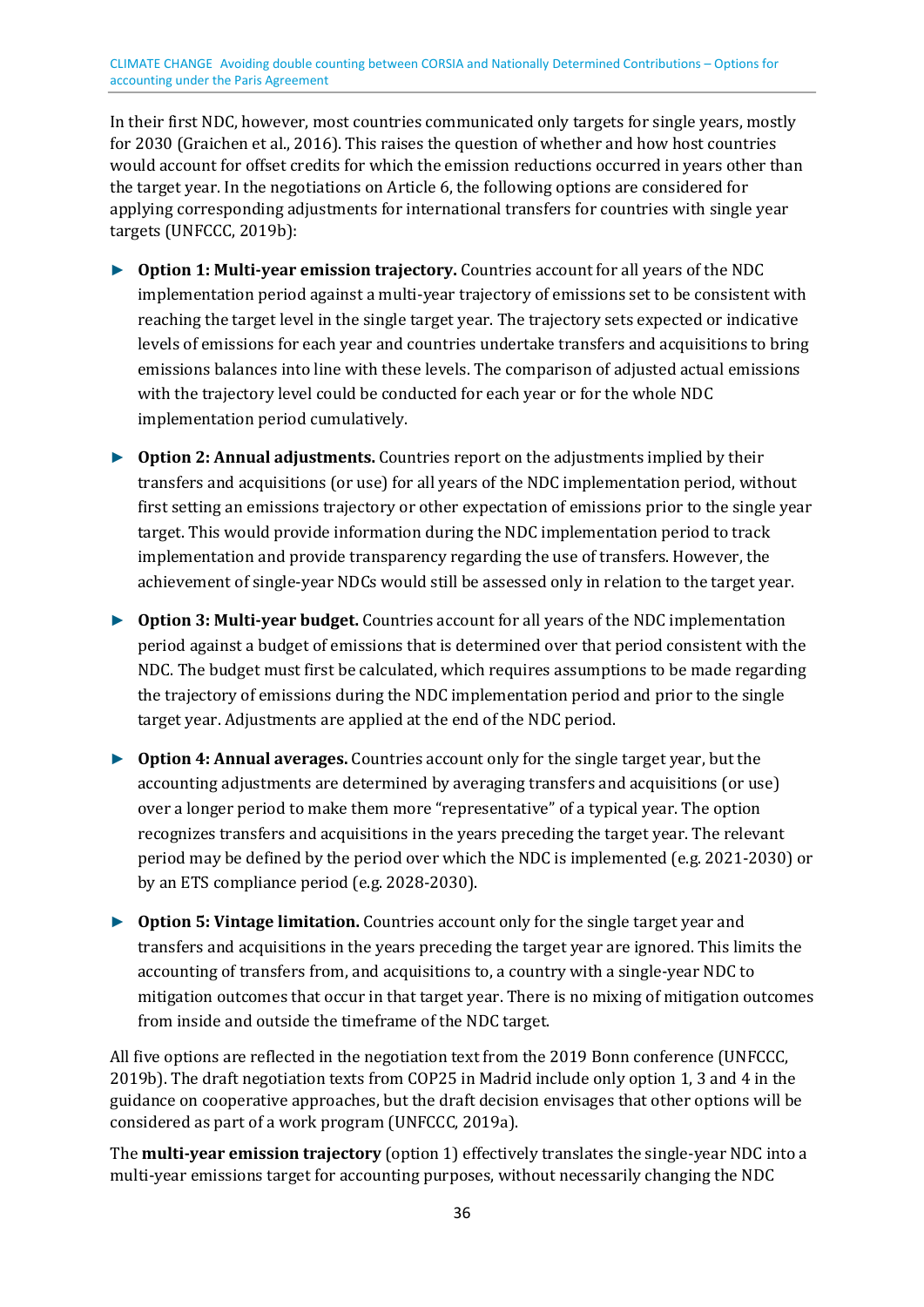In their first NDC, however, most countries communicated only targets for single years, mostly for 2030 (Graichen et al., 2016). This raises the question of whether and how host countries would account for offset credits for which the emission reductions occurred in years other than the target year. In the negotiations on Article 6, the following options are considered for applying corresponding adjustments for international transfers for countries with single year targets (UNFCCC, 2019b):

- **Option 1: Multi-year emission trajectory.** Countries account for all years of the NDC implementation period against a multi-year trajectory of emissions set to be consistent with reaching the target level in the single target year. The trajectory sets expected or indicative levels of emissions for each year and countries undertake transfers and acquisitions to bring emissions balances into line with these levels. The comparison of adjusted actual emissions with the trajectory level could be conducted for each year or for the whole NDC implementation period cumulatively.
- **Option 2: Annual adjustments.** Countries report on the adjustments implied by their transfers and acquisitions (or use) for all years of the NDC implementation period, without first setting an emissions trajectory or other expectation of emissions prior to the single year target. This would provide information during the NDC implementation period to track implementation and provide transparency regarding the use of transfers. However, the achievement of single-year NDCs would still be assessed only in relation to the target year.
- **Option 3: Multi-year budget.** Countries account for all years of the NDC implementation period against a budget of emissions that is determined over that period consistent with the NDC. The budget must first be calculated, which requires assumptions to be made regarding the trajectory of emissions during the NDC implementation period and prior to the single target year. Adjustments are applied at the end of the NDC period.
- **Option 4: Annual averages.** Countries account only for the single target year, but the accounting adjustments are determined by averaging transfers and acquisitions (or use) over a longer period to make them more "representative" of a typical year. The option recognizes transfers and acquisitions in the years preceding the target year. The relevant period may be defined by the period over which the NDC is implemented (e.g. 2021-2030) or by an ETS compliance period (e.g. 2028-2030).
- **Option 5: Vintage limitation.** Countries account only for the single target year and transfers and acquisitions in the years preceding the target year are ignored. This limits the accounting of transfers from, and acquisitions to, a country with a single-year NDC to mitigation outcomes that occur in that target year. There is no mixing of mitigation outcomes from inside and outside the timeframe of the NDC target.

All five options are reflected in the negotiation text from the 2019 Bonn conference (UNFCCC, 2019b). The draft negotiation texts from COP25 in Madrid include only option 1, 3 and 4 in the guidance on cooperative approaches, but the draft decision envisages that other options will be considered as part of a work program (UNFCCC, 2019a).

The **multi-year emission trajectory** (option 1) effectively translates the single-year NDC into a multi-year emissions target for accounting purposes, without necessarily changing the NDC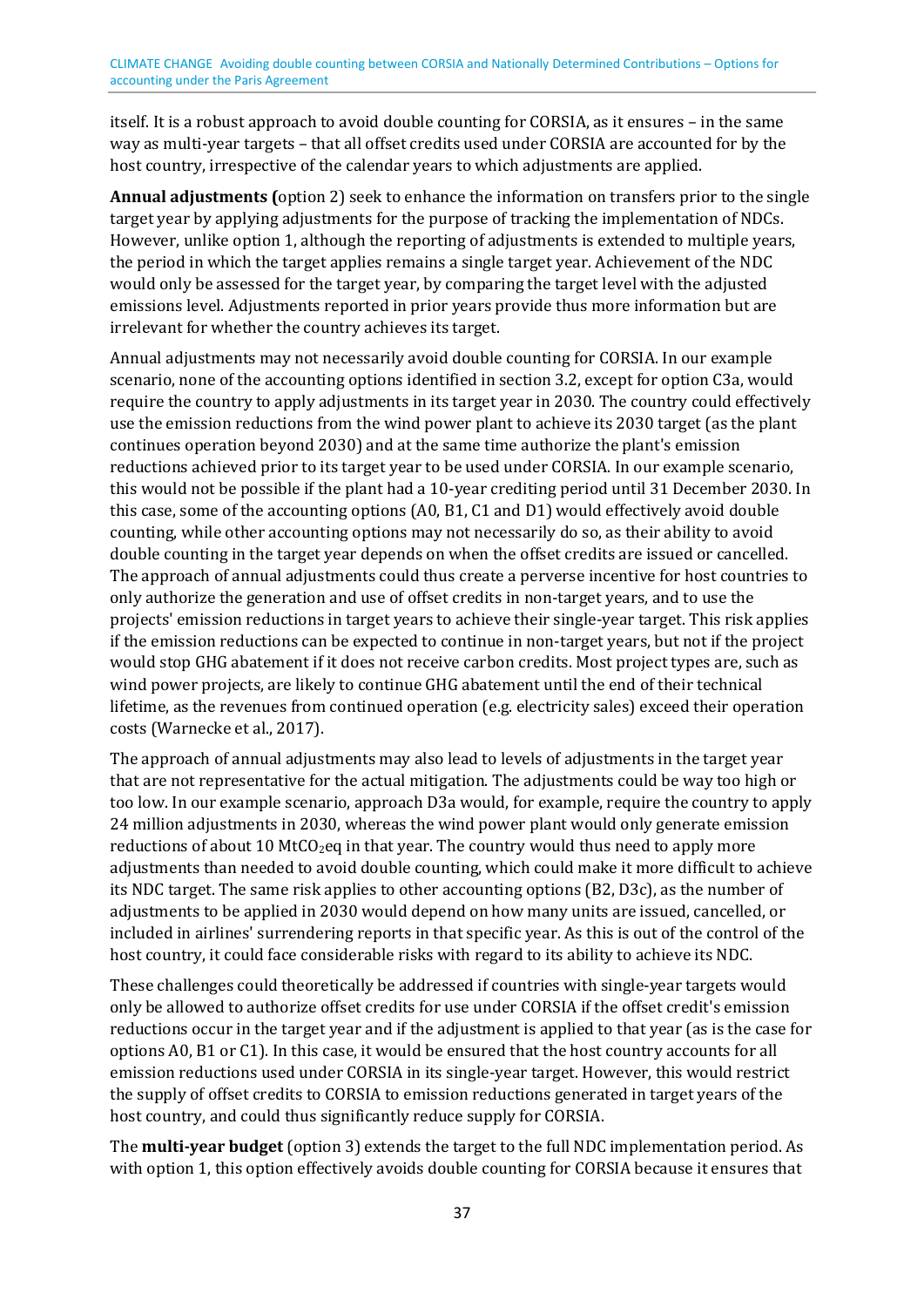itself. It is a robust approach to avoid double counting for CORSIA, as it ensures – in the same way as multi-year targets – that all offset credits used under CORSIA are accounted for by the host country, irrespective of the calendar years to which adjustments are applied.

**Annual adjustments (**option 2) seek to enhance the information on transfers prior to the single target year by applying adjustments for the purpose of tracking the implementation of NDCs. However, unlike option 1, although the reporting of adjustments is extended to multiple years, the period in which the target applies remains a single target year. Achievement of the NDC would only be assessed for the target year, by comparing the target level with the adjusted emissions level. Adjustments reported in prior years provide thus more information but are irrelevant for whether the country achieves its target.

Annual adjustments may not necessarily avoid double counting for CORSIA. In our example scenario, none of the accounting options identified in section 3.2, except for option C3a, would require the country to apply adjustments in its target year in 2030. The country could effectively use the emission reductions from the wind power plant to achieve its 2030 target (as the plant continues operation beyond 2030) and at the same time authorize the plant's emission reductions achieved prior to its target year to be used under CORSIA. In our example scenario, this would not be possible if the plant had a 10-year crediting period until 31 December 2030. In this case, some of the accounting options (A0, B1, C1 and D1) would effectively avoid double counting, while other accounting options may not necessarily do so, as their ability to avoid double counting in the target year depends on when the offset credits are issued or cancelled. The approach of annual adjustments could thus create a perverse incentive for host countries to only authorize the generation and use of offset credits in non-target years, and to use the projects' emission reductions in target years to achieve their single-year target. This risk applies if the emission reductions can be expected to continue in non-target years, but not if the project would stop GHG abatement if it does not receive carbon credits. Most project types are, such as wind power projects, are likely to continue GHG abatement until the end of their technical lifetime, as the revenues from continued operation (e.g. electricity sales) exceed their operation costs (Warnecke et al., 2017).

The approach of annual adjustments may also lead to levels of adjustments in the target year that are not representative for the actual mitigation. The adjustments could be way too high or too low. In our example scenario, approach D3a would, for example, require the country to apply 24 million adjustments in 2030, whereas the wind power plant would only generate emission reductions of about 10 $MtCO_2eq$ in that year. The country would thus need to apply more adjustments than needed to avoid double counting, which could make it more difficult to achieve its NDC target. The same risk applies to other accounting options (B2, D3c), as the number of adjustments to be applied in 2030 would depend on how many units are issued, cancelled, or included in airlines' surrendering reports in that specific year. As this is out of the control of the host country, it could face considerable risks with regard to its ability to achieve its NDC.

These challenges could theoretically be addressed if countries with single-year targets would only be allowed to authorize offset credits for use under CORSIA if the offset credit's emission reductions occur in the target year and if the adjustment is applied to that year (as is the case for options A0, B1 or C1). In this case, it would be ensured that the host country accounts for all emission reductions used under CORSIA in its single-year target. However, this would restrict the supply of offset credits to CORSIA to emission reductions generated in target years of the host country, and could thus significantly reduce supply for CORSIA.

The **multi-year budget** (option 3) extends the target to the full NDC implementation period. As with option 1, this option effectively avoids double counting for CORSIA because it ensures that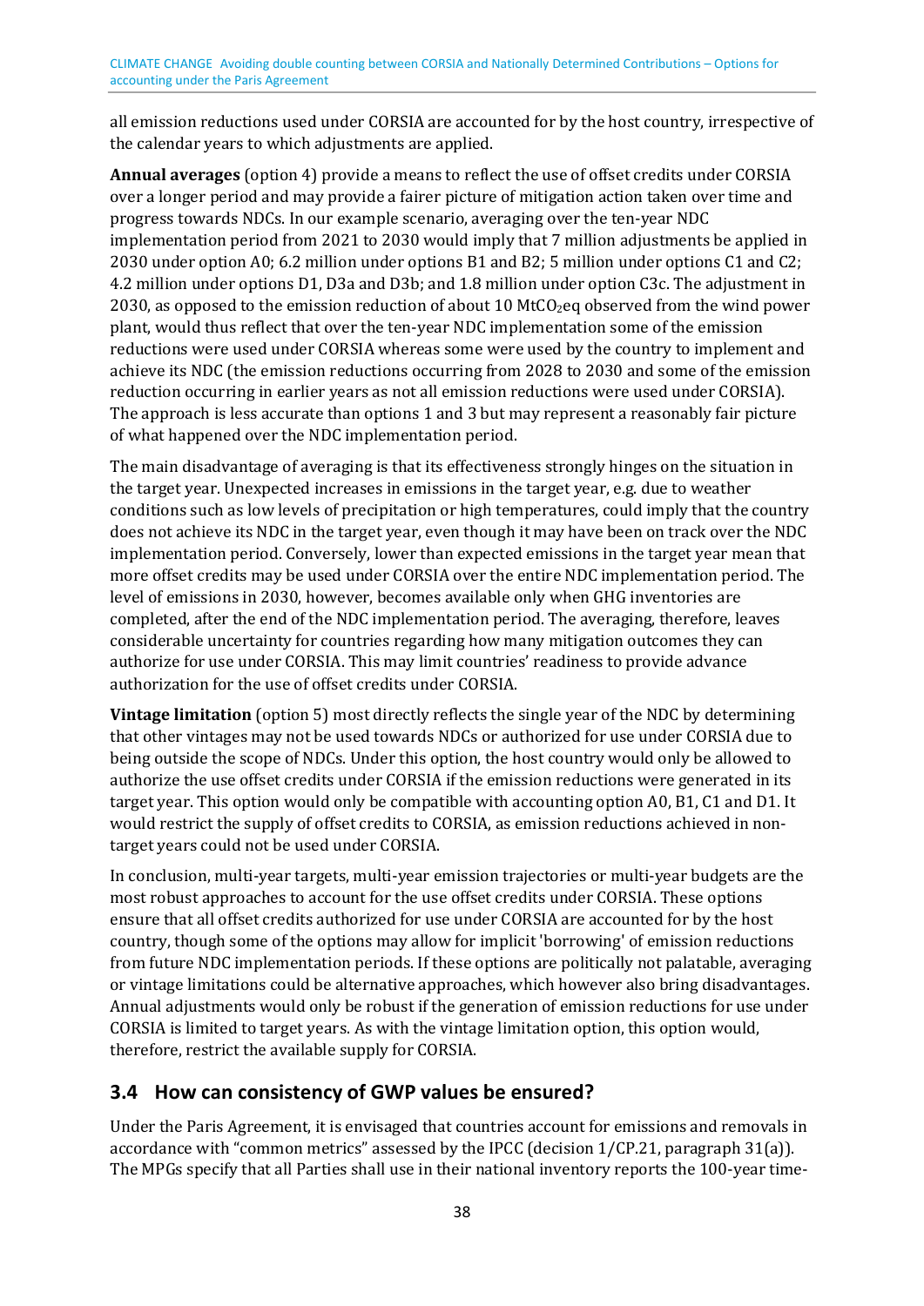all emission reductions used under CORSIA are accounted for by the host country, irrespective of the calendar years to which adjustments are applied.

**Annual averages** (option 4) provide a means to reflect the use of offset credits under CORSIA over a longer period and may provide a fairer picture of mitigation action taken over time and progress towards NDCs. In our example scenario, averaging over the ten-year NDC implementation period from 2021 to 2030 would imply that 7 million adjustments be applied in 2030 under option A0; 6.2 million under options B1 and B2; 5 million under options C1 and C2; 4.2 million under options D1, D3a and D3b; and 1.8 million under option C3c. The adjustment in 2030, as opposed to the emission reduction of about 10 $MtCO_2eq$ observed from the wind power plant, would thus reflect that over the ten-year NDC implementation some of the emission reductions were used under CORSIA whereas some were used by the country to implement and achieve its NDC (the emission reductions occurring from 2028 to 2030 and some of the emission reduction occurring in earlier years as not all emission reductions were used under CORSIA). The approach is less accurate than options 1 and 3 but may represent a reasonably fair picture of what happened over the NDC implementation period.

The main disadvantage of averaging is that its effectiveness strongly hinges on the situation in the target year. Unexpected increases in emissions in the target year, e.g. due to weather conditions such as low levels of precipitation or high temperatures, could imply that the country does not achieve its NDC in the target year, even though it may have been on track over the NDC implementation period. Conversely, lower than expected emissions in the target year mean that more offset credits may be used under CORSIA over the entire NDC implementation period. The level of emissions in 2030, however, becomes available only when GHG inventories are completed, after the end of the NDC implementation period. The averaging, therefore, leaves considerable uncertainty for countries regarding how many mitigation outcomes they can authorize for use under CORSIA. This may limit countries' readiness to provide advance authorization for the use of offset credits under CORSIA.

**Vintage limitation** (option 5) most directly reflects the single year of the NDC by determining that other vintages may not be used towards NDCs or authorized for use under CORSIA due to being outside the scope of NDCs. Under this option, the host country would only be allowed to authorize the use offset credits under CORSIA if the emission reductions were generated in its target year. This option would only be compatible with accounting option A0, B1, C1 and D1. It would restrict the supply of offset credits to CORSIA, as emission reductions achieved in non-target years could not be used under CORSIA.

In conclusion, multi-year targets, multi-year emission trajectories or multi-year budgets are the most robust approaches to account for the use offset credits under CORSIA. These options ensure that all offset credits authorized for use under CORSIA are accounted for by the host country, though some of the options may allow for implicit 'borrowing' of emission reductions from future NDC implementation periods. If these options are politically not palatable, averaging or vintage limitations could be alternative approaches, which however also bring disadvantages. Annual adjustments would only be robust if the generation of emission reductions for use under CORSIA is limited to target years. As with the vintage limitation option, this option would, therefore, restrict the available supply for CORSIA.

## 3.4 How can consistency of GWP values be ensured?

Under the Paris Agreement, it is envisaged that countries account for emissions and removals in accordance with "common metrics" assessed by the IPCC (decision 1/CP.21, paragraph 31(a)). The MPGs specify that all Parties shall use in their national inventory reports the 100-year time-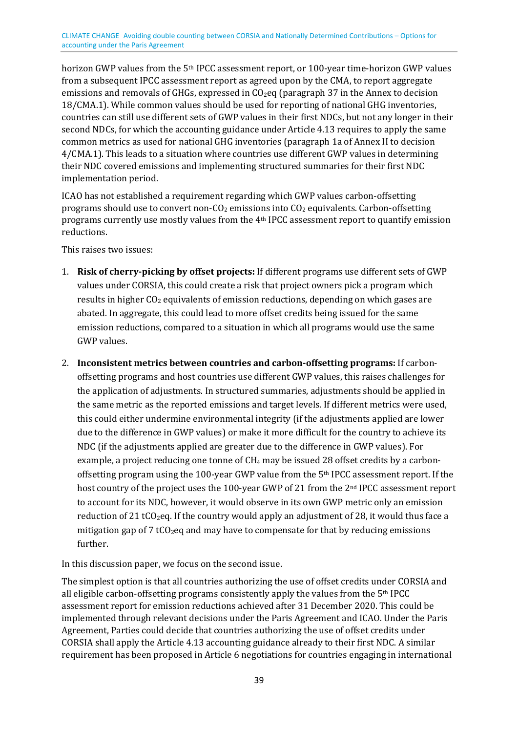horizon GWP values from the 5th IPCC assessment report, or 100-year time-horizon GWP values from a subsequent IPCC assessment report as agreed upon by the CMA, to report aggregate emissions and removals of GHGs, expressed in $CO_2$eq (paragraph 37 in the Annex to decision 18/CMA.1). While common values should be used for reporting of national GHG inventories, countries can still use different sets of GWP values in their first NDCs, but not any longer in their second NDCs, for which the accounting guidance under Article 4.13 requires to apply the same common metrics as used for national GHG inventories (paragraph 1a of Annex II to decision 4/CMA.1). This leads to a situation where countries use different GWP values in determining their NDC covered emissions and implementing structured summaries for their first NDC implementation period.

ICAO has not established a requirement regarding which GWP values carbon-offsetting programs should use to convert non-$CO_2$ emissions into $CO_2$ equivalents. Carbon-offsetting programs currently use mostly values from the 4th IPCC assessment report to quantify emission reductions.

This raises two issues:

1. **Risk of cherry-picking by offset projects:** If different programs use different sets of GWP values under CORSIA, this could create a risk that project owners pick a program which results in higher $CO_2$ equivalents of emission reductions, depending on which gases are abated. In aggregate, this could lead to more offset credits being issued for the same emission reductions, compared to a situation in which all programs would use the same GWP values.
2. **Inconsistent metrics between countries and carbon-offsetting programs:** If carbon-offsetting programs and host countries use different GWP values, this raises challenges for the application of adjustments. In structured summaries, adjustments should be applied in the same metric as the reported emissions and target levels. If different metrics were used, this could either undermine environmental integrity (if the adjustments applied are lower due to the difference in GWP values) or make it more difficult for the country to achieve its NDC (if the adjustments applied are greater due to the difference in GWP values). For example, a project reducing one tonne of $CH_4$ may be issued 28 offset credits by a carbon-offsetting program using the 100-year GWP value from the 5th IPCC assessment report. If the host country of the project uses the 100-year GWP of 21 from the 2nd IPCC assessment report to account for its NDC, however, it would observe in its own GWP metric only an emission reduction of 21 $tCO_2$eq. If the country would apply an adjustment of 28, it would thus face a mitigation gap of 7 $tCO_2$eq and may have to compensate for that by reducing emissions further.

In this discussion paper, we focus on the second issue.

The simplest option is that all countries authorizing the use of offset credits under CORSIA and all eligible carbon-offsetting programs consistently apply the values from the 5th IPCC assessment report for emission reductions achieved after 31 December 2020. This could be implemented through relevant decisions under the Paris Agreement and ICAO. Under the Paris Agreement, Parties could decide that countries authorizing the use of offset credits under CORSIA shall apply the Article 4.13 accounting guidance already to their first NDC. A similar requirement has been proposed in Article 6 negotiations for countries engaging in international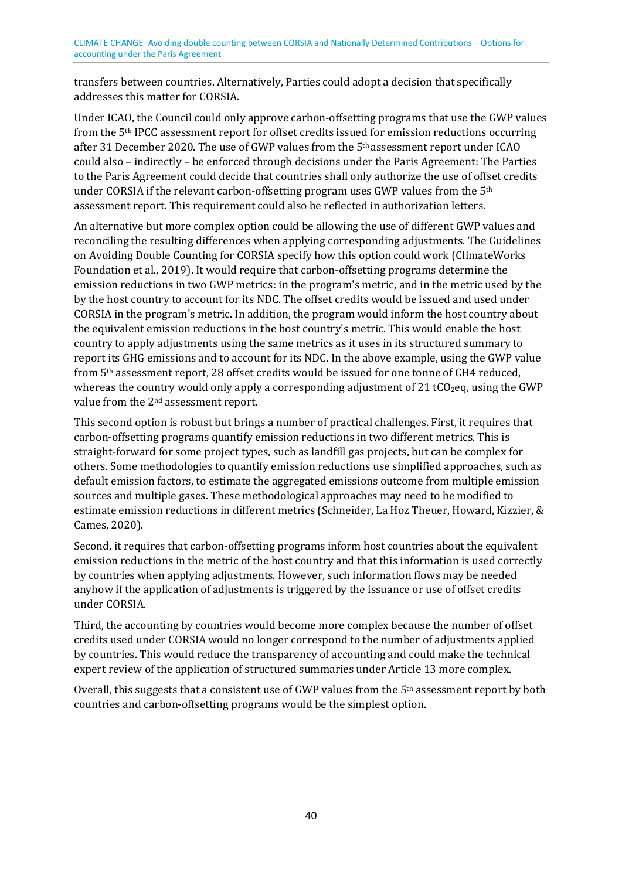transfers between countries. Alternatively, Parties could adopt a decision that specifically addresses this matter for CORSIA.

Under ICAO, the Council could only approve carbon-offsetting programs that use the GWP values from the 5th IPCC assessment report for offset credits issued for emission reductions occurring after 31 December 2020. The use of GWP values from the 5th assessment report under ICAO could also – indirectly – be enforced through decisions under the Paris Agreement: The Parties to the Paris Agreement could decide that countries shall only authorize the use of offset credits under CORSIA if the relevant carbon-offsetting program uses GWP values from the 5th assessment report. This requirement could also be reflected in authorization letters.

An alternative but more complex option could be allowing the use of different GWP values and reconciling the resulting differences when applying corresponding adjustments. The Guidelines on Avoiding Double Counting for CORSIA specify how this option could work (ClimateWorks Foundation et al., 2019). It would require that carbon-offsetting programs determine the emission reductions in two GWP metrics: in the program's metric, and in the metric used by the by the host country to account for its NDC. The offset credits would be issued and used under CORSIA in the program's metric. In addition, the program would inform the host country about the equivalent emission reductions in the host country's metric. This would enable the host country to apply adjustments using the same metrics as it uses in its structured summary to report its GHG emissions and to account for its NDC. In the above example, using the GWP value from 5th assessment report, 28 offset credits would be issued for one tonne of CH4 reduced, whereas the country would only apply a corresponding adjustment of 21 $tCO_2eq$, using the GWP value from the 2nd assessment report.

This second option is robust but brings a number of practical challenges. First, it requires that carbon-offsetting programs quantify emission reductions in two different metrics. This is straight-forward for some project types, such as landfill gas projects, but can be complex for others. Some methodologies to quantify emission reductions use simplified approaches, such as default emission factors, to estimate the aggregated emissions outcome from multiple emission sources and multiple gases. These methodological approaches may need to be modified to estimate emission reductions in different metrics (Schneider, La Hoz Theuer, Howard, Kizzier, & Cames, 2020).

Second, it requires that carbon-offsetting programs inform host countries about the equivalent emission reductions in the metric of the host country and that this information is used correctly by countries when applying adjustments. However, such information flows may be needed anyhow if the application of adjustments is triggered by the issuance or use of offset credits under CORSIA.

Third, the accounting by countries would become more complex because the number of offset credits used under CORSIA would no longer correspond to the number of adjustments applied by countries. This would reduce the transparency of accounting and could make the technical expert review of the application of structured summaries under Article 13 more complex.

Overall, this suggests that a consistent use of GWP values from the 5th assessment report by both countries and carbon-offsetting programs would be the simplest option.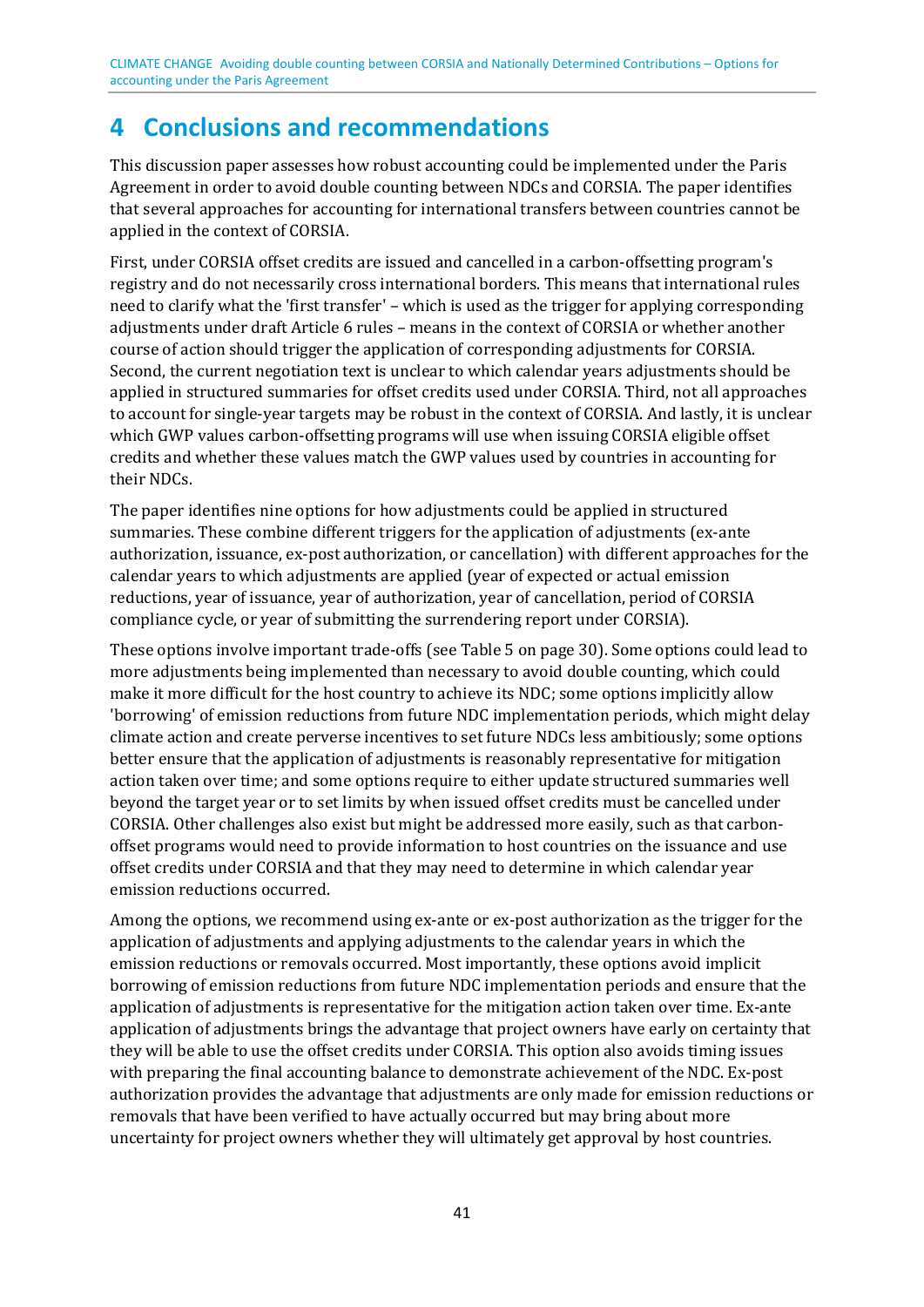# 4 Conclusions and recommendations

This discussion paper assesses how robust accounting could be implemented under the Paris Agreement in order to avoid double counting between NDCs and CORSIA. The paper identifies that several approaches for accounting for international transfers between countries cannot be applied in the context of CORSIA.

First, under CORSIA offset credits are issued and cancelled in a carbon-offsetting program's registry and do not necessarily cross international borders. This means that international rules need to clarify what the 'first transfer' – which is used as the trigger for applying corresponding adjustments under draft Article 6 rules – means in the context of CORSIA or whether another course of action should trigger the application of corresponding adjustments for CORSIA. Second, the current negotiation text is unclear to which calendar years adjustments should be applied in structured summaries for offset credits used under CORSIA. Third, not all approaches to account for single-year targets may be robust in the context of CORSIA. And lastly, it is unclear which GWP values carbon-offsetting programs will use when issuing CORSIA eligible offset credits and whether these values match the GWP values used by countries in accounting for their NDCs.

The paper identifies nine options for how adjustments could be applied in structured summaries. These combine different triggers for the application of adjustments (ex-ante authorization, issuance, ex-post authorization, or cancellation) with different approaches for the calendar years to which adjustments are applied (year of expected or actual emission reductions, year of issuance, year of authorization, year of cancellation, period of CORSIA compliance cycle, or year of submitting the surrendering report under CORSIA).

These options involve important trade-offs (see Table 5 on page 30). Some options could lead to more adjustments being implemented than necessary to avoid double counting, which could make it more difficult for the host country to achieve its NDC; some options implicitly allow 'borrowing' of emission reductions from future NDC implementation periods, which might delay climate action and create perverse incentives to set future NDCs less ambitiously; some options better ensure that the application of adjustments is reasonably representative for mitigation action taken over time; and some options require to either update structured summaries well beyond the target year or to set limits by when issued offset credits must be cancelled under CORSIA. Other challenges also exist but might be addressed more easily, such as that carbon-offset programs would need to provide information to host countries on the issuance and use offset credits under CORSIA and that they may need to determine in which calendar year emission reductions occurred.

Among the options, we recommend using ex-ante or ex-post authorization as the trigger for the application of adjustments and applying adjustments to the calendar years in which the emission reductions or removals occurred. Most importantly, these options avoid implicit borrowing of emission reductions from future NDC implementation periods and ensure that the application of adjustments is representative for the mitigation action taken over time. Ex-ante application of adjustments brings the advantage that project owners have early on certainty that they will be able to use the offset credits under CORSIA. This option also avoids timing issues with preparing the final accounting balance to demonstrate achievement of the NDC. Ex-post authorization provides the advantage that adjustments are only made for emission reductions or removals that have been verified to have actually occurred but may bring about more uncertainty for project owners whether they will ultimately get approval by host countries.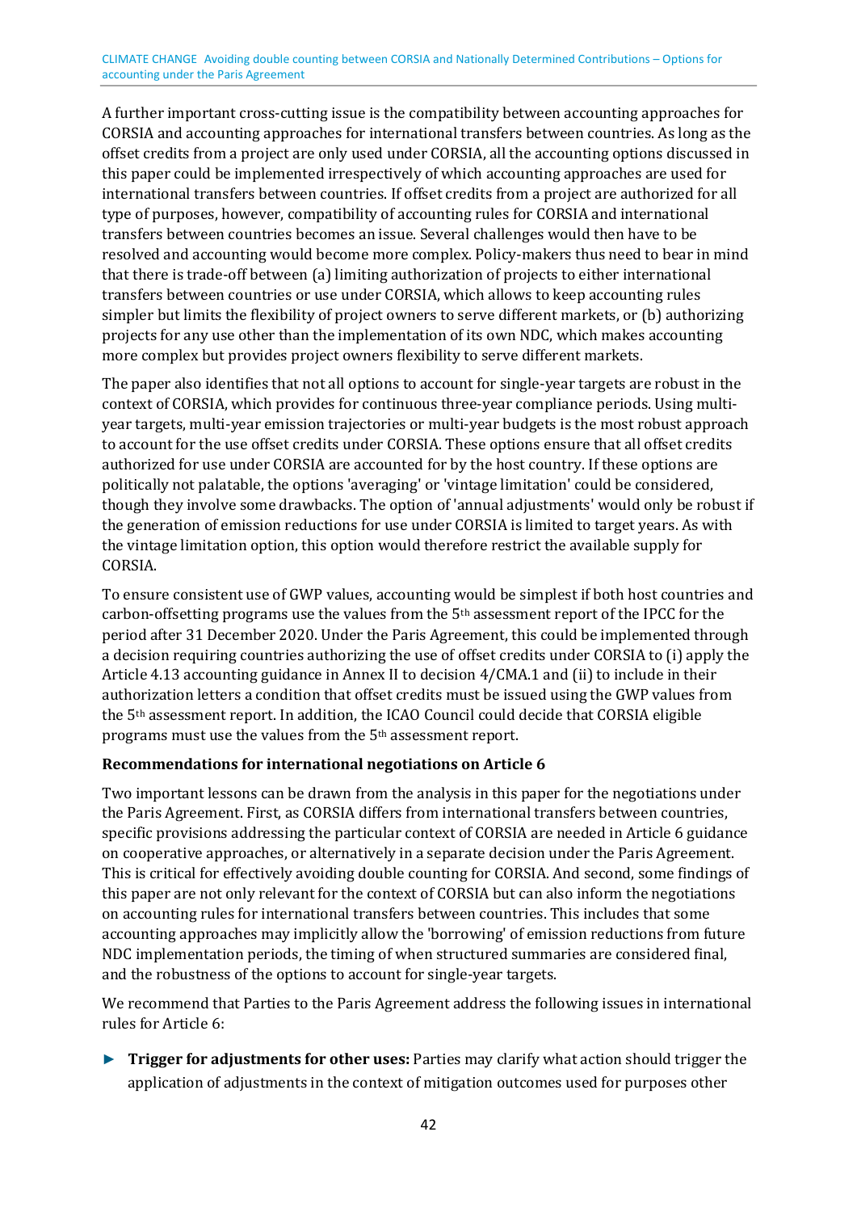A further important cross-cutting issue is the compatibility between accounting approaches for CORSIA and accounting approaches for international transfers between countries. As long as the offset credits from a project are only used under CORSIA, all the accounting options discussed in this paper could be implemented irrespectively of which accounting approaches are used for international transfers between countries. If offset credits from a project are authorized for all type of purposes, however, compatibility of accounting rules for CORSIA and international transfers between countries becomes an issue. Several challenges would then have to be resolved and accounting would become more complex. Policy-makers thus need to bear in mind that there is trade-off between (a) limiting authorization of projects to either international transfers between countries or use under CORSIA, which allows to keep accounting rules simpler but limits the flexibility of project owners to serve different markets, or (b) authorizing projects for any use other than the implementation of its own NDC, which makes accounting more complex but provides project owners flexibility to serve different markets.

The paper also identifies that not all options to account for single-year targets are robust in the context of CORSIA, which provides for continuous three-year compliance periods. Using multi-year targets, multi-year emission trajectories or multi-year budgets is the most robust approach to account for the use offset credits under CORSIA. These options ensure that all offset credits authorized for use under CORSIA are accounted for by the host country. If these options are politically not palatable, the options 'averaging' or 'vintage limitation' could be considered, though they involve some drawbacks. The option of 'annual adjustments' would only be robust if the generation of emission reductions for use under CORSIA is limited to target years. As with the vintage limitation option, this option would therefore restrict the available supply for CORSIA.

To ensure consistent use of GWP values, accounting would be simplest if both host countries and carbon-offsetting programs use the values from the 5th assessment report of the IPCC for the period after 31 December 2020. Under the Paris Agreement, this could be implemented through a decision requiring countries authorizing the use of offset credits under CORSIA to (i) apply the Article 4.13 accounting guidance in Annex II to decision 4/CMA.1 and (ii) to include in their authorization letters a condition that offset credits must be issued using the GWP values from the 5th assessment report. In addition, the ICAO Council could decide that CORSIA eligible programs must use the values from the 5th assessment report.

**Recommendations for international negotiations on Article 6**

Two important lessons can be drawn from the analysis in this paper for the negotiations under the Paris Agreement. First, as CORSIA differs from international transfers between countries, specific provisions addressing the particular context of CORSIA are needed in Article 6 guidance on cooperative approaches, or alternatively in a separate decision under the Paris Agreement. This is critical for effectively avoiding double counting for CORSIA. And second, some findings of this paper are not only relevant for the context of CORSIA but can also inform the negotiations on accounting rules for international transfers between countries. This includes that some accounting approaches may implicitly allow the 'borrowing' of emission reductions from future NDC implementation periods, the timing of when structured summaries are considered final, and the robustness of the options to account for single-year targets.

We recommend that Parties to the Paris Agreement address the following issues in international rules for Article 6:

- **Trigger for adjustments for other uses:** Parties may clarify what action should trigger the application of adjustments in the context of mitigation outcomes used for purposes other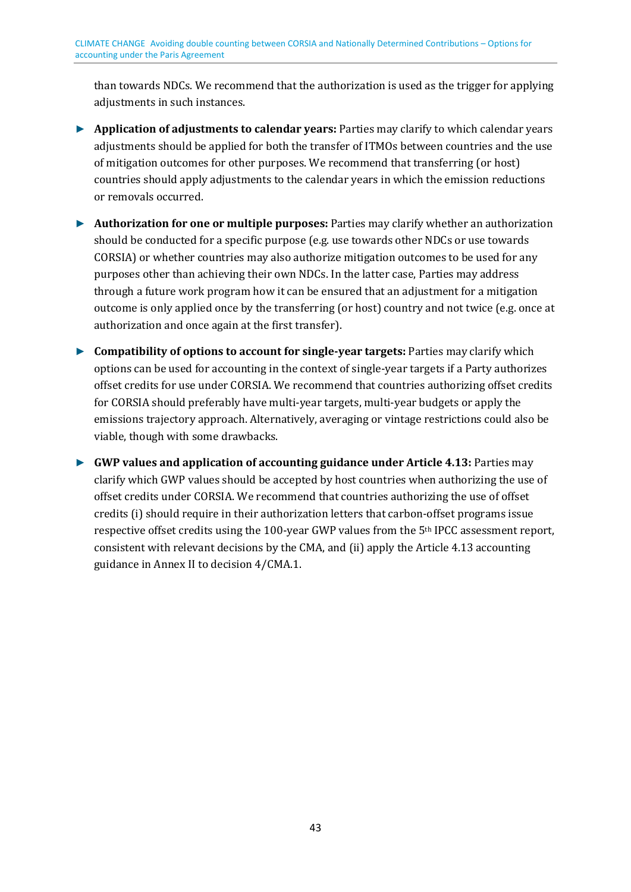than towards NDCs. We recommend that the authorization is used as the trigger for applying adjustments in such instances.

- **Application of adjustments to calendar years:** Parties may clarify to which calendar years adjustments should be applied for both the transfer of ITMOs between countries and the use of mitigation outcomes for other purposes. We recommend that transferring (or host) countries should apply adjustments to the calendar years in which the emission reductions or removals occurred.

- **Authorization for one or multiple purposes:** Parties may clarify whether an authorization should be conducted for a specific purpose (e.g. use towards other NDCs or use towards CORSIA) or whether countries may also authorize mitigation outcomes to be used for any purposes other than achieving their own NDCs. In the latter case, Parties may address through a future work program how it can be ensured that an adjustment for a mitigation outcome is only applied once by the transferring (or host) country and not twice (e.g. once at authorization and once again at the first transfer).

- **Compatibility of options to account for single-year targets:** Parties may clarify which options can be used for accounting in the context of single-year targets if a Party authorizes offset credits for use under CORSIA. We recommend that countries authorizing offset credits for CORSIA should preferably have multi-year targets, multi-year budgets or apply the emissions trajectory approach. Alternatively, averaging or vintage restrictions could also be viable, though with some drawbacks.

- **GWP values and application of accounting guidance under Article 4.13:** Parties may clarify which GWP values should be accepted by host countries when authorizing the use of offset credits under CORSIA. We recommend that countries authorizing the use of offset credits (i) should require in their authorization letters that carbon-offset programs issue respective offset credits using the 100-year GWP values from the 5th IPCC assessment report, consistent with relevant decisions by the CMA, and (ii) apply the Article 4.13 accounting guidance in Annex II to decision 4/CMA.1.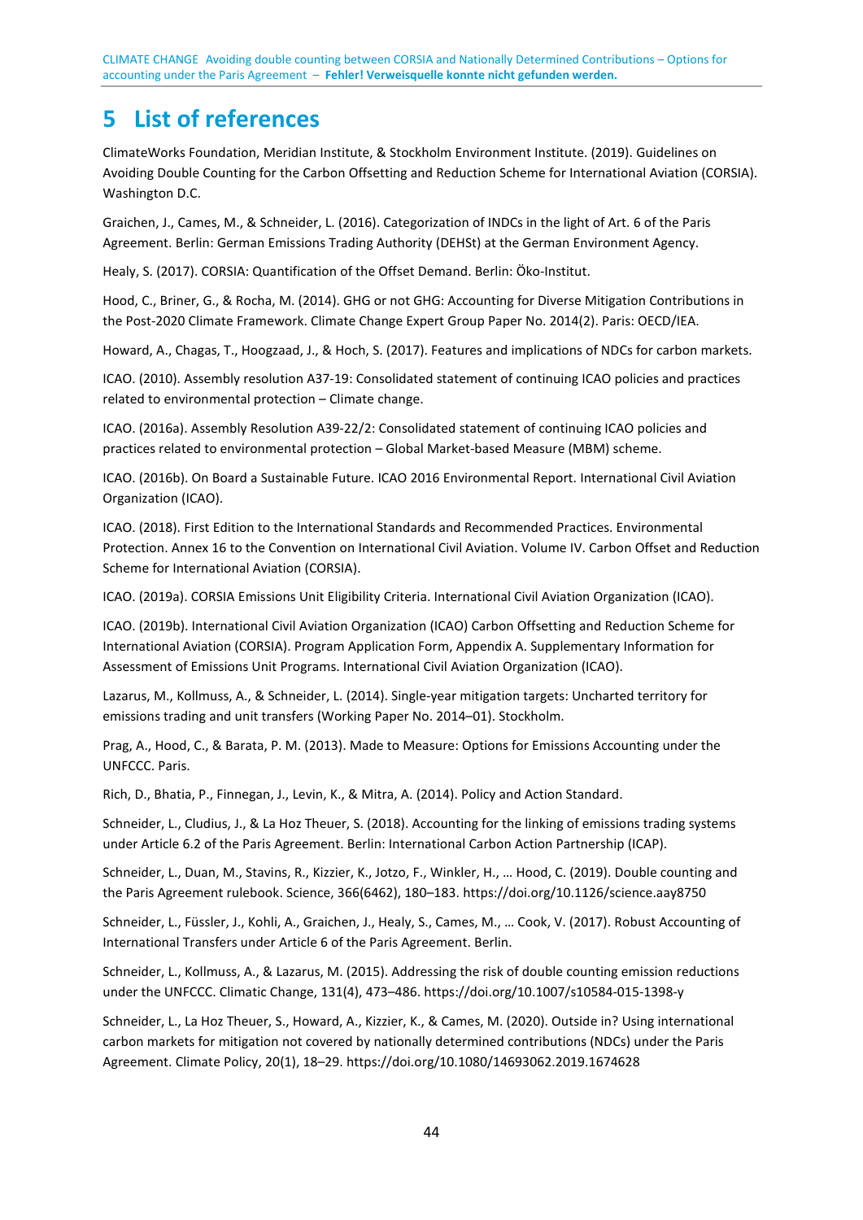# 5 List of references

ClimateWorks Foundation, Meridian Institute, & Stockholm Environment Institute. (2019). Guidelines on Avoiding Double Counting for the Carbon Offsetting and Reduction Scheme for International Aviation (CORSIA). Washington D.C.

Graichen, J., Cames, M., & Schneider, L. (2016). Categorization of INDCs in the light of Art. 6 of the Paris Agreement. Berlin: German Emissions Trading Authority (DEHSt) at the German Environment Agency.

Healy, S. (2017). CORSIA: Quantification of the Offset Demand. Berlin: Öko-Institut.

Hood, C., Briner, G., & Rocha, M. (2014). GHG or not GHG: Accounting for Diverse Mitigation Contributions in the Post-2020 Climate Framework. Climate Change Expert Group Paper No. 2014(2). Paris: OECD/IEA.

Howard, A., Chagas, T., Hoogzaad, J., & Hoch, S. (2017). Features and implications of NDCs for carbon markets.

ICAO. (2010). Assembly resolution A37-19: Consolidated statement of continuing ICAO policies and practices related to environmental protection – Climate change.

ICAO. (2016a). Assembly Resolution A39-22/2: Consolidated statement of continuing ICAO policies and practices related to environmental protection – Global Market-based Measure (MBM) scheme.

ICAO. (2016b). On Board a Sustainable Future. ICAO 2016 Environmental Report. International Civil Aviation Organization (ICAO).

ICAO. (2018). First Edition to the International Standards and Recommended Practices. Environmental Protection. Annex 16 to the Convention on International Civil Aviation. Volume IV. Carbon Offset and Reduction Scheme for International Aviation (CORSIA).

ICAO. (2019a). CORSIA Emissions Unit Eligibility Criteria. International Civil Aviation Organization (ICAO).

ICAO. (2019b). International Civil Aviation Organization (ICAO) Carbon Offsetting and Reduction Scheme for International Aviation (CORSIA). Program Application Form, Appendix A. Supplementary Information for Assessment of Emissions Unit Programs. International Civil Aviation Organization (ICAO).

Lazarus, M., Kollmuss, A., & Schneider, L. (2014). Single-year mitigation targets: Uncharted territory for emissions trading and unit transfers (Working Paper No. 2014–01). Stockholm.

Prag, A., Hood, C., & Barata, P. M. (2013). Made to Measure: Options for Emissions Accounting under the UNFCCC. Paris.

Rich, D., Bhatia, P., Finnegan, J., Levin, K., & Mitra, A. (2014). Policy and Action Standard.

Schneider, L., Cludius, J., & La Hoz Theuer, S. (2018). Accounting for the linking of emissions trading systems under Article 6.2 of the Paris Agreement. Berlin: International Carbon Action Partnership (ICAP).

Schneider, L., Duan, M., Stavins, R., Kizzier, K., Jotzo, F., Winkler, H., … Hood, C. (2019). Double counting and the Paris Agreement rulebook. Science, 366(6462), 180–183. https://doi.org/10.1126/science.aay8750

Schneider, L., Füssler, J., Kohli, A., Graichen, J., Healy, S., Cames, M., … Cook, V. (2017). Robust Accounting of International Transfers under Article 6 of the Paris Agreement. Berlin.

Schneider, L., Kollmuss, A., & Lazarus, M. (2015). Addressing the risk of double counting emission reductions under the UNFCCC. Climatic Change, 131(4), 473–486. https://doi.org/10.1007/s10584-015-1398-y

Schneider, L., La Hoz Theuer, S., Howard, A., Kizzier, K., & Cames, M. (2020). Outside in? Using international carbon markets for mitigation not covered by nationally determined contributions (NDCs) under the Paris Agreement. Climate Policy, 20(1), 18–29. https://doi.org/10.1080/14693062.2019.1674628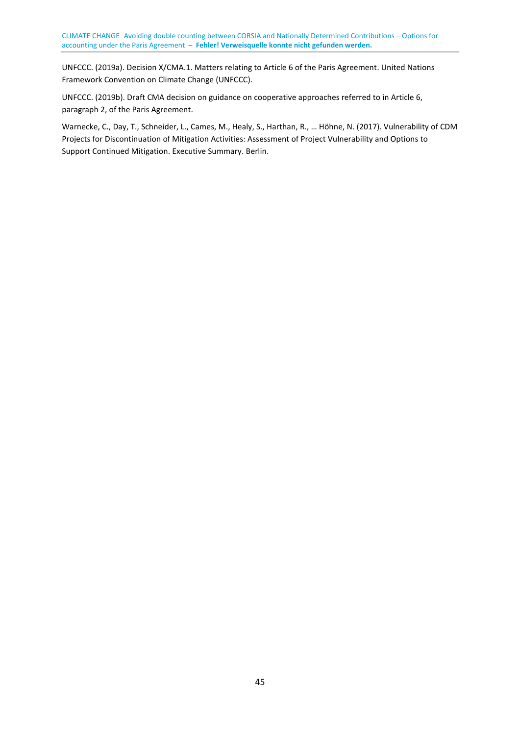UNFCCC. (2019a). Decision X/CMA.1. Matters relating to Article 6 of the Paris Agreement. United Nations Framework Convention on Climate Change (UNFCCC).

UNFCCC. (2019b). Draft CMA decision on guidance on cooperative approaches referred to in Article 6, paragraph 2, of the Paris Agreement.

Warnecke, C., Day, T., Schneider, L., Cames, M., Healy, S., Harthan, R., … Höhne, N. (2017). Vulnerability of CDM Projects for Discontinuation of Mitigation Activities: Assessment of Project Vulnerability and Options to Support Continued Mitigation. Executive Summary. Berlin.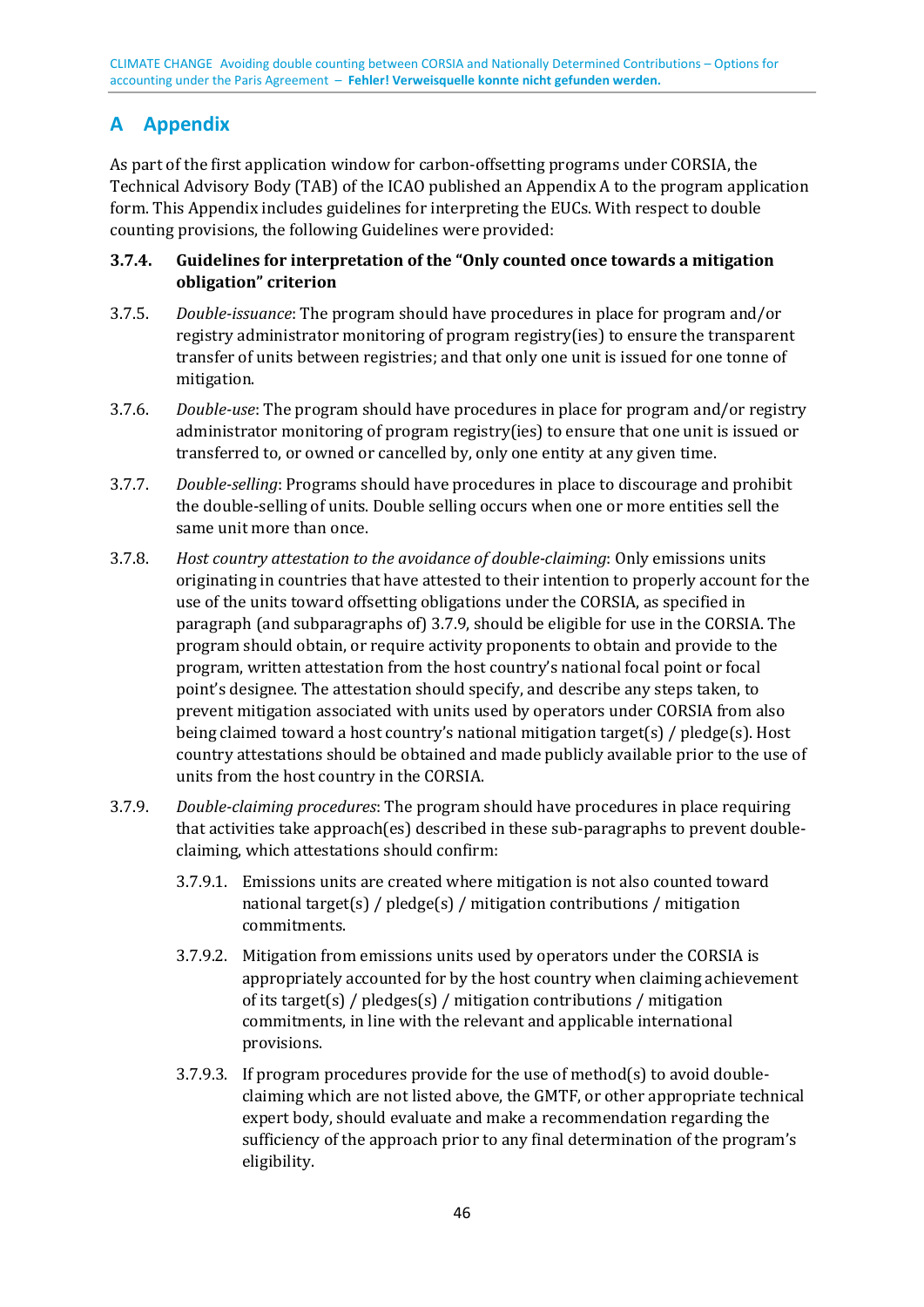# A Appendix

As part of the first application window for carbon-offsetting programs under CORSIA, the Technical Advisory Body (TAB) of the ICAO published an Appendix A to the program application form. This Appendix includes guidelines for interpreting the EUCs. With respect to double counting provisions, the following Guidelines were provided:

**3.7.4. Guidelines for interpretation of the "Only counted once towards a mitigation obligation" criterion**

3.7.5. *Double-issuance*: The program should have procedures in place for program and/or registry administrator monitoring of program registry(ies) to ensure the transparent transfer of units between registries; and that only one unit is issued for one tonne of mitigation.

3.7.6. *Double-use*: The program should have procedures in place for program and/or registry administrator monitoring of program registry(ies) to ensure that one unit is issued or transferred to, or owned or cancelled by, only one entity at any given time.

3.7.7. *Double-selling*: Programs should have procedures in place to discourage and prohibit the double-selling of units. Double selling occurs when one or more entities sell the same unit more than once.

3.7.8. *Host country attestation to the avoidance of double-claiming*: Only emissions units originating in countries that have attested to their intention to properly account for the use of the units toward offsetting obligations under the CORSIA, as specified in paragraph (and subparagraphs of) 3.7.9, should be eligible for use in the CORSIA. The program should obtain, or require activity proponents to obtain and provide to the program, written attestation from the host country's national focal point or focal point's designee. The attestation should specify, and describe any steps taken, to prevent mitigation associated with units used by operators under CORSIA from also being claimed toward a host country's national mitigation target(s) / pledge(s). Host country attestations should be obtained and made publicly available prior to the use of units from the host country in the CORSIA.

3.7.9. *Double-claiming procedures*: The program should have procedures in place requiring that activities take approach(es) described in these sub-paragraphs to prevent double-claiming, which attestations should confirm:

- 3.7.9.1. Emissions units are created where mitigation is not also counted toward national target(s) / pledge(s) / mitigation contributions / mitigation commitments.
- 3.7.9.2. Mitigation from emissions units used by operators under the CORSIA is appropriately accounted for by the host country when claiming achievement of its target(s) / pledges(s) / mitigation contributions / mitigation commitments, in line with the relevant and applicable international provisions.
- 3.7.9.3. If program procedures provide for the use of method(s) to avoid double-claiming which are not listed above, the GMTF, or other appropriate technical expert body, should evaluate and make a recommendation regarding the sufficiency of the approach prior to any final determination of the program's eligibility.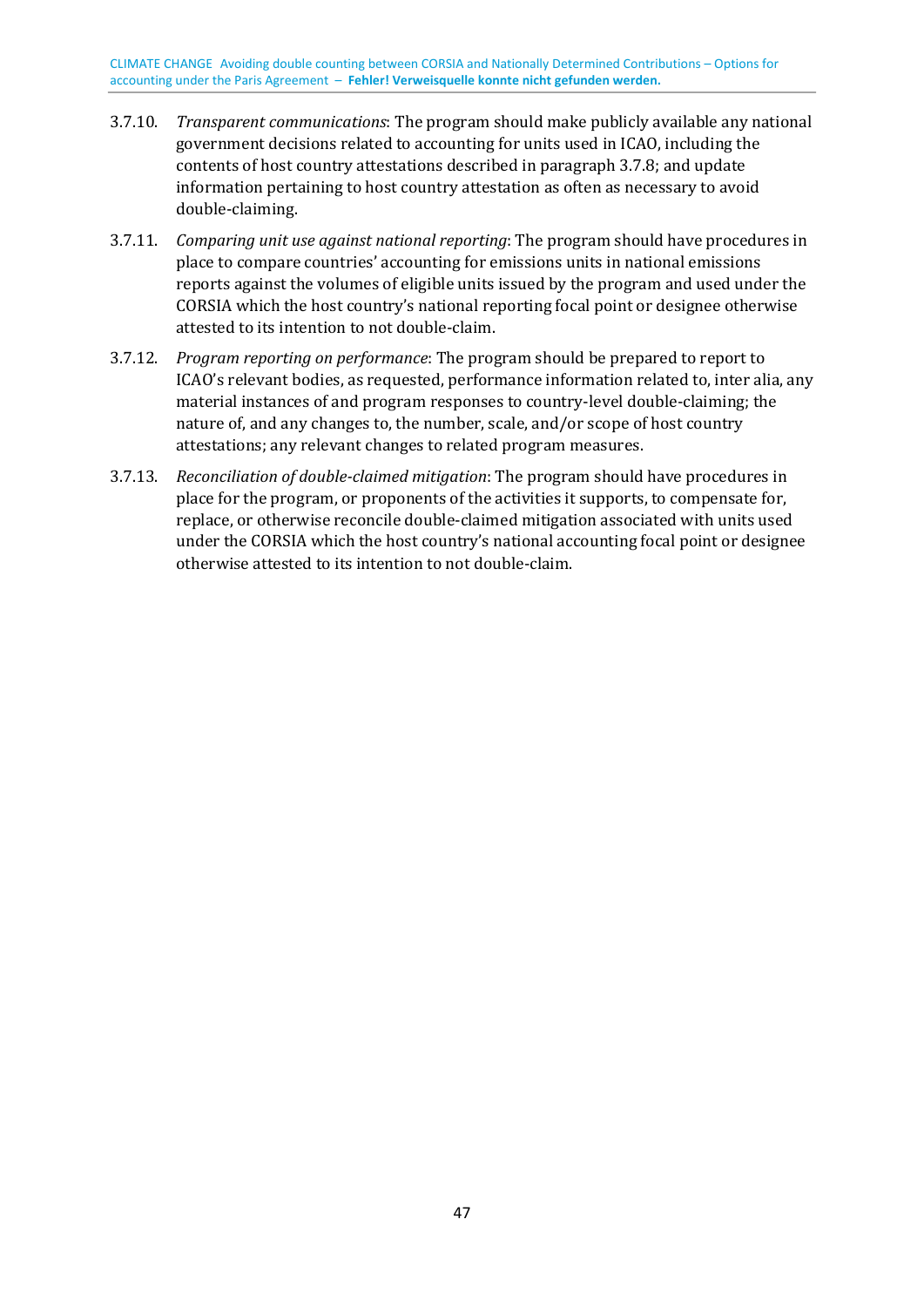3.7.10. *Transparent communications*: The program should make publicly available any national government decisions related to accounting for units used in ICAO, including the contents of host country attestations described in paragraph 3.7.8; and update information pertaining to host country attestation as often as necessary to avoid double-claiming.

3.7.11. *Comparing unit use against national reporting*: The program should have procedures in place to compare countries' accounting for emissions units in national emissions reports against the volumes of eligible units issued by the program and used under the CORSIA which the host country's national reporting focal point or designee otherwise attested to its intention to not double-claim.

3.7.12. *Program reporting on performance*: The program should be prepared to report to ICAO's relevant bodies, as requested, performance information related to, inter alia, any material instances of and program responses to country-level double-claiming; the nature of, and any changes to, the number, scale, and/or scope of host country attestations; any relevant changes to related program measures.

3.7.13. *Reconciliation of double-claimed mitigation*: The program should have procedures in place for the program, or proponents of the activities it supports, to compensate for, replace, or otherwise reconcile double-claimed mitigation associated with units used under the CORSIA which the host country's national accounting focal point or designee otherwise attested to its intention to not double-claim.